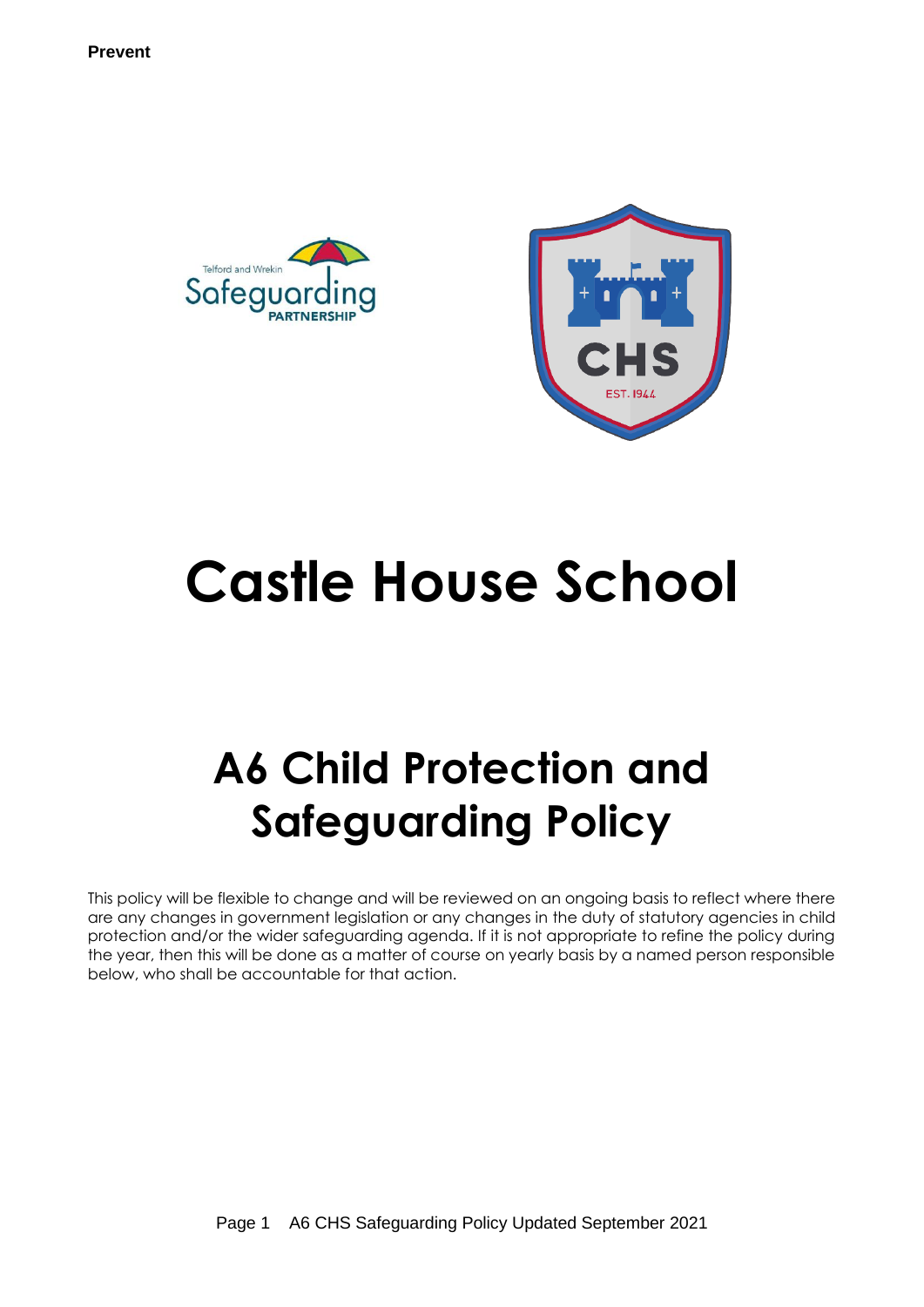# Castle House School

# A6 Child Protection and Safeguarding Policy

This policy will be flexible to change and will be reviewed on an ongoing basis to reflect where there are any changes in government legislation or any changes in the duty of statutory agencies in child protection and/or the wider safeguarding agenda. If it is not appropriate to refine the policy during the year, then this will be done as a matter of course on yearly basis by a named person responsible below, who shall be accountable for that action.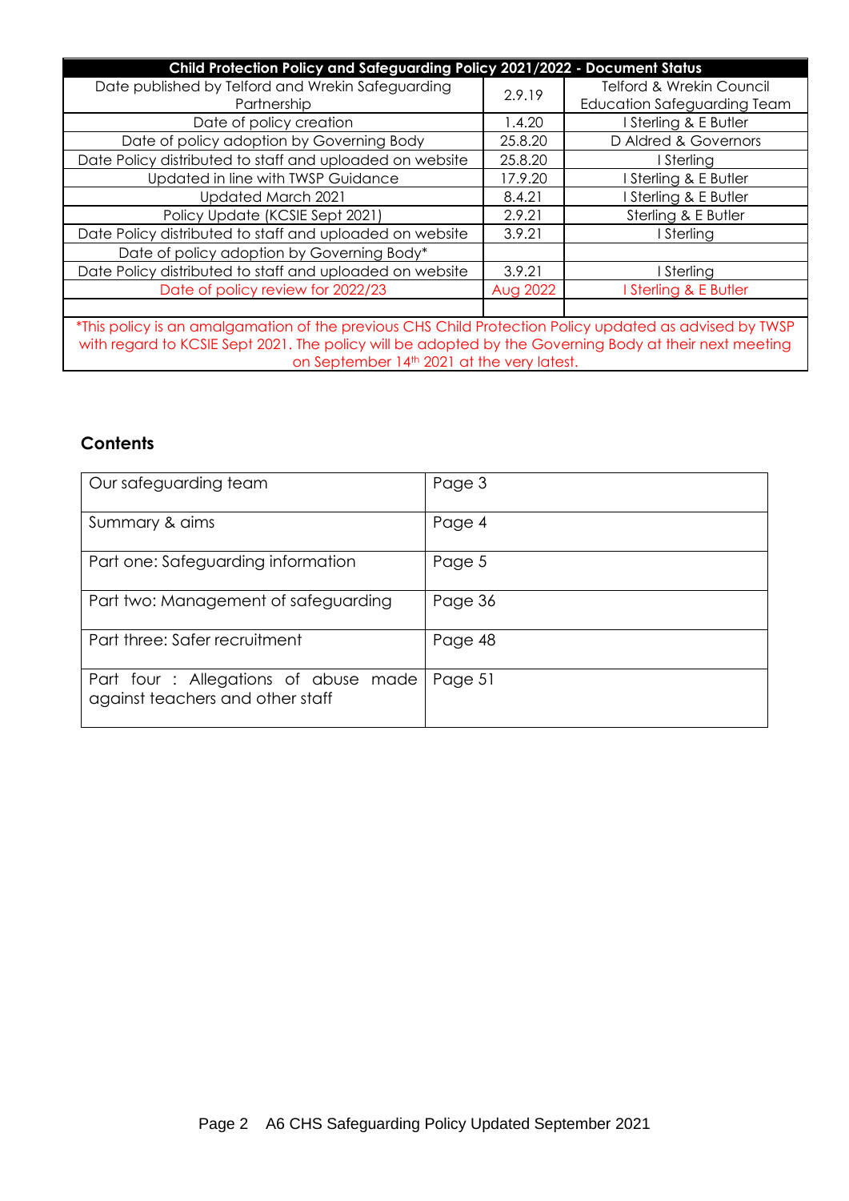| Child Protection Policy and Safeguarding Policy 2021/2022 - Document Status | | |
|---|---|---|
| Date published by Telford and Wrekin Safeguarding Partnership | 2.9.19 | Telford & Wrekin Council Education Safeguarding Team |
| Date of policy creation | 1.4.20 | I Sterling & E Butler |
| Date of policy adoption by Governing Body | 25.8.20 | D Aldred & Governors |
| Date Policy distributed to staff and uploaded on website | 25.8.20 | I Sterling |
| Updated in line with TWSP Guidance | 17.9.20 | I Sterling & E Butler |
| Updated March 2021 | 8.4.21 | I Sterling & E Butler |
| Policy Update (KCSIE Sept 2021) | 2.9.21 | Sterling & E Butler |
| Date Policy distributed to staff and uploaded on website | 3.9.21 | I Sterling |
| Date of policy adoption by Governing Body* | | |
| Date Policy distributed to staff and uploaded on website | 3.9.21 | I Sterling |
| Date of policy review for 2022/23 | Aug 2022 | I Sterling & E Butler |
| | | |
| *This policy is an amalgamation of the previous CHS Child Protection Policy updated as advised by TWSP with regard to KCSIE Sept 2021. The policy will be adopted by the Governing Body at their next meeting on September 14th 2021 at the very latest. | | |

## Contents

| | |
|---|---|
| Our safeguarding team | Page 3 |
| Summary & aims | Page 4 |
| Part one: Safeguarding information | Page 5 |
| Part two: Management of safeguarding | Page 36 |
| Part three: Safer recruitment | Page 48 |
| Part four : Allegations of abuse made against teachers and other staff | Page 51 |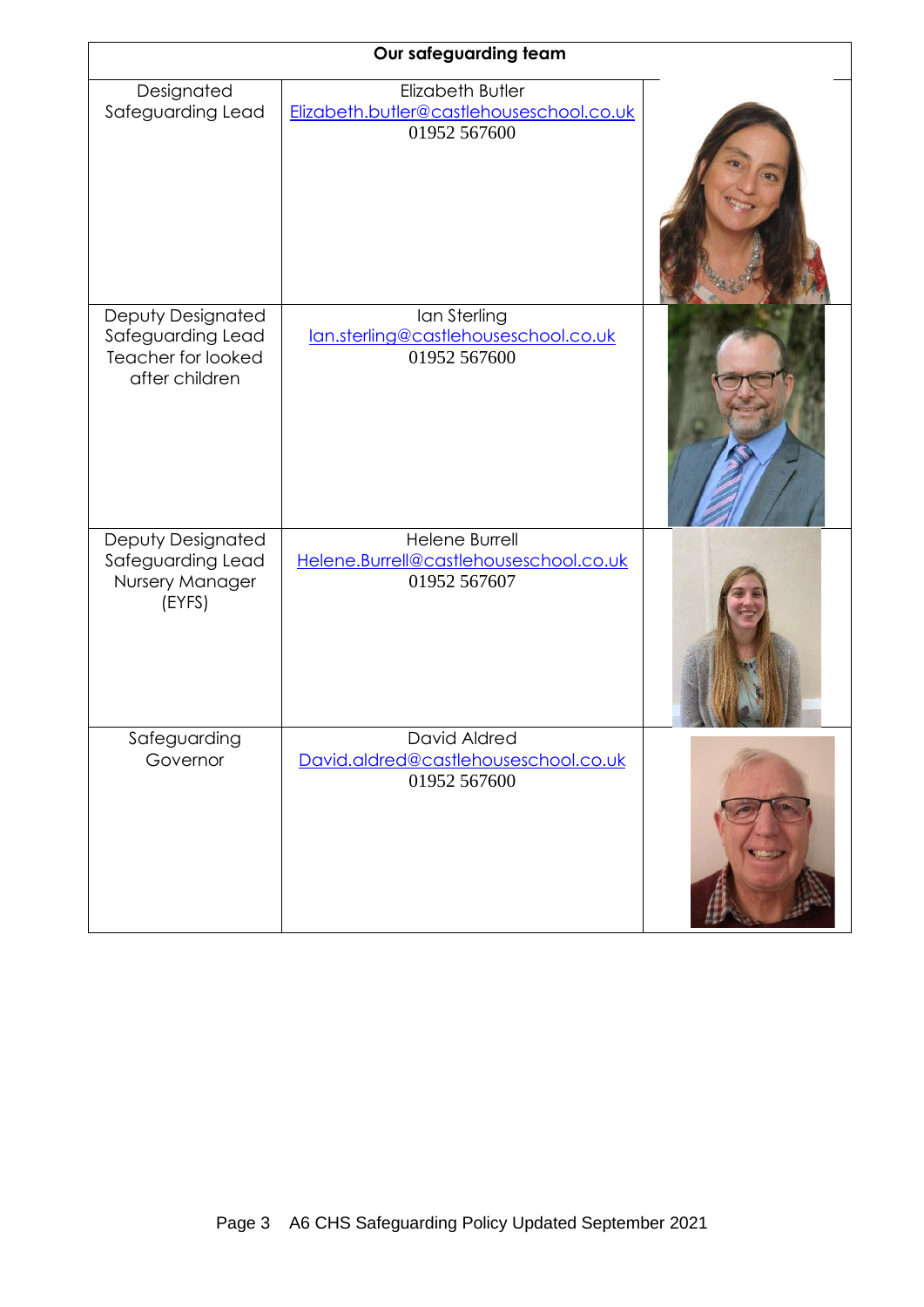| Our safeguarding team | | |
|---|---|---|
| Designated Safeguarding Lead | Elizabeth Butler<br>Elizabeth.butler@castlehouseschool.co.uk<br>01952 567600 | |
| Deputy Designated Safeguarding Lead<br>Teacher for looked after children | Ian Sterling<br>Ian.sterling@castlehouseschool.co.uk<br>01952 567600 | |
| Deputy Designated Safeguarding Lead<br>Nursery Manager (EYFS) | Helene Burrell<br>Helene.Burrell@castlehouseschool.co.uk<br>01952 567607 | |
| Safeguarding Governor | David Aldred<br>David.aldred@castlehouseschool.co.uk<br>01952 567600 | |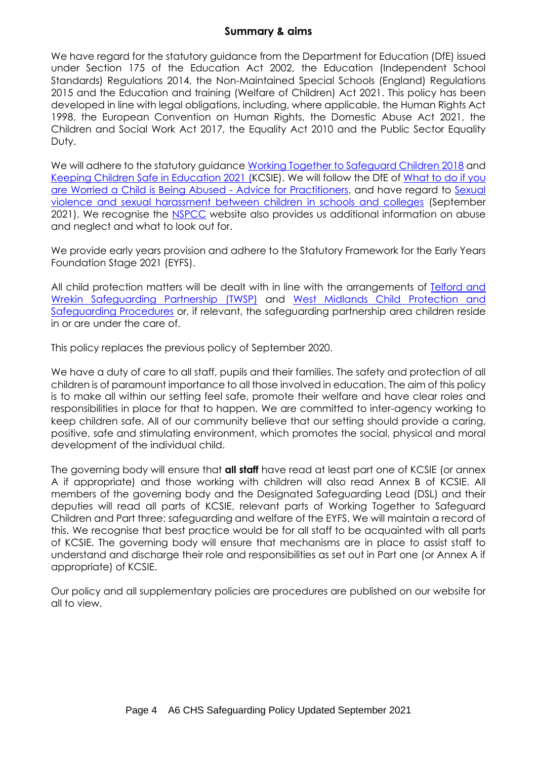## Summary & aims

We have regard for the statutory guidance from the Department for Education (DfE) issued under Section 175 of the Education Act 2002, the Education (Independent School Standards) Regulations 2014, the Non-Maintained Special Schools (England) Regulations 2015 and the Education and training (Welfare of Children) Act 2021. This policy has been developed in line with legal obligations, including, where applicable, the Human Rights Act 1998, the European Convention on Human Rights, the Domestic Abuse Act 2021, the Children and Social Work Act 2017, the Equality Act 2010 and the Public Sector Equality Duty.

We will adhere to the statutory guidance Working Together to Safeguard Children 2018 and Keeping Children Safe in Education 2021 (KCSIE). We will follow the DfE of What to do if you are Worried a Child is Being Abused - Advice for Practitioners, and have regard to Sexual violence and sexual harassment between children in schools and colleges (September 2021). We recognise the NSPCC website also provides us additional information on abuse and neglect and what to look out for.

We provide early years provision and adhere to the Statutory Framework for the Early Years Foundation Stage 2021 (EYFS).

All child protection matters will be dealt with in line with the arrangements of Telford and Wrekin Safeguarding Partnership (TWSP) and West Midlands Child Protection and Safeguarding Procedures or, if relevant, the safeguarding partnership area children reside in or are under the care of.

This policy replaces the previous policy of September 2020.

We have a duty of care to all staff, pupils and their families. The safety and protection of all children is of paramount importance to all those involved in education. The aim of this policy is to make all within our setting feel safe, promote their welfare and have clear roles and responsibilities in place for that to happen. We are committed to inter-agency working to keep children safe. All of our community believe that our setting should provide a caring, positive, safe and stimulating environment, which promotes the social, physical and moral development of the individual child.

The governing body will ensure that **all staff** have read at least part one of KCSIE (or annex A if appropriate) and those working with children will also read Annex B of KCSIE. All members of the governing body and the Designated Safeguarding Lead (DSL) and their deputies will read all parts of KCSIE, relevant parts of Working Together to Safeguard Children and Part three: safeguarding and welfare of the EYFS. We will maintain a record of this. We recognise that best practice would be for all staff to be acquainted with all parts of KCSIE. The governing body will ensure that mechanisms are in place to assist staff to understand and discharge their role and responsibilities as set out in Part one (or Annex A if appropriate) of KCSIE.

Our policy and all supplementary policies are procedures are published on our website for all to view.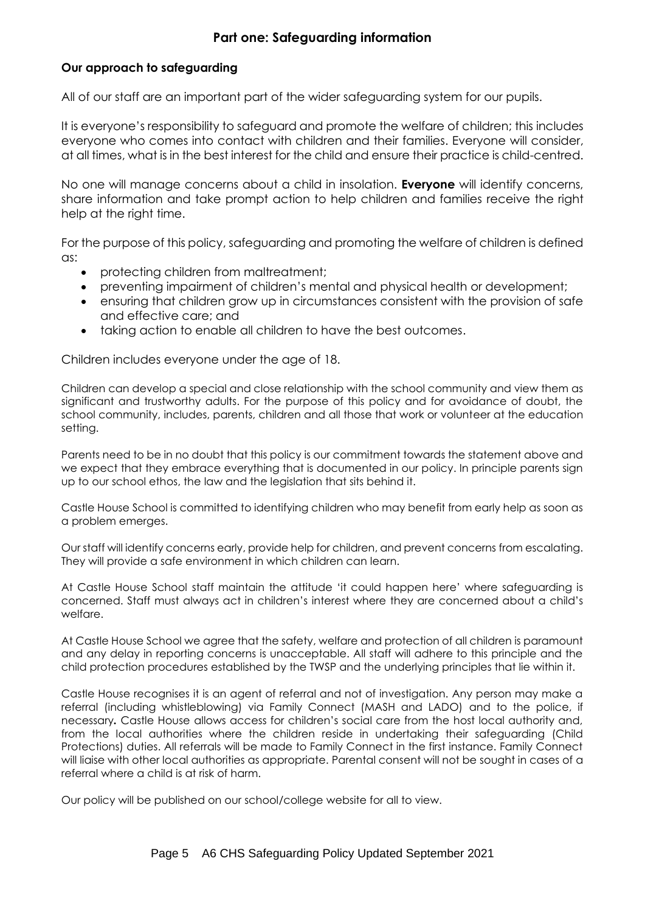## Part one: Safeguarding information

### Our approach to safeguarding

All of our staff are an important part of the wider safeguarding system for our pupils.

It is everyone's responsibility to safeguard and promote the welfare of children; this includes everyone who comes into contact with children and their families. Everyone will consider, at all times, what is in the best interest for the child and ensure their practice is child-centred.

No one will manage concerns about a child in insolation. **Everyone** will identify concerns, share information and take prompt action to help children and families receive the right help at the right time.

For the purpose of this policy, safeguarding and promoting the welfare of children is defined as:

- protecting children from maltreatment;
- preventing impairment of children's mental and physical health or development;
- ensuring that children grow up in circumstances consistent with the provision of safe and effective care; and
- taking action to enable all children to have the best outcomes.

Children includes everyone under the age of 18.

Children can develop a special and close relationship with the school community and view them as significant and trustworthy adults. For the purpose of this policy and for avoidance of doubt, the school community, includes, parents, children and all those that work or volunteer at the education setting.

Parents need to be in no doubt that this policy is our commitment towards the statement above and we expect that they embrace everything that is documented in our policy. In principle parents sign up to our school ethos, the law and the legislation that sits behind it.

Castle House School is committed to identifying children who may benefit from early help as soon as a problem emerges.

Our staff will identify concerns early, provide help for children, and prevent concerns from escalating. They will provide a safe environment in which children can learn.

At Castle House School staff maintain the attitude 'it could happen here' where safeguarding is concerned. Staff must always act in children's interest where they are concerned about a child's welfare.

At Castle House School we agree that the safety, welfare and protection of all children is paramount and any delay in reporting concerns is unacceptable. All staff will adhere to this principle and the child protection procedures established by the TWSP and the underlying principles that lie within it.

Castle House recognises it is an agent of referral and not of investigation. Any person may make a referral (including whistleblowing) via Family Connect (MASH and LADO) and to the police, if necessary**.** Castle House allows access for children's social care from the host local authority and, from the local authorities where the children reside in undertaking their safeguarding (Child Protections) duties. All referrals will be made to Family Connect in the first instance. Family Connect will liaise with other local authorities as appropriate. Parental consent will not be sought in cases of a referral where a child is at risk of harm.

Our policy will be published on our school/college website for all to view.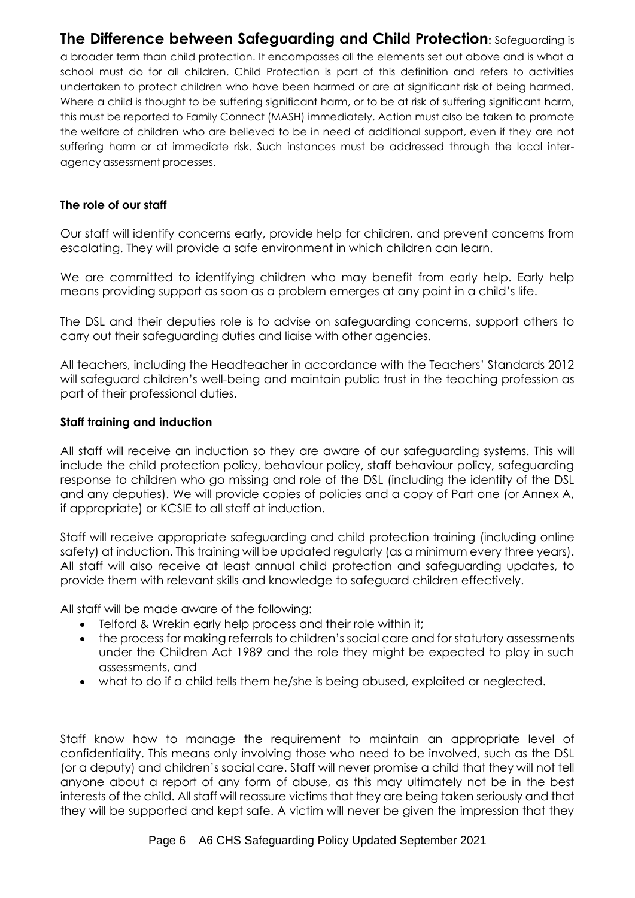**The Difference between Safeguarding and Child Protection**: Safeguarding is a broader term than child protection. It encompasses all the elements set out above and is what a school must do for all children. Child Protection is part of this definition and refers to activities undertaken to protect children who have been harmed or are at significant risk of being harmed. Where a child is thought to be suffering significant harm, or to be at risk of suffering significant harm, this must be reported to Family Connect (MASH) immediately. Action must also be taken to promote the welfare of children who are believed to be in need of additional support, even if they are not suffering harm or at immediate risk. Such instances must be addressed through the local inter-agency assessment processes.

**The role of our staff**

Our staff will identify concerns early, provide help for children, and prevent concerns from escalating. They will provide a safe environment in which children can learn.

We are committed to identifying children who may benefit from early help. Early help means providing support as soon as a problem emerges at any point in a child's life.

The DSL and their deputies role is to advise on safeguarding concerns, support others to carry out their safeguarding duties and liaise with other agencies.

All teachers, including the Headteacher in accordance with the Teachers' Standards 2012 will safeguard children's well-being and maintain public trust in the teaching profession as part of their professional duties.

**Staff training and induction**

All staff will receive an induction so they are aware of our safeguarding systems. This will include the child protection policy, behaviour policy, staff behaviour policy, safeguarding response to children who go missing and role of the DSL (including the identity of the DSL and any deputies). We will provide copies of policies and a copy of Part one (or Annex A, if appropriate) or KCSIE to all staff at induction.

Staff will receive appropriate safeguarding and child protection training (including online safety) at induction. This training will be updated regularly (as a minimum every three years). All staff will also receive at least annual child protection and safeguarding updates, to provide them with relevant skills and knowledge to safeguard children effectively.

All staff will be made aware of the following:

- Telford & Wrekin early help process and their role within it;
- the process for making referrals to children's social care and for statutory assessments under the Children Act 1989 and the role they might be expected to play in such assessments, and
- what to do if a child tells them he/she is being abused, exploited or neglected.

Staff know how to manage the requirement to maintain an appropriate level of confidentiality. This means only involving those who need to be involved, such as the DSL (or a deputy) and children's social care. Staff will never promise a child that they will not tell anyone about a report of any form of abuse, as this may ultimately not be in the best interests of the child. All staff will reassure victims that they are being taken seriously and that they will be supported and kept safe. A victim will never be given the impression that they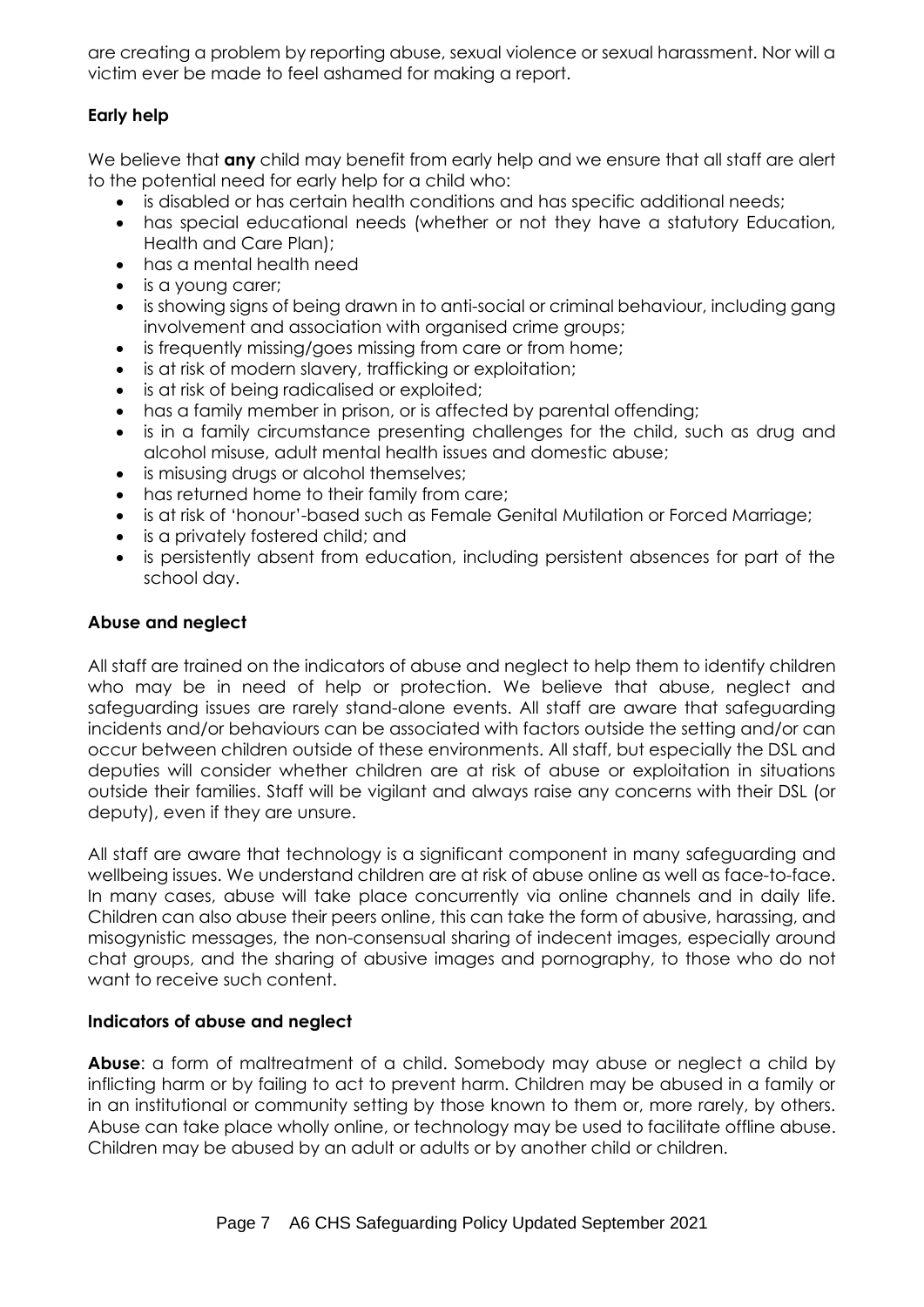are creating a problem by reporting abuse, sexual violence or sexual harassment. Nor will a victim ever be made to feel ashamed for making a report.

**Early help**

We believe that **any** child may benefit from early help and we ensure that all staff are alert to the potential need for early help for a child who:

- is disabled or has certain health conditions and has specific additional needs;
- has special educational needs (whether or not they have a statutory Education, Health and Care Plan);
- has a mental health need
- is a young carer;
- is showing signs of being drawn in to anti-social or criminal behaviour, including gang involvement and association with organised crime groups;
- is frequently missing/goes missing from care or from home;
- is at risk of modern slavery, trafficking or exploitation;
- is at risk of being radicalised or exploited;
- has a family member in prison, or is affected by parental offending;
- is in a family circumstance presenting challenges for the child, such as drug and alcohol misuse, adult mental health issues and domestic abuse;
- is misusing drugs or alcohol themselves;
- has returned home to their family from care;
- is at risk of 'honour'-based such as Female Genital Mutilation or Forced Marriage;
- is a privately fostered child; and
- is persistently absent from education, including persistent absences for part of the school day.

**Abuse and neglect**

All staff are trained on the indicators of abuse and neglect to help them to identify children who may be in need of help or protection. We believe that abuse, neglect and safeguarding issues are rarely stand-alone events. All staff are aware that safeguarding incidents and/or behaviours can be associated with factors outside the setting and/or can occur between children outside of these environments. All staff, but especially the DSL and deputies will consider whether children are at risk of abuse or exploitation in situations outside their families. Staff will be vigilant and always raise any concerns with their DSL (or deputy), even if they are unsure.

All staff are aware that technology is a significant component in many safeguarding and wellbeing issues. We understand children are at risk of abuse online as well as face-to-face. In many cases, abuse will take place concurrently via online channels and in daily life. Children can also abuse their peers online, this can take the form of abusive, harassing, and misogynistic messages, the non-consensual sharing of indecent images, especially around chat groups, and the sharing of abusive images and pornography, to those who do not want to receive such content.

**Indicators of abuse and neglect**

**Abuse**: a form of maltreatment of a child. Somebody may abuse or neglect a child by inflicting harm or by failing to act to prevent harm. Children may be abused in a family or in an institutional or community setting by those known to them or, more rarely, by others. Abuse can take place wholly online, or technology may be used to facilitate offline abuse. Children may be abused by an adult or adults or by another child or children.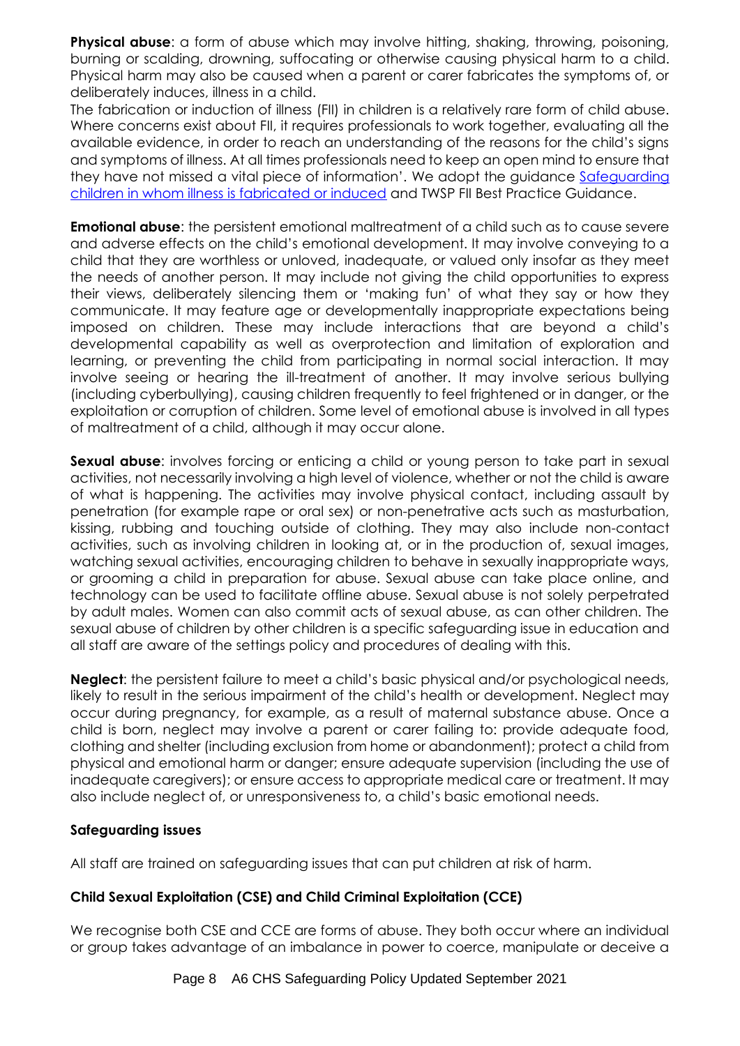**Physical abuse**: a form of abuse which may involve hitting, shaking, throwing, poisoning, burning or scalding, drowning, suffocating or otherwise causing physical harm to a child. Physical harm may also be caused when a parent or carer fabricates the symptoms of, or deliberately induces, illness in a child.

The fabrication or induction of illness (FII) in children is a relatively rare form of child abuse. Where concerns exist about FII, it requires professionals to work together, evaluating all the available evidence, in order to reach an understanding of the reasons for the child's signs and symptoms of illness. At all times professionals need to keep an open mind to ensure that they have not missed a vital piece of information'. We adopt the guidance [Safeguarding children in whom illness is fabricated or induced]() and TWSP FII Best Practice Guidance.

**Emotional abuse**: the persistent emotional maltreatment of a child such as to cause severe and adverse effects on the child's emotional development. It may involve conveying to a child that they are worthless or unloved, inadequate, or valued only insofar as they meet the needs of another person. It may include not giving the child opportunities to express their views, deliberately silencing them or 'making fun' of what they say or how they communicate. It may feature age or developmentally inappropriate expectations being imposed on children. These may include interactions that are beyond a child's developmental capability as well as overprotection and limitation of exploration and learning, or preventing the child from participating in normal social interaction. It may involve seeing or hearing the ill-treatment of another. It may involve serious bullying (including cyberbullying), causing children frequently to feel frightened or in danger, or the exploitation or corruption of children. Some level of emotional abuse is involved in all types of maltreatment of a child, although it may occur alone.

**Sexual abuse**: involves forcing or enticing a child or young person to take part in sexual activities, not necessarily involving a high level of violence, whether or not the child is aware of what is happening. The activities may involve physical contact, including assault by penetration (for example rape or oral sex) or non-penetrative acts such as masturbation, kissing, rubbing and touching outside of clothing. They may also include non-contact activities, such as involving children in looking at, or in the production of, sexual images, watching sexual activities, encouraging children to behave in sexually inappropriate ways, or grooming a child in preparation for abuse. Sexual abuse can take place online, and technology can be used to facilitate offline abuse. Sexual abuse is not solely perpetrated by adult males. Women can also commit acts of sexual abuse, as can other children. The sexual abuse of children by other children is a specific safeguarding issue in education and all staff are aware of the settings policy and procedures of dealing with this.

**Neglect**: the persistent failure to meet a child's basic physical and/or psychological needs, likely to result in the serious impairment of the child's health or development. Neglect may occur during pregnancy, for example, as a result of maternal substance abuse. Once a child is born, neglect may involve a parent or carer failing to: provide adequate food, clothing and shelter (including exclusion from home or abandonment); protect a child from physical and emotional harm or danger; ensure adequate supervision (including the use of inadequate caregivers); or ensure access to appropriate medical care or treatment. It may also include neglect of, or unresponsiveness to, a child's basic emotional needs.

**Safeguarding issues**

All staff are trained on safeguarding issues that can put children at risk of harm.

**Child Sexual Exploitation (CSE) and Child Criminal Exploitation (CCE)**

We recognise both CSE and CCE are forms of abuse. They both occur where an individual or group takes advantage of an imbalance in power to coerce, manipulate or deceive a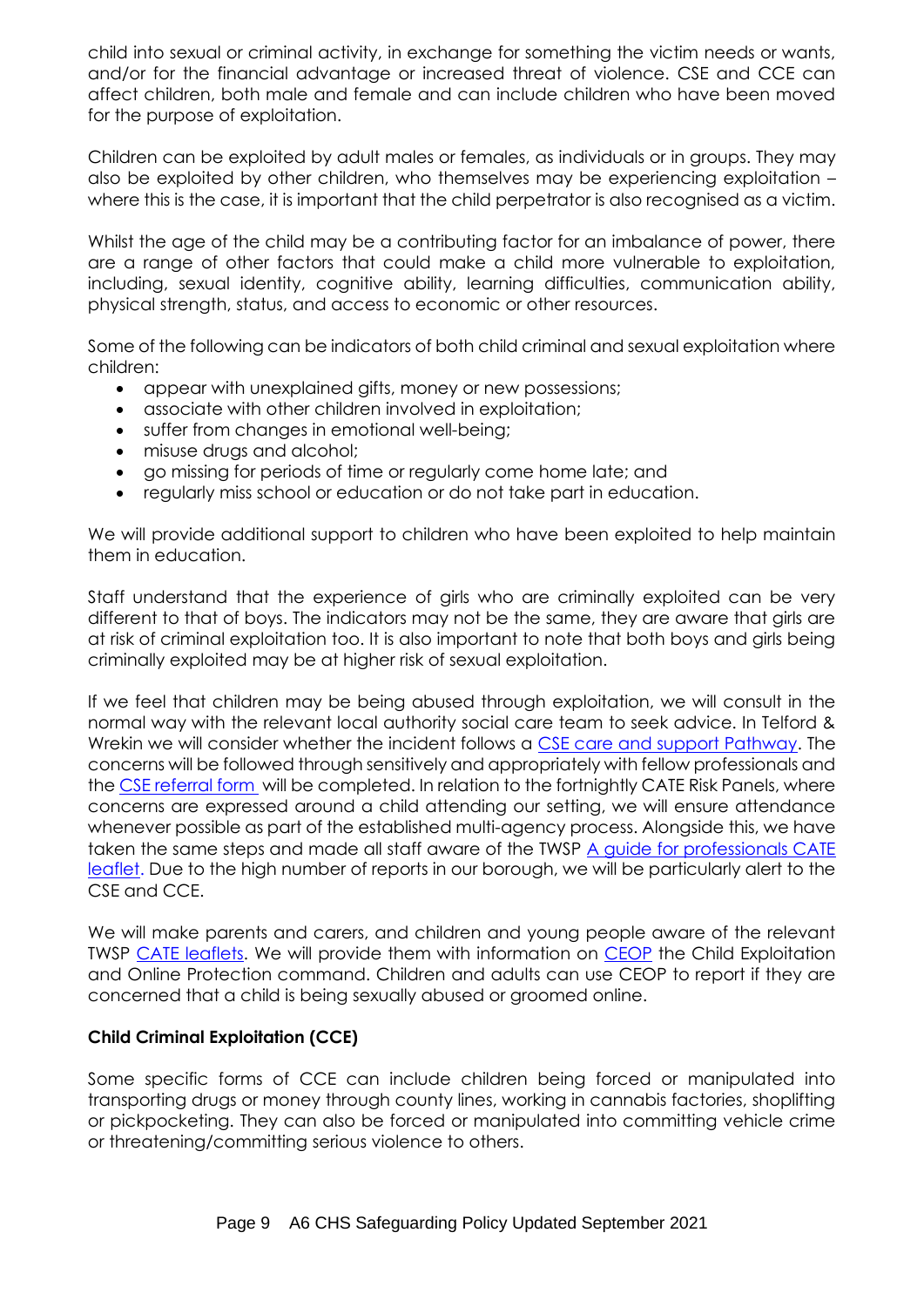child into sexual or criminal activity, in exchange for something the victim needs or wants, and/or for the financial advantage or increased threat of violence. CSE and CCE can affect children, both male and female and can include children who have been moved for the purpose of exploitation.

Children can be exploited by adult males or females, as individuals or in groups. They may also be exploited by other children, who themselves may be experiencing exploitation – where this is the case, it is important that the child perpetrator is also recognised as a victim.

Whilst the age of the child may be a contributing factor for an imbalance of power, there are a range of other factors that could make a child more vulnerable to exploitation, including, sexual identity, cognitive ability, learning difficulties, communication ability, physical strength, status, and access to economic or other resources.

Some of the following can be indicators of both child criminal and sexual exploitation where children:

- appear with unexplained gifts, money or new possessions;
- associate with other children involved in exploitation;
- suffer from changes in emotional well-being;
- misuse drugs and alcohol;
- go missing for periods of time or regularly come home late; and
- regularly miss school or education or do not take part in education.

We will provide additional support to children who have been exploited to help maintain them in education.

Staff understand that the experience of girls who are criminally exploited can be very different to that of boys. The indicators may not be the same, they are aware that girls are at risk of criminal exploitation too. It is also important to note that both boys and girls being criminally exploited may be at higher risk of sexual exploitation.

If we feel that children may be being abused through exploitation, we will consult in the normal way with the relevant local authority social care team to seek advice. In Telford & Wrekin we will consider whether the incident follows a CSE care and support Pathway. The concerns will be followed through sensitively and appropriately with fellow professionals and the CSE referral form will be completed. In relation to the fortnightly CATE Risk Panels, where concerns are expressed around a child attending our setting, we will ensure attendance whenever possible as part of the established multi-agency process. Alongside this, we have taken the same steps and made all staff aware of the TWSP A guide for professionals CATE leaflet. Due to the high number of reports in our borough, we will be particularly alert to the CSE and CCE.

We will make parents and carers, and children and young people aware of the relevant TWSP CATE leaflets. We will provide them with information on CEOP the Child Exploitation and Online Protection command. Children and adults can use CEOP to report if they are concerned that a child is being sexually abused or groomed online.

**Child Criminal Exploitation (CCE)**

Some specific forms of CCE can include children being forced or manipulated into transporting drugs or money through county lines, working in cannabis factories, shoplifting or pickpocketing. They can also be forced or manipulated into committing vehicle crime or threatening/committing serious violence to others.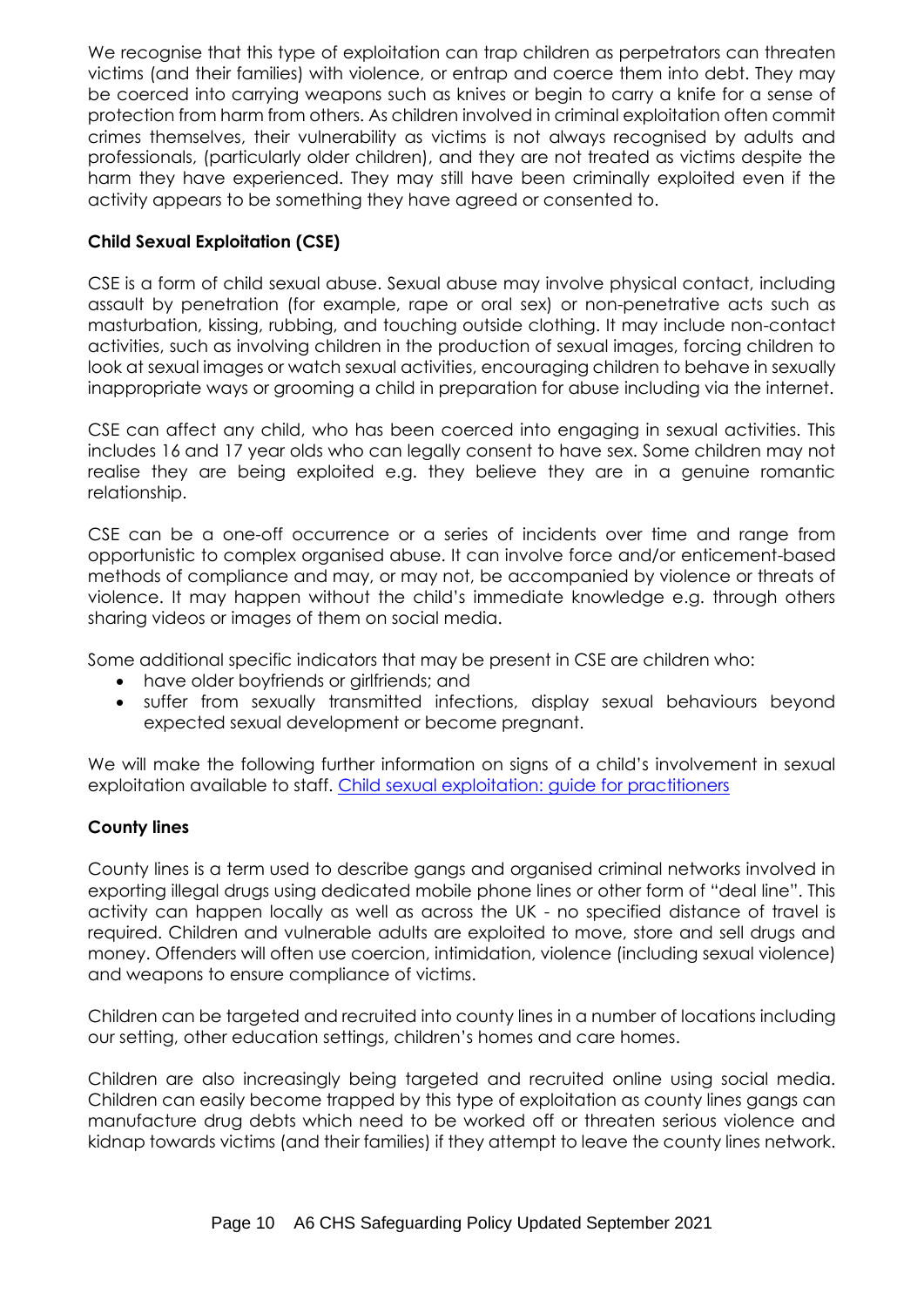We recognise that this type of exploitation can trap children as perpetrators can threaten victims (and their families) with violence, or entrap and coerce them into debt. They may be coerced into carrying weapons such as knives or begin to carry a knife for a sense of protection from harm from others. As children involved in criminal exploitation often commit crimes themselves, their vulnerability as victims is not always recognised by adults and professionals, (particularly older children), and they are not treated as victims despite the harm they have experienced. They may still have been criminally exploited even if the activity appears to be something they have agreed or consented to.

**Child Sexual Exploitation (CSE)**

CSE is a form of child sexual abuse. Sexual abuse may involve physical contact, including assault by penetration (for example, rape or oral sex) or non-penetrative acts such as masturbation, kissing, rubbing, and touching outside clothing. It may include non-contact activities, such as involving children in the production of sexual images, forcing children to look at sexual images or watch sexual activities, encouraging children to behave in sexually inappropriate ways or grooming a child in preparation for abuse including via the internet.

CSE can affect any child, who has been coerced into engaging in sexual activities. This includes 16 and 17 year olds who can legally consent to have sex. Some children may not realise they are being exploited e.g. they believe they are in a genuine romantic relationship.

CSE can be a one-off occurrence or a series of incidents over time and range from opportunistic to complex organised abuse. It can involve force and/or enticement-based methods of compliance and may, or may not, be accompanied by violence or threats of violence. It may happen without the child's immediate knowledge e.g. through others sharing videos or images of them on social media.

Some additional specific indicators that may be present in CSE are children who:

- have older boyfriends or girlfriends; and
- suffer from sexually transmitted infections, display sexual behaviours beyond expected sexual development or become pregnant.

We will make the following further information on signs of a child's involvement in sexual exploitation available to staff. Child sexual exploitation: guide for practitioners

**County lines**

County lines is a term used to describe gangs and organised criminal networks involved in exporting illegal drugs using dedicated mobile phone lines or other form of "deal line". This activity can happen locally as well as across the UK - no specified distance of travel is required. Children and vulnerable adults are exploited to move, store and sell drugs and money. Offenders will often use coercion, intimidation, violence (including sexual violence) and weapons to ensure compliance of victims.

Children can be targeted and recruited into county lines in a number of locations including our setting, other education settings, children's homes and care homes.

Children are also increasingly being targeted and recruited online using social media. Children can easily become trapped by this type of exploitation as county lines gangs can manufacture drug debts which need to be worked off or threaten serious violence and kidnap towards victims (and their families) if they attempt to leave the county lines network.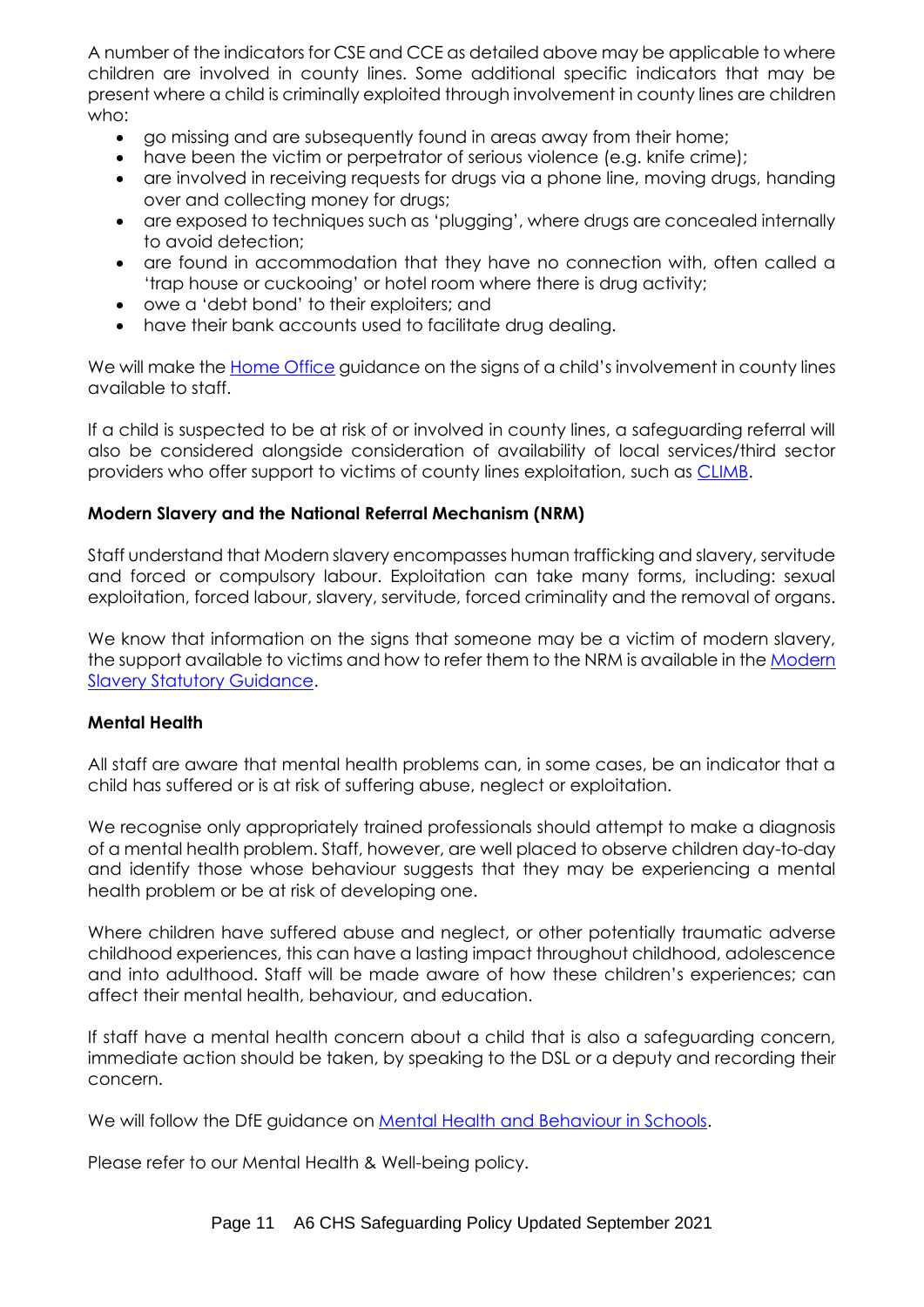A number of the indicators for CSE and CCE as detailed above may be applicable to where children are involved in county lines. Some additional specific indicators that may be present where a child is criminally exploited through involvement in county lines are children who:

- go missing and are subsequently found in areas away from their home;
- have been the victim or perpetrator of serious violence (e.g. knife crime);
- are involved in receiving requests for drugs via a phone line, moving drugs, handing over and collecting money for drugs;
- are exposed to techniques such as 'plugging', where drugs are concealed internally to avoid detection;
- are found in accommodation that they have no connection with, often called a 'trap house or cuckooing' or hotel room where there is drug activity;
- owe a 'debt bond' to their exploiters; and
- have their bank accounts used to facilitate drug dealing.

We will make the Home Office guidance on the signs of a child's involvement in county lines available to staff.

If a child is suspected to be at risk of or involved in county lines, a safeguarding referral will also be considered alongside consideration of availability of local services/third sector providers who offer support to victims of county lines exploitation, such as CLIMB.

**Modern Slavery and the National Referral Mechanism (NRM)**

Staff understand that Modern slavery encompasses human trafficking and slavery, servitude and forced or compulsory labour. Exploitation can take many forms, including: sexual exploitation, forced labour, slavery, servitude, forced criminality and the removal of organs.

We know that information on the signs that someone may be a victim of modern slavery, the support available to victims and how to refer them to the NRM is available in the Modern Slavery Statutory Guidance.

**Mental Health**

All staff are aware that mental health problems can, in some cases, be an indicator that a child has suffered or is at risk of suffering abuse, neglect or exploitation.

We recognise only appropriately trained professionals should attempt to make a diagnosis of a mental health problem. Staff, however, are well placed to observe children day-to-day and identify those whose behaviour suggests that they may be experiencing a mental health problem or be at risk of developing one.

Where children have suffered abuse and neglect, or other potentially traumatic adverse childhood experiences, this can have a lasting impact throughout childhood, adolescence and into adulthood. Staff will be made aware of how these children's experiences; can affect their mental health, behaviour, and education.

If staff have a mental health concern about a child that is also a safeguarding concern, immediate action should be taken, by speaking to the DSL or a deputy and recording their concern.

We will follow the DfE guidance on Mental Health and Behaviour in Schools.

Please refer to our Mental Health & Well-being policy.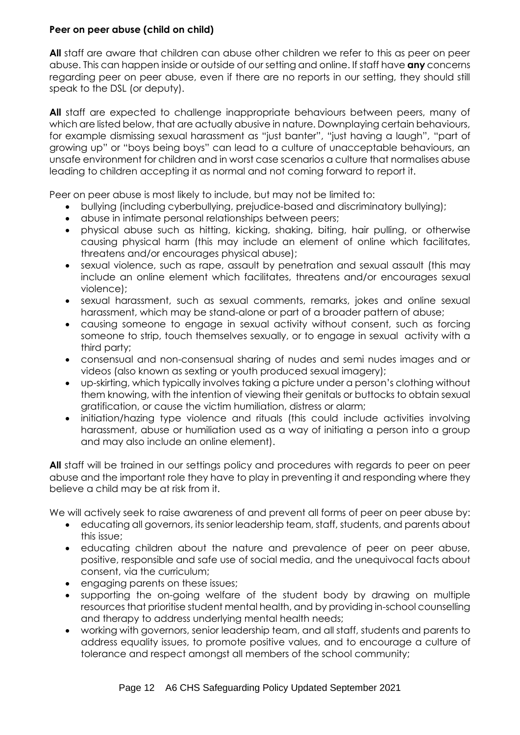**Peer on peer abuse (child on child)**

**All** staff are aware that children can abuse other children we refer to this as peer on peer abuse. This can happen inside or outside of our setting and online. If staff have **any** concerns regarding peer on peer abuse, even if there are no reports in our setting, they should still speak to the DSL (or deputy).

**All** staff are expected to challenge inappropriate behaviours between peers, many of which are listed below, that are actually abusive in nature. Downplaying certain behaviours, for example dismissing sexual harassment as "just banter", "just having a laugh", "part of growing up" or "boys being boys" can lead to a culture of unacceptable behaviours, an unsafe environment for children and in worst case scenarios a culture that normalises abuse leading to children accepting it as normal and not coming forward to report it.

Peer on peer abuse is most likely to include, but may not be limited to:

- bullying (including cyberbullying, prejudice-based and discriminatory bullying);
- abuse in intimate personal relationships between peers;
- physical abuse such as hitting, kicking, shaking, biting, hair pulling, or otherwise causing physical harm (this may include an element of online which facilitates, threatens and/or encourages physical abuse);
- sexual violence, such as rape, assault by penetration and sexual assault (this may include an online element which facilitates, threatens and/or encourages sexual violence);
- sexual harassment, such as sexual comments, remarks, jokes and online sexual harassment, which may be stand-alone or part of a broader pattern of abuse;
- causing someone to engage in sexual activity without consent, such as forcing someone to strip, touch themselves sexually, or to engage in sexual activity with a third party;
- consensual and non-consensual sharing of nudes and semi nudes images and or videos (also known as sexting or youth produced sexual imagery);
- up-skirting, which typically involves taking a picture under a person's clothing without them knowing, with the intention of viewing their genitals or buttocks to obtain sexual gratification, or cause the victim humiliation, distress or alarm;
- initiation/hazing type violence and rituals (this could include activities involving harassment, abuse or humiliation used as a way of initiating a person into a group and may also include an online element).

**All** staff will be trained in our settings policy and procedures with regards to peer on peer abuse and the important role they have to play in preventing it and responding where they believe a child may be at risk from it.

We will actively seek to raise awareness of and prevent all forms of peer on peer abuse by:

- educating all governors, its senior leadership team, staff, students, and parents about this issue;
- educating children about the nature and prevalence of peer on peer abuse, positive, responsible and safe use of social media, and the unequivocal facts about consent, via the curriculum;
- engaging parents on these issues;
- supporting the on-going welfare of the student body by drawing on multiple resources that prioritise student mental health, and by providing in-school counselling and therapy to address underlying mental health needs;
- working with governors, senior leadership team, and all staff, students and parents to address equality issues, to promote positive values, and to encourage a culture of tolerance and respect amongst all members of the school community;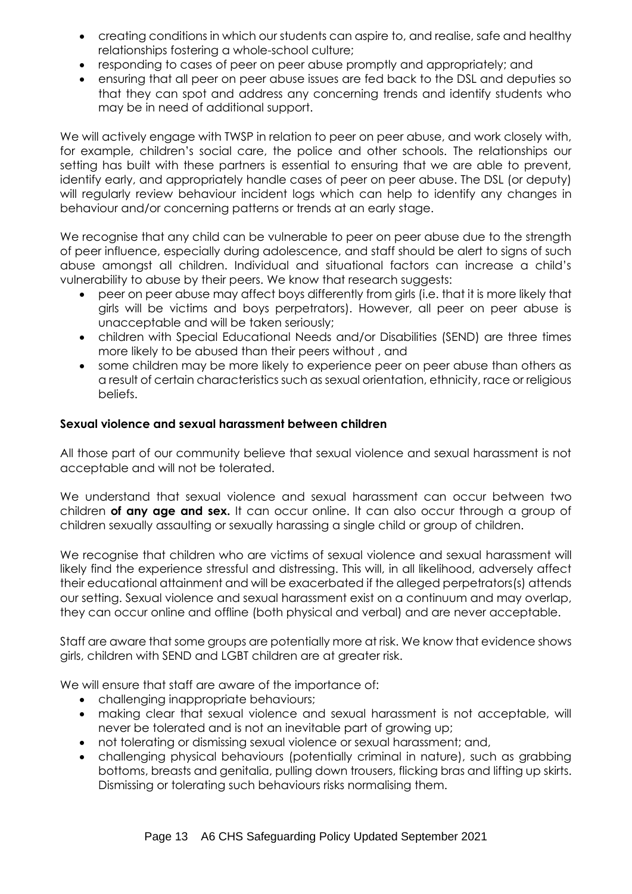- creating conditions in which our students can aspire to, and realise, safe and healthy relationships fostering a whole-school culture;
- responding to cases of peer on peer abuse promptly and appropriately; and
- ensuring that all peer on peer abuse issues are fed back to the DSL and deputies so that they can spot and address any concerning trends and identify students who may be in need of additional support.

We will actively engage with TWSP in relation to peer on peer abuse, and work closely with, for example, children's social care, the police and other schools. The relationships our setting has built with these partners is essential to ensuring that we are able to prevent, identify early, and appropriately handle cases of peer on peer abuse. The DSL (or deputy) will regularly review behaviour incident logs which can help to identify any changes in behaviour and/or concerning patterns or trends at an early stage.

We recognise that any child can be vulnerable to peer on peer abuse due to the strength of peer influence, especially during adolescence, and staff should be alert to signs of such abuse amongst all children. Individual and situational factors can increase a child's vulnerability to abuse by their peers. We know that research suggests:

- peer on peer abuse may affect boys differently from girls (i.e. that it is more likely that girls will be victims and boys perpetrators). However, all peer on peer abuse is unacceptable and will be taken seriously;
- children with Special Educational Needs and/or Disabilities (SEND) are three times more likely to be abused than their peers without , and
- some children may be more likely to experience peer on peer abuse than others as a result of certain characteristics such as sexual orientation, ethnicity, race or religious beliefs.

**Sexual violence and sexual harassment between children**

All those part of our community believe that sexual violence and sexual harassment is not acceptable and will not be tolerated.

We understand that sexual violence and sexual harassment can occur between two children **of any age and sex.** It can occur online. It can also occur through a group of children sexually assaulting or sexually harassing a single child or group of children.

We recognise that children who are victims of sexual violence and sexual harassment will likely find the experience stressful and distressing. This will, in all likelihood, adversely affect their educational attainment and will be exacerbated if the alleged perpetrators(s) attends our setting. Sexual violence and sexual harassment exist on a continuum and may overlap, they can occur online and offline (both physical and verbal) and are never acceptable.

Staff are aware that some groups are potentially more at risk. We know that evidence shows girls, children with SEND and LGBT children are at greater risk.

We will ensure that staff are aware of the importance of:

- challenging inappropriate behaviours;
- making clear that sexual violence and sexual harassment is not acceptable, will never be tolerated and is not an inevitable part of growing up;
- not tolerating or dismissing sexual violence or sexual harassment; and,
- challenging physical behaviours (potentially criminal in nature), such as grabbing bottoms, breasts and genitalia, pulling down trousers, flicking bras and lifting up skirts. Dismissing or tolerating such behaviours risks normalising them.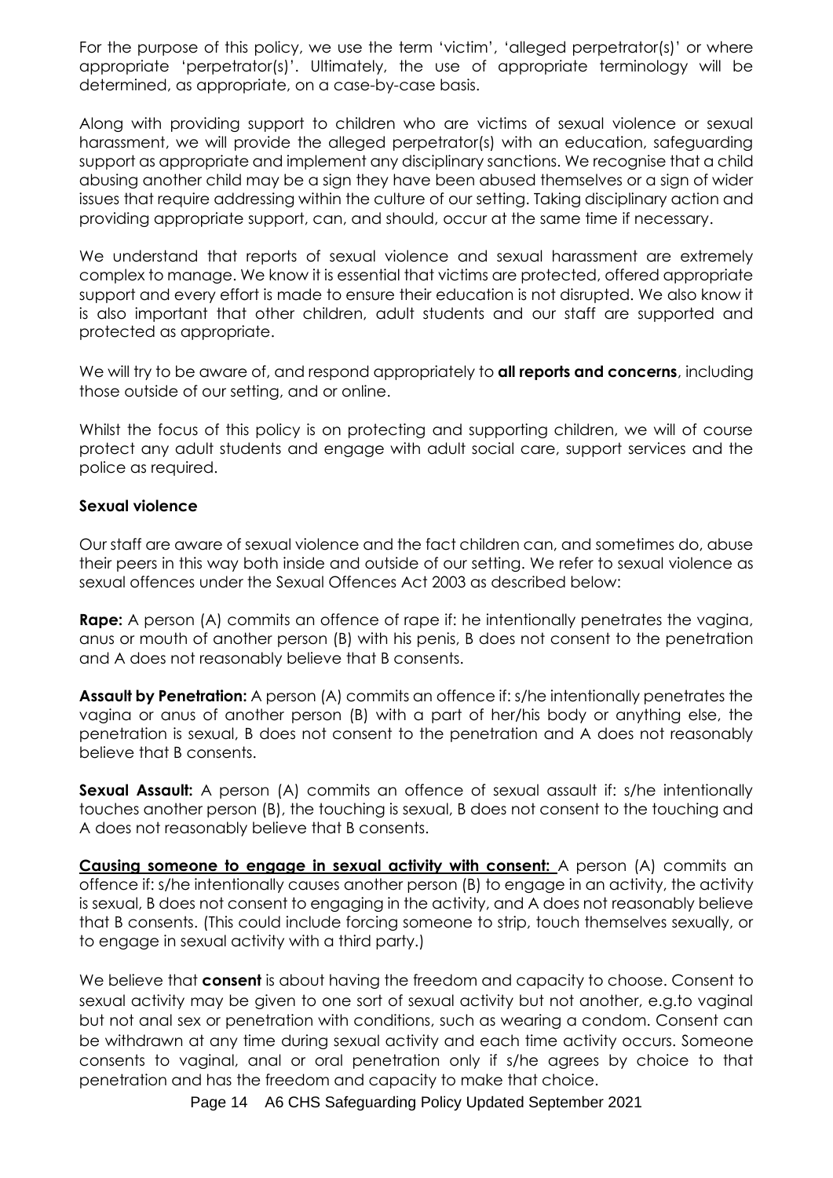For the purpose of this policy, we use the term 'victim', 'alleged perpetrator(s)' or where appropriate 'perpetrator(s)'. Ultimately, the use of appropriate terminology will be determined, as appropriate, on a case-by-case basis.

Along with providing support to children who are victims of sexual violence or sexual harassment, we will provide the alleged perpetrator(s) with an education, safeguarding support as appropriate and implement any disciplinary sanctions. We recognise that a child abusing another child may be a sign they have been abused themselves or a sign of wider issues that require addressing within the culture of our setting. Taking disciplinary action and providing appropriate support, can, and should, occur at the same time if necessary.

We understand that reports of sexual violence and sexual harassment are extremely complex to manage. We know it is essential that victims are protected, offered appropriate support and every effort is made to ensure their education is not disrupted. We also know it is also important that other children, adult students and our staff are supported and protected as appropriate.

We will try to be aware of, and respond appropriately to **all reports and concerns**, including those outside of our setting, and or online.

Whilst the focus of this policy is on protecting and supporting children, we will of course protect any adult students and engage with adult social care, support services and the police as required.

**Sexual violence**

Our staff are aware of sexual violence and the fact children can, and sometimes do, abuse their peers in this way both inside and outside of our setting. We refer to sexual violence as sexual offences under the Sexual Offences Act 2003 as described below:

**Rape:** A person (A) commits an offence of rape if: he intentionally penetrates the vagina, anus or mouth of another person (B) with his penis, B does not consent to the penetration and A does not reasonably believe that B consents.

**Assault by Penetration:** A person (A) commits an offence if: s/he intentionally penetrates the vagina or anus of another person (B) with a part of her/his body or anything else, the penetration is sexual, B does not consent to the penetration and A does not reasonably believe that B consents.

**Sexual Assault:** A person (A) commits an offence of sexual assault if: s/he intentionally touches another person (B), the touching is sexual, B does not consent to the touching and A does not reasonably believe that B consents.

**Causing someone to engage in sexual activity with consent:** A person (A) commits an offence if: s/he intentionally causes another person (B) to engage in an activity, the activity is sexual, B does not consent to engaging in the activity, and A does not reasonably believe that B consents. (This could include forcing someone to strip, touch themselves sexually, or to engage in sexual activity with a third party.)

We believe that **consent** is about having the freedom and capacity to choose. Consent to sexual activity may be given to one sort of sexual activity but not another, e.g.to vaginal but not anal sex or penetration with conditions, such as wearing a condom. Consent can be withdrawn at any time during sexual activity and each time activity occurs. Someone consents to vaginal, anal or oral penetration only if s/he agrees by choice to that penetration and has the freedom and capacity to make that choice.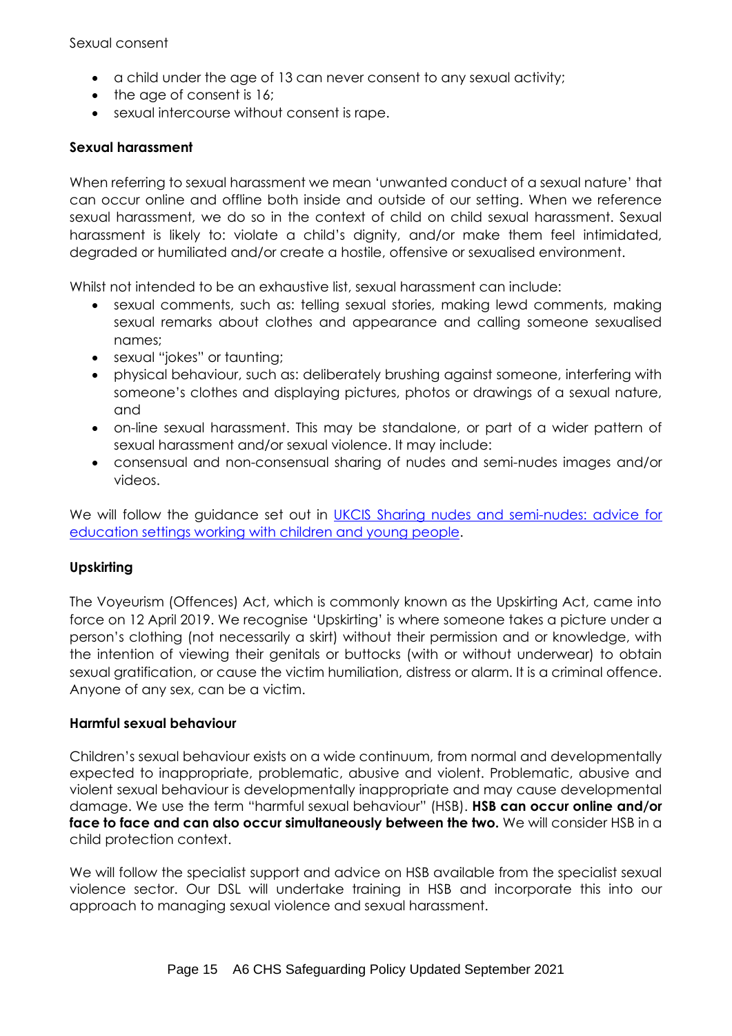Sexual consent

- a child under the age of 13 can never consent to any sexual activity;
- the age of consent is 16;
- sexual intercourse without consent is rape.

**Sexual harassment**

When referring to sexual harassment we mean 'unwanted conduct of a sexual nature' that can occur online and offline both inside and outside of our setting. When we reference sexual harassment, we do so in the context of child on child sexual harassment. Sexual harassment is likely to: violate a child's dignity, and/or make them feel intimidated, degraded or humiliated and/or create a hostile, offensive or sexualised environment.

Whilst not intended to be an exhaustive list, sexual harassment can include:

- sexual comments, such as: telling sexual stories, making lewd comments, making sexual remarks about clothes and appearance and calling someone sexualised names;
- sexual "jokes" or taunting;
- physical behaviour, such as: deliberately brushing against someone, interfering with someone's clothes and displaying pictures, photos or drawings of a sexual nature, and
- on-line sexual harassment. This may be standalone, or part of a wider pattern of sexual harassment and/or sexual violence. It may include:
- consensual and non-consensual sharing of nudes and semi-nudes images and/or videos.

We will follow the guidance set out in UKCIS Sharing nudes and semi-nudes: advice for education settings working with children and young people.

**Upskirting**

The Voyeurism (Offences) Act, which is commonly known as the Upskirting Act, came into force on 12 April 2019. We recognise 'Upskirting' is where someone takes a picture under a person's clothing (not necessarily a skirt) without their permission and or knowledge, with the intention of viewing their genitals or buttocks (with or without underwear) to obtain sexual gratification, or cause the victim humiliation, distress or alarm. It is a criminal offence. Anyone of any sex, can be a victim.

**Harmful sexual behaviour**

Children's sexual behaviour exists on a wide continuum, from normal and developmentally expected to inappropriate, problematic, abusive and violent. Problematic, abusive and violent sexual behaviour is developmentally inappropriate and may cause developmental damage. We use the term "harmful sexual behaviour" (HSB). **HSB can occur online and/or face to face and can also occur simultaneously between the two.** We will consider HSB in a child protection context.

We will follow the specialist support and advice on HSB available from the specialist sexual violence sector. Our DSL will undertake training in HSB and incorporate this into our approach to managing sexual violence and sexual harassment.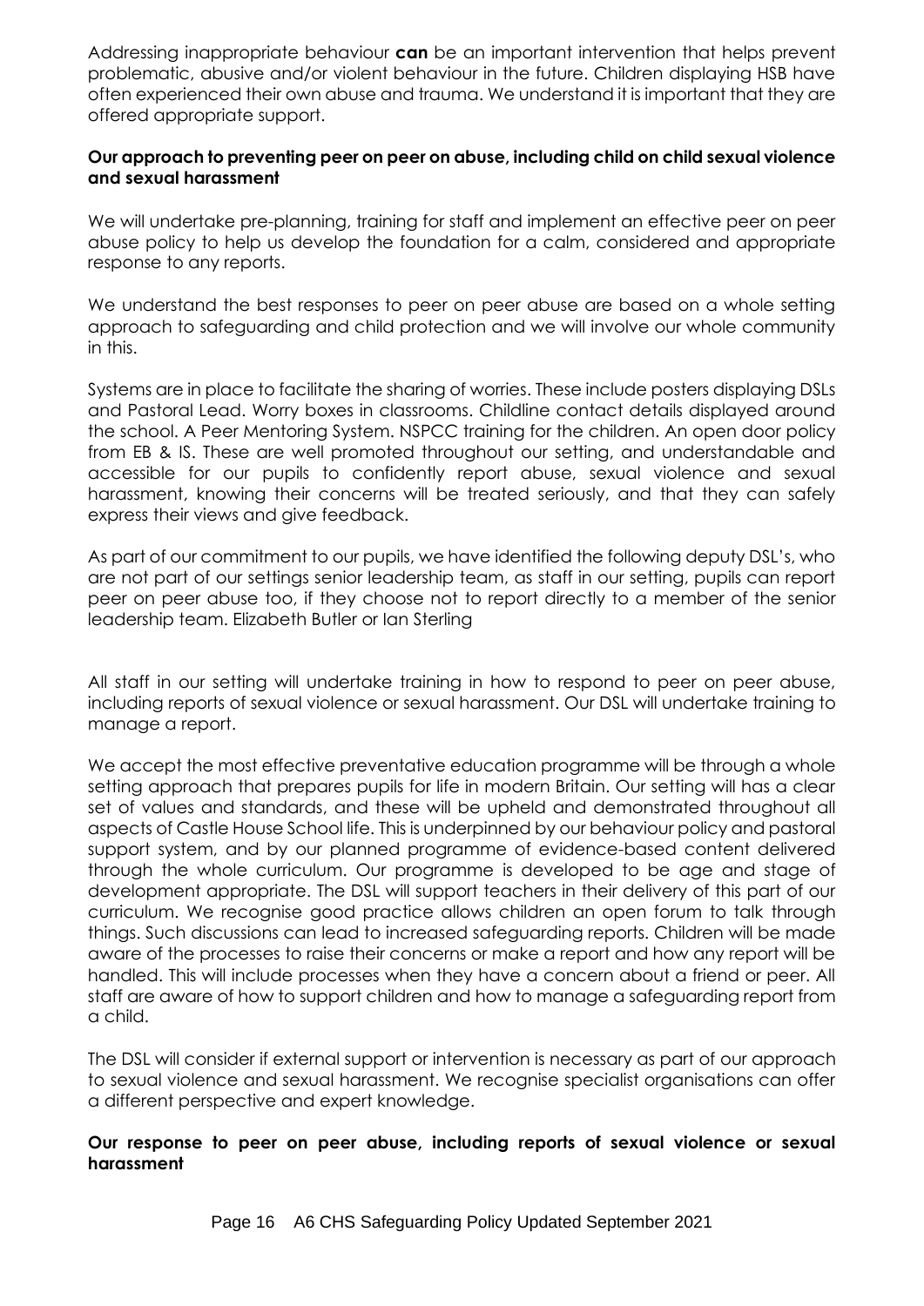Addressing inappropriate behaviour **can** be an important intervention that helps prevent problematic, abusive and/or violent behaviour in the future. Children displaying HSB have often experienced their own abuse and trauma. We understand it is important that they are offered appropriate support.

**Our approach to preventing peer on peer on abuse, including child on child sexual violence and sexual harassment**

We will undertake pre-planning, training for staff and implement an effective peer on peer abuse policy to help us develop the foundation for a calm, considered and appropriate response to any reports.

We understand the best responses to peer on peer abuse are based on a whole setting approach to safeguarding and child protection and we will involve our whole community in this.

Systems are in place to facilitate the sharing of worries. These include posters displaying DSLs and Pastoral Lead. Worry boxes in classrooms. Childline contact details displayed around the school. A Peer Mentoring System. NSPCC training for the children. An open door policy from EB & IS. These are well promoted throughout our setting, and understandable and accessible for our pupils to confidently report abuse, sexual violence and sexual harassment, knowing their concerns will be treated seriously, and that they can safely express their views and give feedback.

As part of our commitment to our pupils, we have identified the following deputy DSL's, who are not part of our settings senior leadership team, as staff in our setting, pupils can report peer on peer abuse too, if they choose not to report directly to a member of the senior leadership team. Elizabeth Butler or Ian Sterling

All staff in our setting will undertake training in how to respond to peer on peer abuse, including reports of sexual violence or sexual harassment. Our DSL will undertake training to manage a report.

We accept the most effective preventative education programme will be through a whole setting approach that prepares pupils for life in modern Britain. Our setting will has a clear set of values and standards, and these will be upheld and demonstrated throughout all aspects of Castle House School life. This is underpinned by our behaviour policy and pastoral support system, and by our planned programme of evidence-based content delivered through the whole curriculum. Our programme is developed to be age and stage of development appropriate. The DSL will support teachers in their delivery of this part of our curriculum. We recognise good practice allows children an open forum to talk through things. Such discussions can lead to increased safeguarding reports. Children will be made aware of the processes to raise their concerns or make a report and how any report will be handled. This will include processes when they have a concern about a friend or peer. All staff are aware of how to support children and how to manage a safeguarding report from a child.

The DSL will consider if external support or intervention is necessary as part of our approach to sexual violence and sexual harassment. We recognise specialist organisations can offer a different perspective and expert knowledge.

**Our response to peer on peer abuse, including reports of sexual violence or sexual harassment**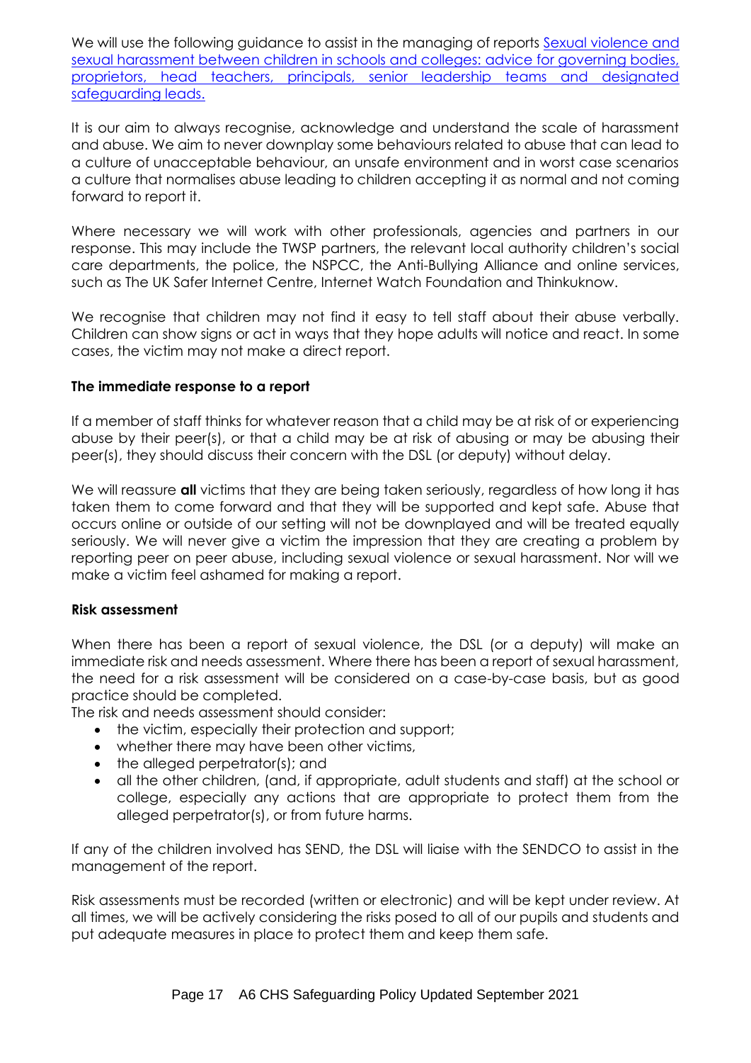We will use the following guidance to assist in the managing of reports [Sexual violence and sexual harassment between children in schools and colleges: advice for governing bodies, proprietors, head teachers, principals, senior leadership teams and designated safeguarding leads.]

It is our aim to always recognise, acknowledge and understand the scale of harassment and abuse. We aim to never downplay some behaviours related to abuse that can lead to a culture of unacceptable behaviour, an unsafe environment and in worst case scenarios a culture that normalises abuse leading to children accepting it as normal and not coming forward to report it.

Where necessary we will work with other professionals, agencies and partners in our response. This may include the TWSP partners, the relevant local authority children's social care departments, the police, the NSPCC, the Anti-Bullying Alliance and online services, such as The UK Safer Internet Centre, Internet Watch Foundation and Thinkuknow.

We recognise that children may not find it easy to tell staff about their abuse verbally. Children can show signs or act in ways that they hope adults will notice and react. In some cases, the victim may not make a direct report.

**The immediate response to a report**

If a member of staff thinks for whatever reason that a child may be at risk of or experiencing abuse by their peer(s), or that a child may be at risk of abusing or may be abusing their peer(s), they should discuss their concern with the DSL (or deputy) without delay.

We will reassure **all** victims that they are being taken seriously, regardless of how long it has taken them to come forward and that they will be supported and kept safe. Abuse that occurs online or outside of our setting will not be downplayed and will be treated equally seriously. We will never give a victim the impression that they are creating a problem by reporting peer on peer abuse, including sexual violence or sexual harassment. Nor will we make a victim feel ashamed for making a report.

**Risk assessment**

When there has been a report of sexual violence, the DSL (or a deputy) will make an immediate risk and needs assessment. Where there has been a report of sexual harassment, the need for a risk assessment will be considered on a case-by-case basis, but as good practice should be completed.
The risk and needs assessment should consider:

- the victim, especially their protection and support;
- whether there may have been other victims,
- the alleged perpetrator(s); and
- all the other children, (and, if appropriate, adult students and staff) at the school or college, especially any actions that are appropriate to protect them from the alleged perpetrator(s), or from future harms.

If any of the children involved has SEND, the DSL will liaise with the SENDCO to assist in the management of the report.

Risk assessments must be recorded (written or electronic) and will be kept under review. At all times, we will be actively considering the risks posed to all of our pupils and students and put adequate measures in place to protect them and keep them safe.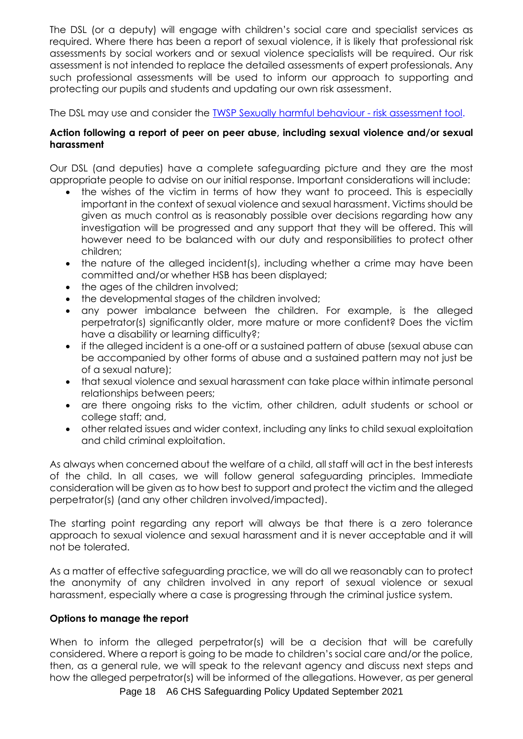The DSL (or a deputy) will engage with children's social care and specialist services as required. Where there has been a report of sexual violence, it is likely that professional risk assessments by social workers and or sexual violence specialists will be required. Our risk assessment is not intended to replace the detailed assessments of expert professionals. Any such professional assessments will be used to inform our approach to supporting and protecting our pupils and students and updating our own risk assessment.

The DSL may use and consider the [TWSP Sexually harmful behaviour - risk assessment tool](#).

**Action following a report of peer on peer abuse, including sexual violence and/or sexual harassment**

Our DSL (and deputies) have a complete safeguarding picture and they are the most appropriate people to advise on our initial response. Important considerations will include:

- the wishes of the victim in terms of how they want to proceed. This is especially important in the context of sexual violence and sexual harassment. Victims should be given as much control as is reasonably possible over decisions regarding how any investigation will be progressed and any support that they will be offered. This will however need to be balanced with our duty and responsibilities to protect other children;
- the nature of the alleged incident(s), including whether a crime may have been committed and/or whether HSB has been displayed;
- the ages of the children involved;
- the developmental stages of the children involved;
- any power imbalance between the children. For example, is the alleged perpetrator(s) significantly older, more mature or more confident? Does the victim have a disability or learning difficulty?;
- if the alleged incident is a one-off or a sustained pattern of abuse (sexual abuse can be accompanied by other forms of abuse and a sustained pattern may not just be of a sexual nature);
- that sexual violence and sexual harassment can take place within intimate personal relationships between peers;
- are there ongoing risks to the victim, other children, adult students or school or college staff; and,
- other related issues and wider context, including any links to child sexual exploitation and child criminal exploitation.

As always when concerned about the welfare of a child, all staff will act in the best interests of the child. In all cases, we will follow general safeguarding principles. Immediate consideration will be given as to how best to support and protect the victim and the alleged perpetrator(s) (and any other children involved/impacted).

The starting point regarding any report will always be that there is a zero tolerance approach to sexual violence and sexual harassment and it is never acceptable and it will not be tolerated.

As a matter of effective safeguarding practice, we will do all we reasonably can to protect the anonymity of any children involved in any report of sexual violence or sexual harassment, especially where a case is progressing through the criminal justice system.

**Options to manage the report**

When to inform the alleged perpetrator(s) will be a decision that will be carefully considered. Where a report is going to be made to children's social care and/or the police, then, as a general rule, we will speak to the relevant agency and discuss next steps and how the alleged perpetrator(s) will be informed of the allegations. However, as per general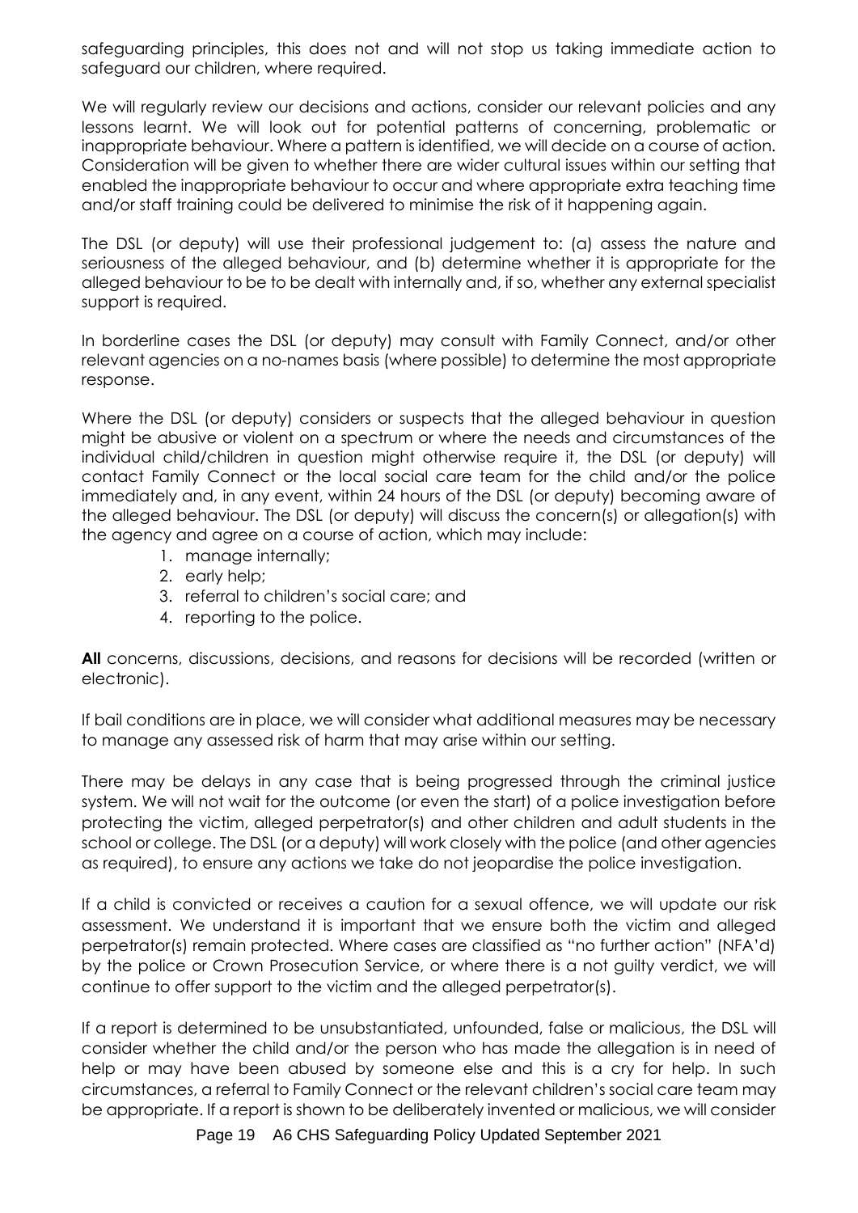safeguarding principles, this does not and will not stop us taking immediate action to safeguard our children, where required.

We will regularly review our decisions and actions, consider our relevant policies and any lessons learnt. We will look out for potential patterns of concerning, problematic or inappropriate behaviour. Where a pattern is identified, we will decide on a course of action. Consideration will be given to whether there are wider cultural issues within our setting that enabled the inappropriate behaviour to occur and where appropriate extra teaching time and/or staff training could be delivered to minimise the risk of it happening again.

The DSL (or deputy) will use their professional judgement to: (a) assess the nature and seriousness of the alleged behaviour, and (b) determine whether it is appropriate for the alleged behaviour to be to be dealt with internally and, if so, whether any external specialist support is required.

In borderline cases the DSL (or deputy) may consult with Family Connect, and/or other relevant agencies on a no-names basis (where possible) to determine the most appropriate response.

Where the DSL (or deputy) considers or suspects that the alleged behaviour in question might be abusive or violent on a spectrum or where the needs and circumstances of the individual child/children in question might otherwise require it, the DSL (or deputy) will contact Family Connect or the local social care team for the child and/or the police immediately and, in any event, within 24 hours of the DSL (or deputy) becoming aware of the alleged behaviour. The DSL (or deputy) will discuss the concern(s) or allegation(s) with the agency and agree on a course of action, which may include:

1. manage internally;
2. early help;
3. referral to children's social care; and
4. reporting to the police.

**All** concerns, discussions, decisions, and reasons for decisions will be recorded (written or electronic).

If bail conditions are in place, we will consider what additional measures may be necessary to manage any assessed risk of harm that may arise within our setting.

There may be delays in any case that is being progressed through the criminal justice system. We will not wait for the outcome (or even the start) of a police investigation before protecting the victim, alleged perpetrator(s) and other children and adult students in the school or college. The DSL (or a deputy) will work closely with the police (and other agencies as required), to ensure any actions we take do not jeopardise the police investigation.

If a child is convicted or receives a caution for a sexual offence, we will update our risk assessment. We understand it is important that we ensure both the victim and alleged perpetrator(s) remain protected. Where cases are classified as "no further action" (NFA'd) by the police or Crown Prosecution Service, or where there is a not guilty verdict, we will continue to offer support to the victim and the alleged perpetrator(s).

If a report is determined to be unsubstantiated, unfounded, false or malicious, the DSL will consider whether the child and/or the person who has made the allegation is in need of help or may have been abused by someone else and this is a cry for help. In such circumstances, a referral to Family Connect or the relevant children's social care team may be appropriate. If a report is shown to be deliberately invented or malicious, we will consider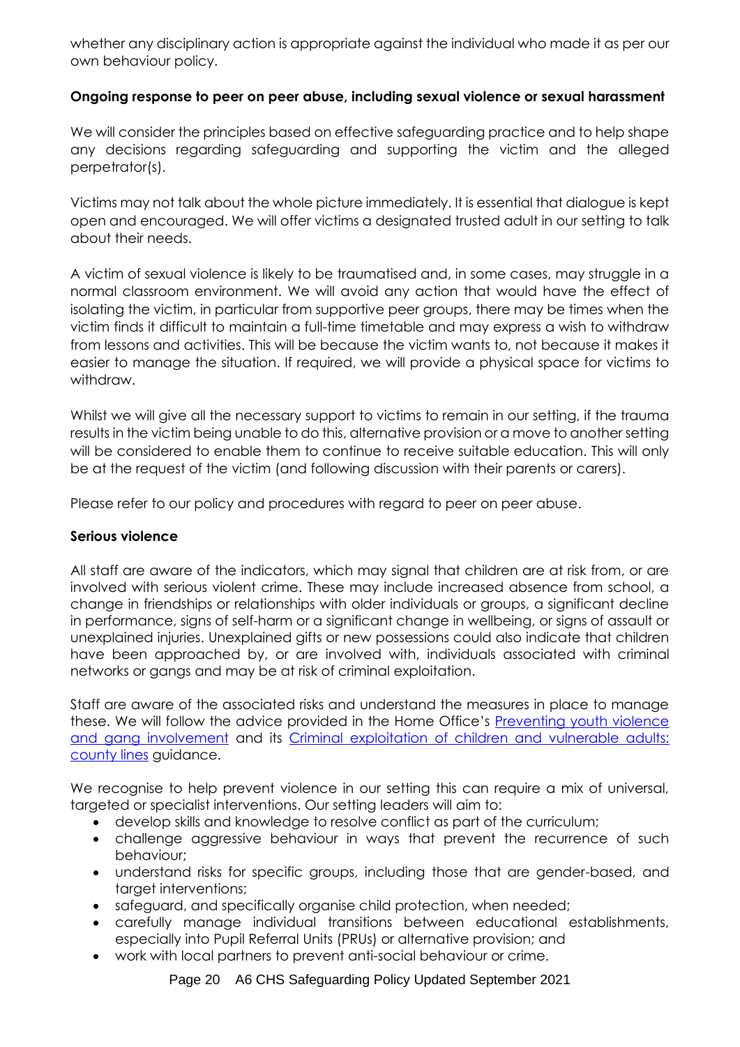whether any disciplinary action is appropriate against the individual who made it as per our own behaviour policy.

**Ongoing response to peer on peer abuse, including sexual violence or sexual harassment**

We will consider the principles based on effective safeguarding practice and to help shape any decisions regarding safeguarding and supporting the victim and the alleged perpetrator(s).

Victims may not talk about the whole picture immediately. It is essential that dialogue is kept open and encouraged. We will offer victims a designated trusted adult in our setting to talk about their needs.

A victim of sexual violence is likely to be traumatised and, in some cases, may struggle in a normal classroom environment. We will avoid any action that would have the effect of isolating the victim, in particular from supportive peer groups, there may be times when the victim finds it difficult to maintain a full-time timetable and may express a wish to withdraw from lessons and activities. This will be because the victim wants to, not because it makes it easier to manage the situation. If required, we will provide a physical space for victims to withdraw.

Whilst we will give all the necessary support to victims to remain in our setting, if the trauma results in the victim being unable to do this, alternative provision or a move to another setting will be considered to enable them to continue to receive suitable education. This will only be at the request of the victim (and following discussion with their parents or carers).

Please refer to our policy and procedures with regard to peer on peer abuse.

**Serious violence**

All staff are aware of the indicators, which may signal that children are at risk from, or are involved with serious violent crime. These may include increased absence from school, a change in friendships or relationships with older individuals or groups, a significant decline in performance, signs of self-harm or a significant change in wellbeing, or signs of assault or unexplained injuries. Unexplained gifts or new possessions could also indicate that children have been approached by, or are involved with, individuals associated with criminal networks or gangs and may be at risk of criminal exploitation.

Staff are aware of the associated risks and understand the measures in place to manage these. We will follow the advice provided in the Home Office's [Preventing youth violence and gang involvement]() and its [Criminal exploitation of children and vulnerable adults: county lines]() guidance.

We recognise to help prevent violence in our setting this can require a mix of universal, targeted or specialist interventions. Our setting leaders will aim to:

- develop skills and knowledge to resolve conflict as part of the curriculum;
- challenge aggressive behaviour in ways that prevent the recurrence of such behaviour;
- understand risks for specific groups, including those that are gender-based, and target interventions;
- safeguard, and specifically organise child protection, when needed;
- carefully manage individual transitions between educational establishments, especially into Pupil Referral Units (PRUs) or alternative provision; and
- work with local partners to prevent anti-social behaviour or crime.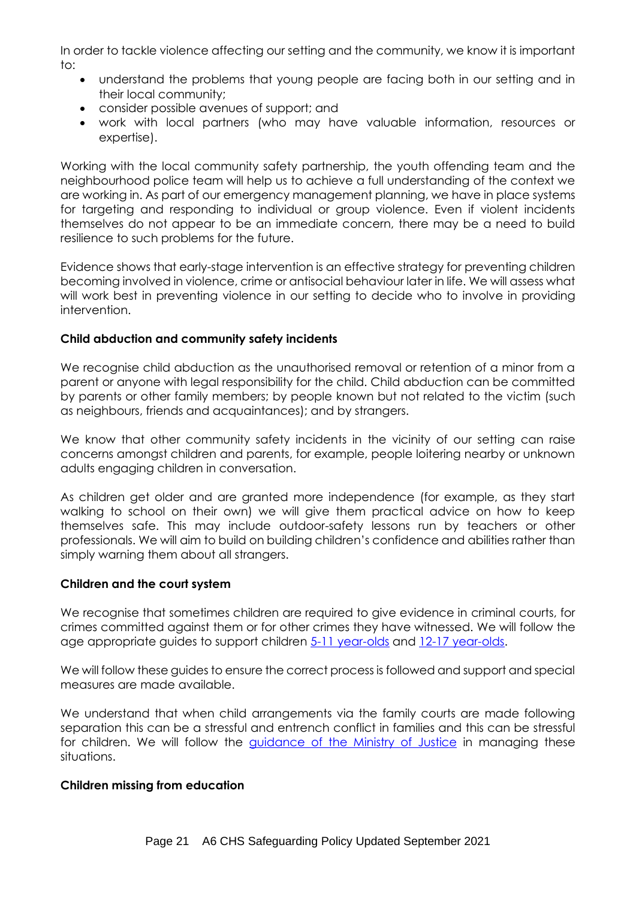In order to tackle violence affecting our setting and the community, we know it is important to:

- understand the problems that young people are facing both in our setting and in their local community;
- consider possible avenues of support; and
- work with local partners (who may have valuable information, resources or expertise).

Working with the local community safety partnership, the youth offending team and the neighbourhood police team will help us to achieve a full understanding of the context we are working in. As part of our emergency management planning, we have in place systems for targeting and responding to individual or group violence. Even if violent incidents themselves do not appear to be an immediate concern, there may be a need to build resilience to such problems for the future.

Evidence shows that early-stage intervention is an effective strategy for preventing children becoming involved in violence, crime or antisocial behaviour later in life. We will assess what will work best in preventing violence in our setting to decide who to involve in providing intervention.

**Child abduction and community safety incidents**

We recognise child abduction as the unauthorised removal or retention of a minor from a parent or anyone with legal responsibility for the child. Child abduction can be committed by parents or other family members; by people known but not related to the victim (such as neighbours, friends and acquaintances); and by strangers.

We know that other community safety incidents in the vicinity of our setting can raise concerns amongst children and parents, for example, people loitering nearby or unknown adults engaging children in conversation.

As children get older and are granted more independence (for example, as they start walking to school on their own) we will give them practical advice on how to keep themselves safe. This may include outdoor-safety lessons run by teachers or other professionals. We will aim to build on building children's confidence and abilities rather than simply warning them about all strangers.

**Children and the court system**

We recognise that sometimes children are required to give evidence in criminal courts, for crimes committed against them or for other crimes they have witnessed. We will follow the age appropriate guides to support children [5-11 year-olds](#) and [12-17 year-olds](#).

We will follow these guides to ensure the correct process is followed and support and special measures are made available.

We understand that when child arrangements via the family courts are made following separation this can be a stressful and entrench conflict in families and this can be stressful for children. We will follow the [guidance of the Ministry of Justice](#) in managing these situations.

**Children missing from education**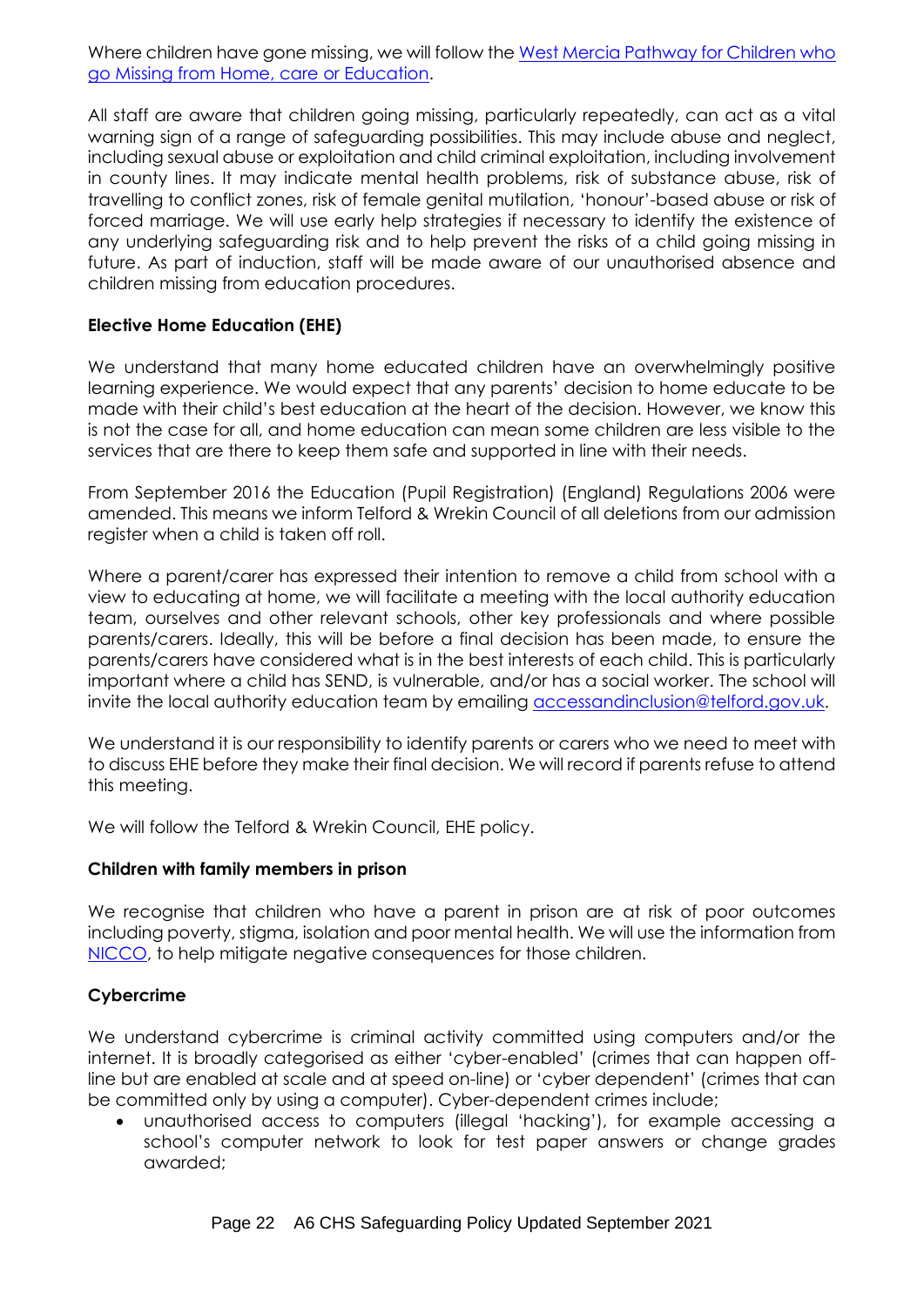Where children have gone missing, we will follow the [West Mercia Pathway for Children who go Missing from Home, care or Education](#).

All staff are aware that children going missing, particularly repeatedly, can act as a vital warning sign of a range of safeguarding possibilities. This may include abuse and neglect, including sexual abuse or exploitation and child criminal exploitation, including involvement in county lines. It may indicate mental health problems, risk of substance abuse, risk of travelling to conflict zones, risk of female genital mutilation, 'honour'-based abuse or risk of forced marriage. We will use early help strategies if necessary to identify the existence of any underlying safeguarding risk and to help prevent the risks of a child going missing in future. As part of induction, staff will be made aware of our unauthorised absence and children missing from education procedures.

**Elective Home Education (EHE)**

We understand that many home educated children have an overwhelmingly positive learning experience. We would expect that any parents' decision to home educate to be made with their child's best education at the heart of the decision. However, we know this is not the case for all, and home education can mean some children are less visible to the services that are there to keep them safe and supported in line with their needs.

From September 2016 the Education (Pupil Registration) (England) Regulations 2006 were amended. This means we inform Telford & Wrekin Council of all deletions from our admission register when a child is taken off roll.

Where a parent/carer has expressed their intention to remove a child from school with a view to educating at home, we will facilitate a meeting with the local authority education team, ourselves and other relevant schools, other key professionals and where possible parents/carers. Ideally, this will be before a final decision has been made, to ensure the parents/carers have considered what is in the best interests of each child. This is particularly important where a child has SEND, is vulnerable, and/or has a social worker. The school will invite the local authority education team by emailing accessandinclusion@telford.gov.uk.

We understand it is our responsibility to identify parents or carers who we need to meet with to discuss EHE before they make their final decision. We will record if parents refuse to attend this meeting.

We will follow the Telford & Wrekin Council, EHE policy.

**Children with family members in prison**

We recognise that children who have a parent in prison are at risk of poor outcomes including poverty, stigma, isolation and poor mental health. We will use the information from [NICCO](#), to help mitigate negative consequences for those children.

**Cybercrime**

We understand cybercrime is criminal activity committed using computers and/or the internet. It is broadly categorised as either 'cyber-enabled' (crimes that can happen off-line but are enabled at scale and at speed on-line) or 'cyber dependent' (crimes that can be committed only by using a computer). Cyber-dependent crimes include;

- unauthorised access to computers (illegal 'hacking'), for example accessing a school's computer network to look for test paper answers or change grades awarded;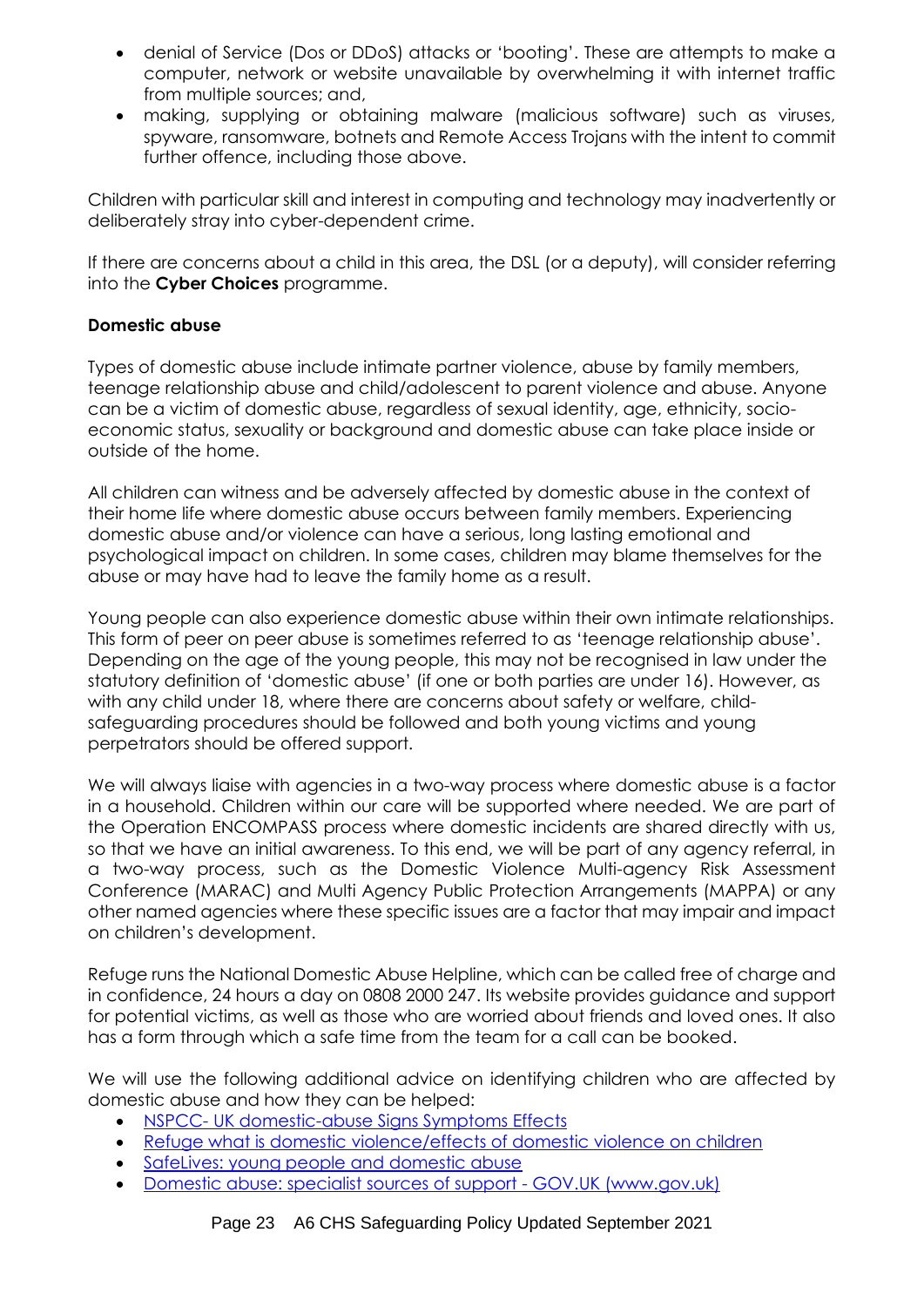- denial of Service (Dos or DDoS) attacks or 'booting'. These are attempts to make a computer, network or website unavailable by overwhelming it with internet traffic from multiple sources; and,
- making, supplying or obtaining malware (malicious software) such as viruses, spyware, ransomware, botnets and Remote Access Trojans with the intent to commit further offence, including those above.

Children with particular skill and interest in computing and technology may inadvertently or deliberately stray into cyber-dependent crime.

If there are concerns about a child in this area, the DSL (or a deputy), will consider referring into the **Cyber Choices** programme.

**Domestic abuse**

Types of domestic abuse include intimate partner violence, abuse by family members, teenage relationship abuse and child/adolescent to parent violence and abuse. Anyone can be a victim of domestic abuse, regardless of sexual identity, age, ethnicity, socio-economic status, sexuality or background and domestic abuse can take place inside or outside of the home.

All children can witness and be adversely affected by domestic abuse in the context of their home life where domestic abuse occurs between family members. Experiencing domestic abuse and/or violence can have a serious, long lasting emotional and psychological impact on children. In some cases, children may blame themselves for the abuse or may have had to leave the family home as a result.

Young people can also experience domestic abuse within their own intimate relationships. This form of peer on peer abuse is sometimes referred to as 'teenage relationship abuse'. Depending on the age of the young people, this may not be recognised in law under the statutory definition of 'domestic abuse' (if one or both parties are under 16). However, as with any child under 18, where there are concerns about safety or welfare, child-safeguarding procedures should be followed and both young victims and young perpetrators should be offered support.

We will always liaise with agencies in a two-way process where domestic abuse is a factor in a household. Children within our care will be supported where needed. We are part of the Operation ENCOMPASS process where domestic incidents are shared directly with us, so that we have an initial awareness. To this end, we will be part of any agency referral, in a two-way process, such as the Domestic Violence Multi-agency Risk Assessment Conference (MARAC) and Multi Agency Public Protection Arrangements (MAPPA) or any other named agencies where these specific issues are a factor that may impair and impact on children's development.

Refuge runs the National Domestic Abuse Helpline, which can be called free of charge and in confidence, 24 hours a day on 0808 2000 247. Its website provides guidance and support for potential victims, as well as those who are worried about friends and loved ones. It also has a form through which a safe time from the team for a call can be booked.

We will use the following additional advice on identifying children who are affected by domestic abuse and how they can be helped:

- NSPCC- UK domestic-abuse Signs Symptoms Effects
- Refuge what is domestic violence/effects of domestic violence on children
- SafeLives: young people and domestic abuse
- Domestic abuse: specialist sources of support - GOV.UK (www.gov.uk)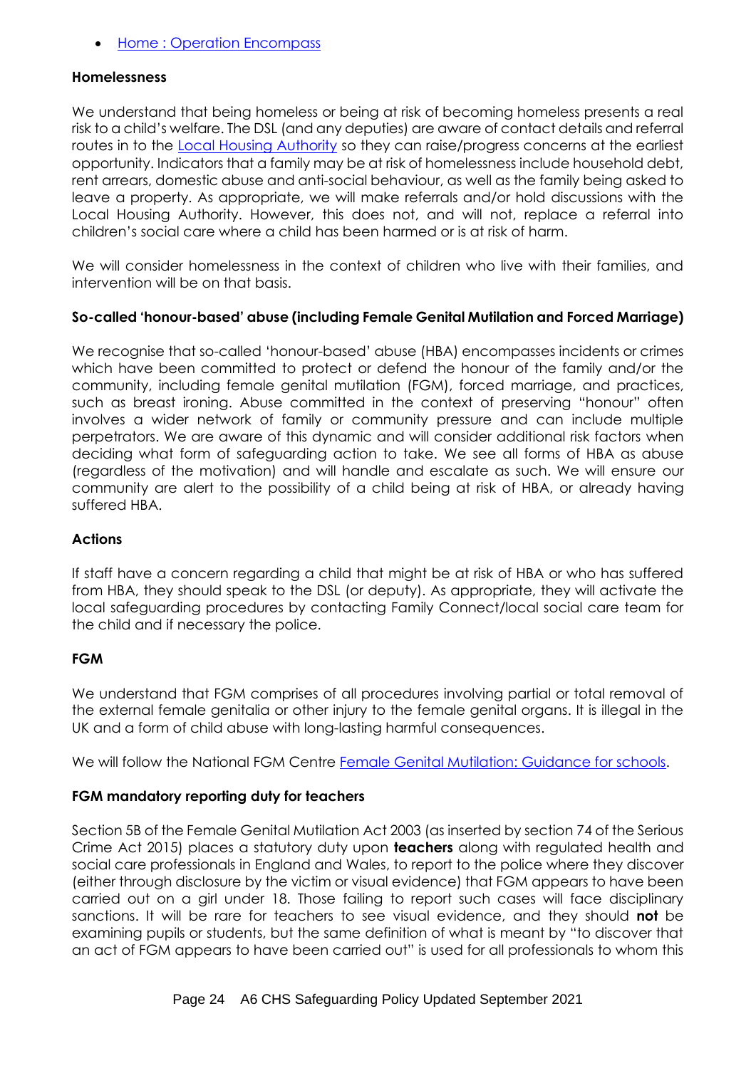- [Home : Operation Encompass]()

**Homelessness**

We understand that being homeless or being at risk of becoming homeless presents a real risk to a child's welfare. The DSL (and any deputies) are aware of contact details and referral routes in to the [Local Housing Authority]() so they can raise/progress concerns at the earliest opportunity. Indicators that a family may be at risk of homelessness include household debt, rent arrears, domestic abuse and anti-social behaviour, as well as the family being asked to leave a property. As appropriate, we will make referrals and/or hold discussions with the Local Housing Authority. However, this does not, and will not, replace a referral into children's social care where a child has been harmed or is at risk of harm.

We will consider homelessness in the context of children who live with their families, and intervention will be on that basis.

**So-called 'honour-based' abuse (including Female Genital Mutilation and Forced Marriage)**

We recognise that so-called 'honour-based' abuse (HBA) encompasses incidents or crimes which have been committed to protect or defend the honour of the family and/or the community, including female genital mutilation (FGM), forced marriage, and practices, such as breast ironing. Abuse committed in the context of preserving "honour" often involves a wider network of family or community pressure and can include multiple perpetrators. We are aware of this dynamic and will consider additional risk factors when deciding what form of safeguarding action to take. We see all forms of HBA as abuse (regardless of the motivation) and will handle and escalate as such. We will ensure our community are alert to the possibility of a child being at risk of HBA, or already having suffered HBA.

**Actions**

If staff have a concern regarding a child that might be at risk of HBA or who has suffered from HBA, they should speak to the DSL (or deputy). As appropriate, they will activate the local safeguarding procedures by contacting Family Connect/local social care team for the child and if necessary the police.

**FGM**

We understand that FGM comprises of all procedures involving partial or total removal of the external female genitalia or other injury to the female genital organs. It is illegal in the UK and a form of child abuse with long-lasting harmful consequences.

We will follow the National FGM Centre [Female Genital Mutilation: Guidance for schools]().

**FGM mandatory reporting duty for teachers**

Section 5B of the Female Genital Mutilation Act 2003 (as inserted by section 74 of the Serious Crime Act 2015) places a statutory duty upon **teachers** along with regulated health and social care professionals in England and Wales, to report to the police where they discover (either through disclosure by the victim or visual evidence) that FGM appears to have been carried out on a girl under 18. Those failing to report such cases will face disciplinary sanctions. It will be rare for teachers to see visual evidence, and they should **not** be examining pupils or students, but the same definition of what is meant by "to discover that an act of FGM appears to have been carried out" is used for all professionals to whom this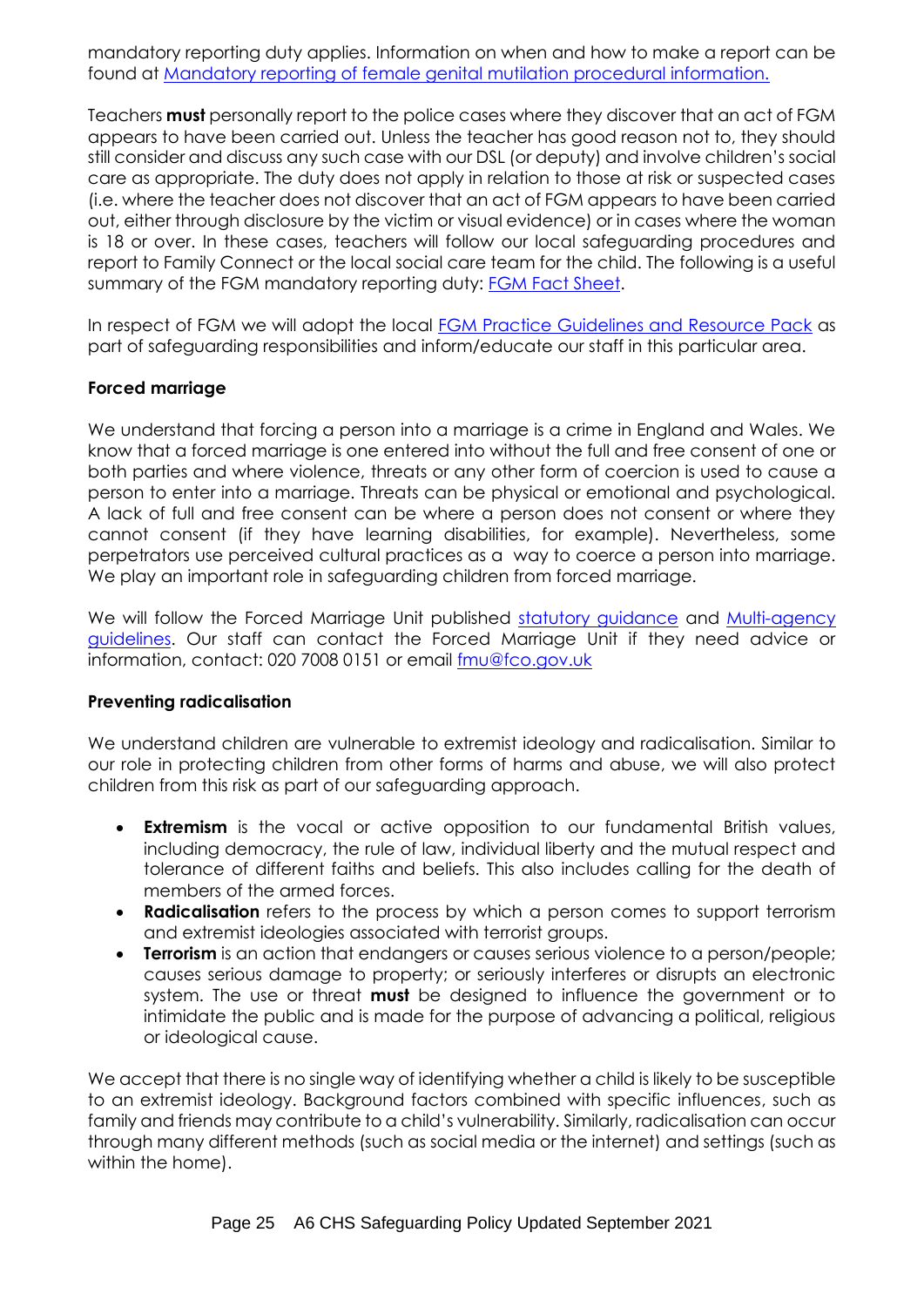mandatory reporting duty applies. Information on when and how to make a report can be found at [Mandatory reporting of female genital mutilation procedural information.]()

Teachers **must** personally report to the police cases where they discover that an act of FGM appears to have been carried out. Unless the teacher has good reason not to, they should still consider and discuss any such case with our DSL (or deputy) and involve children's social care as appropriate. The duty does not apply in relation to those at risk or suspected cases (i.e. where the teacher does not discover that an act of FGM appears to have been carried out, either through disclosure by the victim or visual evidence) or in cases where the woman is 18 or over. In these cases, teachers will follow our local safeguarding procedures and report to Family Connect or the local social care team for the child. The following is a useful summary of the FGM mandatory reporting duty: [FGM Fact Sheet]().

In respect of FGM we will adopt the local [FGM Practice Guidelines and Resource Pack]() as part of safeguarding responsibilities and inform/educate our staff in this particular area.

**Forced marriage**

We understand that forcing a person into a marriage is a crime in England and Wales. We know that a forced marriage is one entered into without the full and free consent of one or both parties and where violence, threats or any other form of coercion is used to cause a person to enter into a marriage. Threats can be physical or emotional and psychological. A lack of full and free consent can be where a person does not consent or where they cannot consent (if they have learning disabilities, for example). Nevertheless, some perpetrators use perceived cultural practices as a way to coerce a person into marriage. We play an important role in safeguarding children from forced marriage.

We will follow the Forced Marriage Unit published [statutory guidance]() and [Multi-agency guidelines](). Our staff can contact the Forced Marriage Unit if they need advice or information, contact: 020 7008 0151 or email [fmu@fco.gov.uk]()

**Preventing radicalisation**

We understand children are vulnerable to extremist ideology and radicalisation. Similar to our role in protecting children from other forms of harms and abuse, we will also protect children from this risk as part of our safeguarding approach.

- **Extremism** is the vocal or active opposition to our fundamental British values, including democracy, the rule of law, individual liberty and the mutual respect and tolerance of different faiths and beliefs. This also includes calling for the death of members of the armed forces.
- **Radicalisation** refers to the process by which a person comes to support terrorism and extremist ideologies associated with terrorist groups.
- **Terrorism** is an action that endangers or causes serious violence to a person/people; causes serious damage to property; or seriously interferes or disrupts an electronic system. The use or threat **must** be designed to influence the government or to intimidate the public and is made for the purpose of advancing a political, religious or ideological cause.

We accept that there is no single way of identifying whether a child is likely to be susceptible to an extremist ideology. Background factors combined with specific influences, such as family and friends may contribute to a child's vulnerability. Similarly, radicalisation can occur through many different methods (such as social media or the internet) and settings (such as within the home).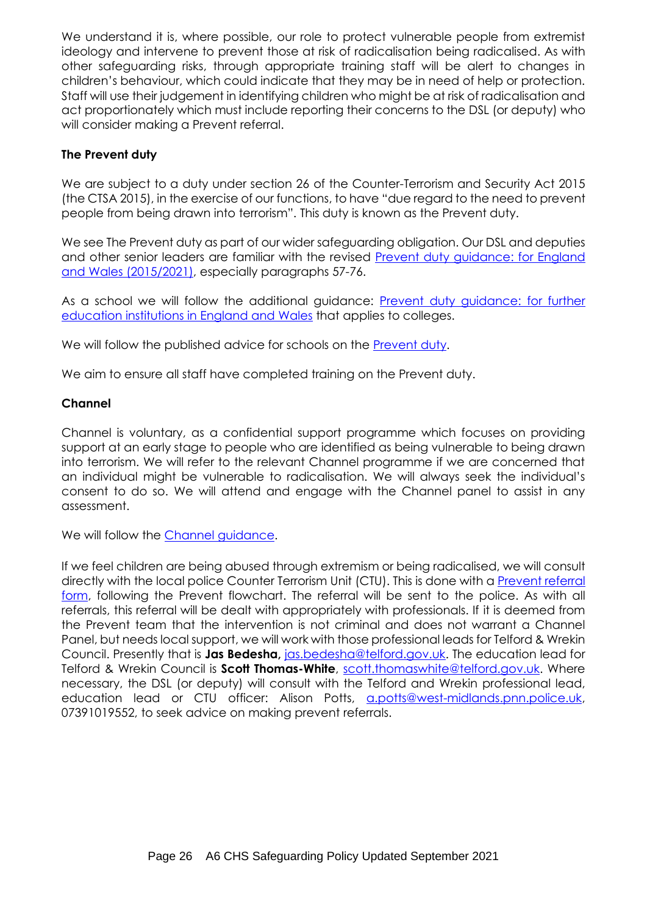We understand it is, where possible, our role to protect vulnerable people from extremist ideology and intervene to prevent those at risk of radicalisation being radicalised. As with other safeguarding risks, through appropriate training staff will be alert to changes in children's behaviour, which could indicate that they may be in need of help or protection. Staff will use their judgement in identifying children who might be at risk of radicalisation and act proportionately which must include reporting their concerns to the DSL (or deputy) who will consider making a Prevent referral.

**The Prevent duty**

We are subject to a duty under section 26 of the Counter-Terrorism and Security Act 2015 (the CTSA 2015), in the exercise of our functions, to have "due regard to the need to prevent people from being drawn into terrorism". This duty is known as the Prevent duty.

We see The Prevent duty as part of our wider safeguarding obligation. Our DSL and deputies and other senior leaders are familiar with the revised Prevent duty guidance: for England and Wales (2015/2021), especially paragraphs 57-76.

As a school we will follow the additional guidance: Prevent duty guidance: for further education institutions in England and Wales that applies to colleges.

We will follow the published advice for schools on the Prevent duty.

We aim to ensure all staff have completed training on the Prevent duty.

**Channel**

Channel is voluntary, as a confidential support programme which focuses on providing support at an early stage to people who are identified as being vulnerable to being drawn into terrorism. We will refer to the relevant Channel programme if we are concerned that an individual might be vulnerable to radicalisation. We will always seek the individual's consent to do so. We will attend and engage with the Channel panel to assist in any assessment.

We will follow the Channel guidance.

If we feel children are being abused through extremism or being radicalised, we will consult directly with the local police Counter Terrorism Unit (CTU). This is done with a Prevent referral form, following the Prevent flowchart. The referral will be sent to the police. As with all referrals, this referral will be dealt with appropriately with professionals. If it is deemed from the Prevent team that the intervention is not criminal and does not warrant a Channel Panel, but needs local support, we will work with those professional leads for Telford & Wrekin Council. Presently that is **Jas Bedesha,** jas.bedesha@telford.gov.uk. The education lead for Telford & Wrekin Council is **Scott Thomas-White**, scott.thomaswhite@telford.gov.uk. Where necessary, the DSL (or deputy) will consult with the Telford and Wrekin professional lead, education lead or CTU officer: Alison Potts, a.potts@west-midlands.pnn.police.uk, 07391019552, to seek advice on making prevent referrals.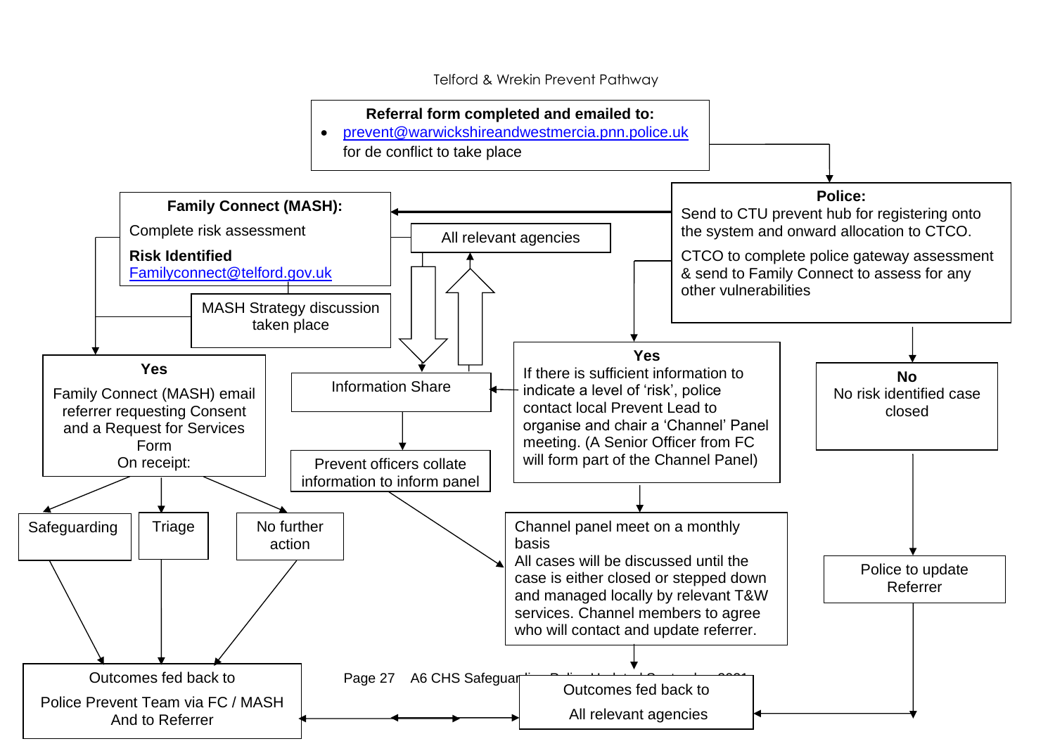Telford & Wrekin Prevent Pathway

**Referral form completed and emailed to:**

- prevent@warwickshireandwestmercia.pnn.police.uk for de conflict to take place

**Police:**
Send to CTU prevent hub for registering onto the system and onward allocation to CTCO.

CTCO to complete police gateway assessment & send to Family Connect to assess for any other vulnerabilities

**Family Connect (MASH):**
Complete risk assessment

**Risk Identified**
Familyconnect@telford.gov.uk

All relevant agencies

MASH Strategy discussion taken place

**Yes**
Family Connect (MASH) email referrer requesting Consent and a Request for Services Form
On receipt:

Safeguarding

Triage

No further action

Outcomes fed back to
Police Prevent Team via FC / MASH
And to Referrer

Information Share

Prevent officers collate information to inform panel

**Yes**
If there is sufficient information to indicate a level of 'risk', police contact local Prevent Lead to organise and chair a 'Channel' Panel meeting. (A Senior Officer from FC will form part of the Channel Panel)

Channel panel meet on a monthly basis
All cases will be discussed until the case is either closed or stepped down and managed locally by relevant T&W services. Channel members to agree who will contact and update referrer.

Outcomes fed back to
All relevant agencies

**No**
No risk identified case closed

Police to update Referrer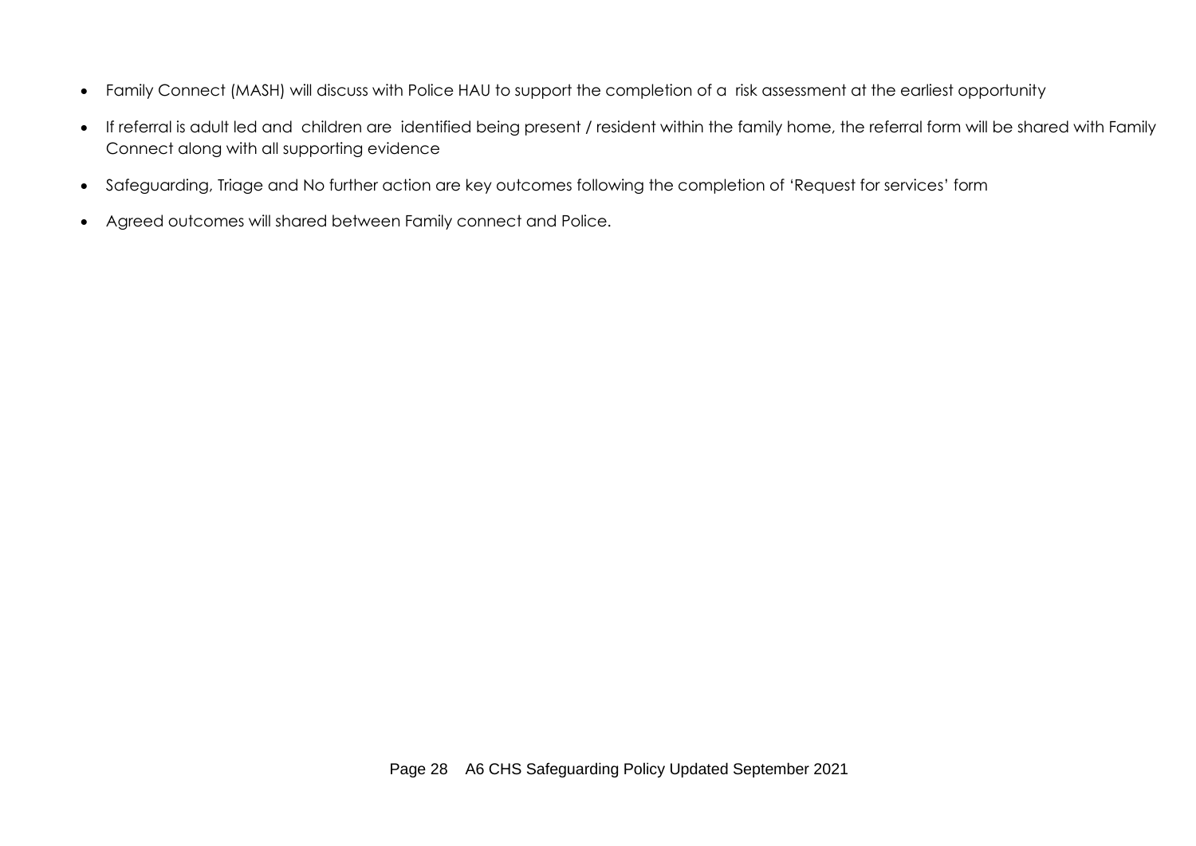- Family Connect (MASH) will discuss with Police HAU to support the completion of a risk assessment at the earliest opportunity
- If referral is adult led and children are identified being present / resident within the family home, the referral form will be shared with Family Connect along with all supporting evidence
- Safeguarding, Triage and No further action are key outcomes following the completion of 'Request for services' form
- Agreed outcomes will shared between Family connect and Police.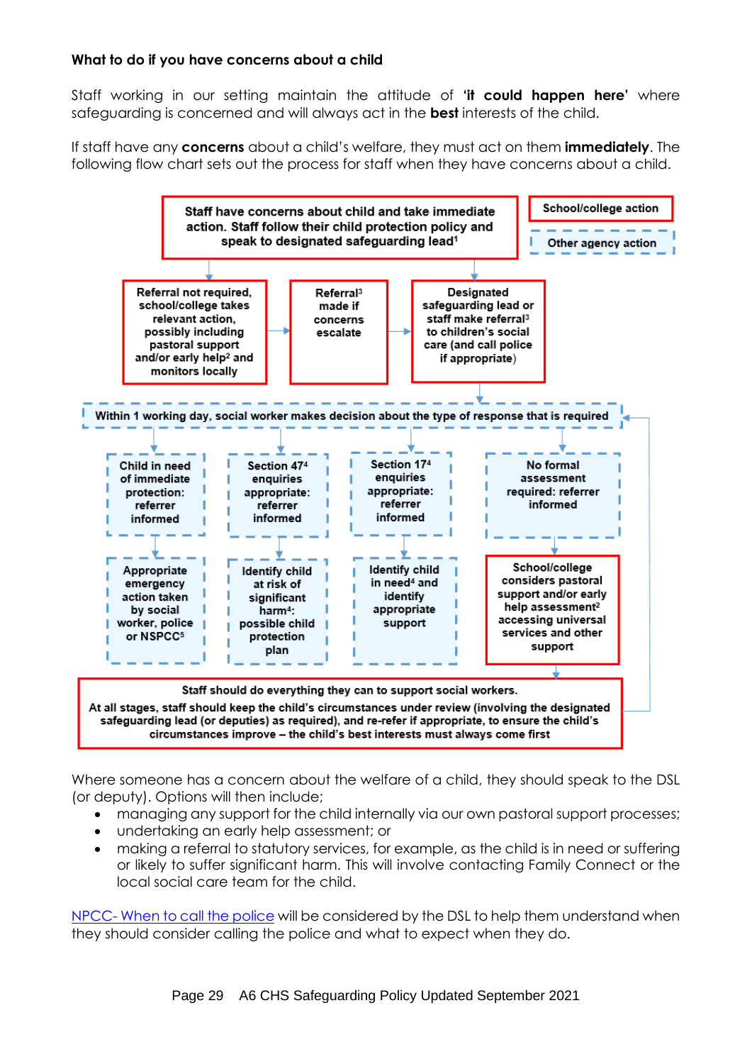**What to do if you have concerns about a child**

Staff working in our setting maintain the attitude of **'it could happen here'** where safeguarding is concerned and will always act in the **best** interests of the child.

If staff have any **concerns** about a child's welfare, they must act on them **immediately**. The following flow chart sets out the process for staff when they have concerns about a child.

**Staff have concerns about child and take immediate action. Staff follow their child protection policy and speak to designated safeguarding lead[1]**

School/college action

Other agency action

**Referral not required, school/college takes relevant action, possibly including pastoral support and/or early help[2] and monitors locally**

**Referral[3] made if concerns escalate**

**Designated safeguarding lead or staff make referral[3] to children's social care (and call police if appropriate)**

**Within 1 working day, social worker makes decision about the type of response that is required**

**Child in need of immediate protection: referrer informed**

**Appropriate emergency action taken by social worker, police or NSPCC[5]**

**Section 47[4] enquiries appropriate: referrer informed**

**Identify child at risk of significant harm[4]: possible child protection plan**

**Section 17[4] enquiries appropriate: referrer informed**

**Identify child in need[4] and identify appropriate support**

**No formal assessment required: referrer informed**

**School/college considers pastoral support and/or early help assessment[2] accessing universal services and other support**

**Staff should do everything they can to support social workers.**

**At all stages, staff should keep the child's circumstances under review (involving the designated safeguarding lead (or deputies) as required), and re-refer if appropriate, to ensure the child's circumstances improve – the child's best interests must always come first**

Where someone has a concern about the welfare of a child, they should speak to the DSL (or deputy). Options will then include;

- managing any support for the child internally via our own pastoral support processes;
- undertaking an early help assessment; or
- making a referral to statutory services, for example, as the child is in need or suffering or likely to suffer significant harm. This will involve contacting Family Connect or the local social care team for the child.

NPCC- When to call the police will be considered by the DSL to help them understand when they should consider calling the police and what to expect when they do.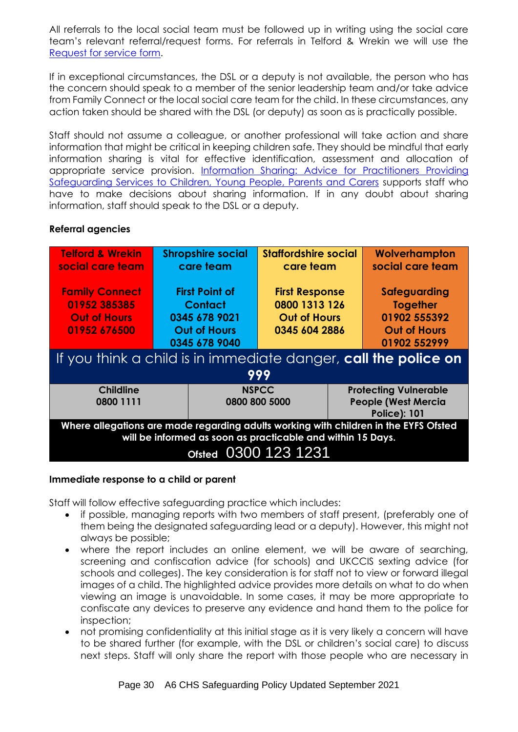All referrals to the local social team must be followed up in writing using the social care team's relevant referral/request forms. For referrals in Telford & Wrekin we will use the [Request for service form](#).

If in exceptional circumstances, the DSL or a deputy is not available, the person who has the concern should speak to a member of the senior leadership team and/or take advice from Family Connect or the local social care team for the child. In these circumstances, any action taken should be shared with the DSL (or deputy) as soon as is practically possible.

Staff should not assume a colleague, or another professional will take action and share information that might be critical in keeping children safe. They should be mindful that early information sharing is vital for effective identification, assessment and allocation of appropriate service provision. [Information Sharing: Advice for Practitioners Providing Safeguarding Services to Children, Young People, Parents and Carers](#) supports staff who have to make decisions about sharing information. If in any doubt about sharing information, staff should speak to the DSL or a deputy.

**Referral agencies**

| Telford & Wrekin social care team | Shropshire social care team | Staffordshire social care team | Wolverhampton social care team |
|---|---|---|---|
| **Family Connect**<br>01952 385385<br>Out of Hours<br>01952 676500 | **First Point of Contact**<br>0345 678 9021<br>Out of Hours<br>0345 678 9040 | **First Response**<br>0800 1313 126<br>Out of Hours<br>0345 604 2886 | **Safeguarding Together**<br>01902 555392<br>Out of Hours<br>01902 552999 |

If you think a child is in immediate danger, **call the police on 999**

| Childline | NSPCC | Protecting Vulnerable People (West Mercia Police): 101 |
|---|---|---|
| 0800 1111 | 0800 800 5000 | |

**Where allegations are made regarding adults working with children in the EYFS Ofsted will be informed as soon as practicable and within 15 Days.**

**Ofsted** 0300 123 1231

**Immediate response to a child or parent**

Staff will follow effective safeguarding practice which includes:

- if possible, managing reports with two members of staff present, (preferably one of them being the designated safeguarding lead or a deputy). However, this might not always be possible;
- where the report includes an online element, we will be aware of searching, screening and confiscation advice (for schools) and UKCCIS sexting advice (for schools and colleges). The key consideration is for staff not to view or forward illegal images of a child. The highlighted advice provides more details on what to do when viewing an image is unavoidable. In some cases, it may be more appropriate to confiscate any devices to preserve any evidence and hand them to the police for inspection;
- not promising confidentiality at this initial stage as it is very likely a concern will have to be shared further (for example, with the DSL or children's social care) to discuss next steps. Staff will only share the report with those people who are necessary in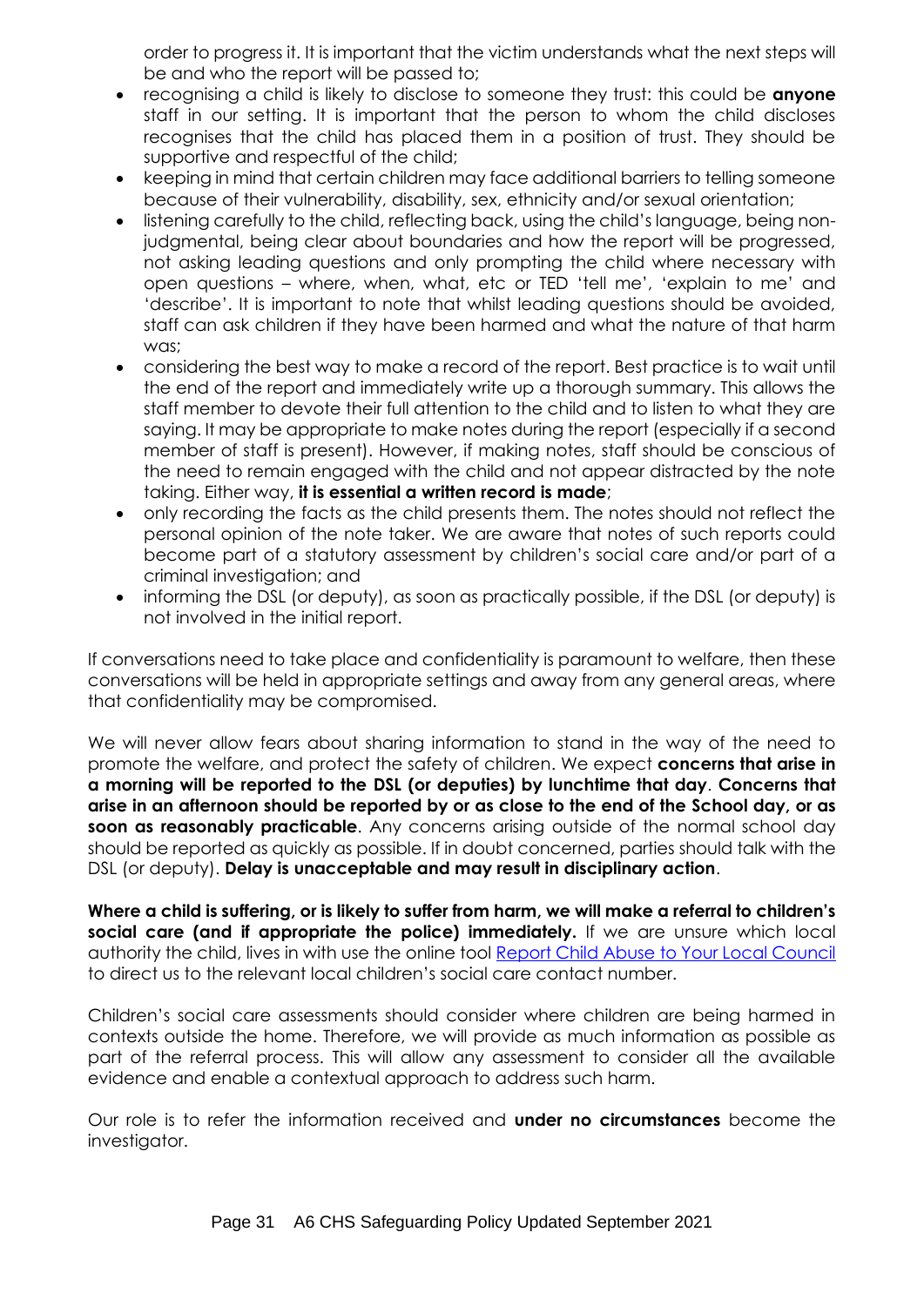order to progress it. It is important that the victim understands what the next steps will be and who the report will be passed to;

- recognising a child is likely to disclose to someone they trust: this could be **anyone** staff in our setting. It is important that the person to whom the child discloses recognises that the child has placed them in a position of trust. They should be supportive and respectful of the child;
- keeping in mind that certain children may face additional barriers to telling someone because of their vulnerability, disability, sex, ethnicity and/or sexual orientation;
- listening carefully to the child, reflecting back, using the child's language, being non-judgmental, being clear about boundaries and how the report will be progressed, not asking leading questions and only prompting the child where necessary with open questions – where, when, what, etc or TED 'tell me', 'explain to me' and 'describe'. It is important to note that whilst leading questions should be avoided, staff can ask children if they have been harmed and what the nature of that harm was;
- considering the best way to make a record of the report. Best practice is to wait until the end of the report and immediately write up a thorough summary. This allows the staff member to devote their full attention to the child and to listen to what they are saying. It may be appropriate to make notes during the report (especially if a second member of staff is present). However, if making notes, staff should be conscious of the need to remain engaged with the child and not appear distracted by the note taking. Either way, **it is essential a written record is made**;
- only recording the facts as the child presents them. The notes should not reflect the personal opinion of the note taker. We are aware that notes of such reports could become part of a statutory assessment by children's social care and/or part of a criminal investigation; and
- informing the DSL (or deputy), as soon as practically possible, if the DSL (or deputy) is not involved in the initial report.

If conversations need to take place and confidentiality is paramount to welfare, then these conversations will be held in appropriate settings and away from any general areas, where that confidentiality may be compromised.

We will never allow fears about sharing information to stand in the way of the need to promote the welfare, and protect the safety of children. We expect **concerns that arise in a morning will be reported to the DSL (or deputies) by lunchtime that day**. **Concerns that arise in an afternoon should be reported by or as close to the end of the School day, or as soon as reasonably practicable**. Any concerns arising outside of the normal school day should be reported as quickly as possible. If in doubt concerned, parties should talk with the DSL (or deputy). **Delay is unacceptable and may result in disciplinary action**.

**Where a child is suffering, or is likely to suffer from harm, we will make a referral to children's social care (and if appropriate the police) immediately.** If we are unsure which local authority the child, lives in with use the online tool [Report Child Abuse to Your Local Council] to direct us to the relevant local children's social care contact number.

Children's social care assessments should consider where children are being harmed in contexts outside the home. Therefore, we will provide as much information as possible as part of the referral process. This will allow any assessment to consider all the available evidence and enable a contextual approach to address such harm.

Our role is to refer the information received and **under no circumstances** become the investigator.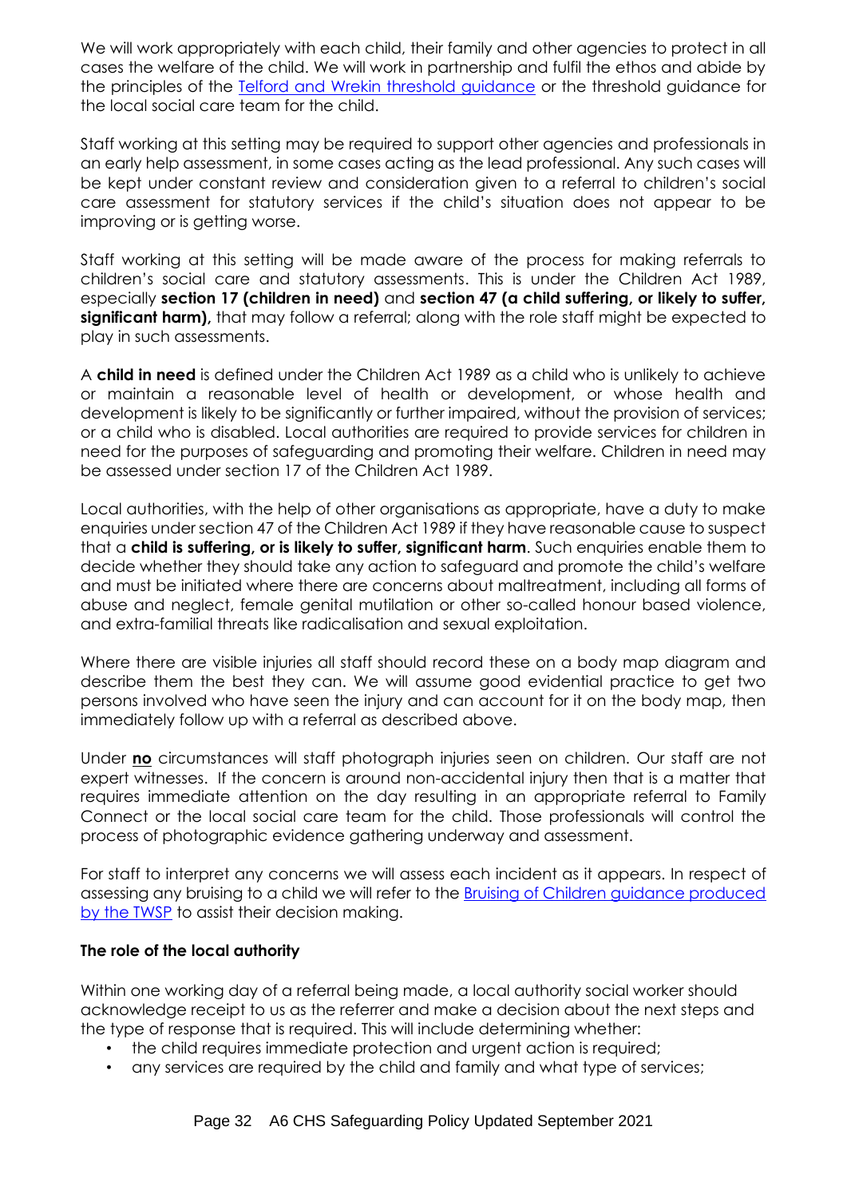We will work appropriately with each child, their family and other agencies to protect in all cases the welfare of the child. We will work in partnership and fulfil the ethos and abide by the principles of the [Telford and Wrekin threshold guidance] or the threshold guidance for the local social care team for the child.

Staff working at this setting may be required to support other agencies and professionals in an early help assessment, in some cases acting as the lead professional. Any such cases will be kept under constant review and consideration given to a referral to children's social care assessment for statutory services if the child's situation does not appear to be improving or is getting worse.

Staff working at this setting will be made aware of the process for making referrals to children's social care and statutory assessments. This is under the Children Act 1989, especially **section 17 (children in need)** and **section 47 (a child suffering, or likely to suffer, significant harm),** that may follow a referral; along with the role staff might be expected to play in such assessments.

A **child in need** is defined under the Children Act 1989 as a child who is unlikely to achieve or maintain a reasonable level of health or development, or whose health and development is likely to be significantly or further impaired, without the provision of services; or a child who is disabled. Local authorities are required to provide services for children in need for the purposes of safeguarding and promoting their welfare. Children in need may be assessed under section 17 of the Children Act 1989.

Local authorities, with the help of other organisations as appropriate, have a duty to make enquiries under section 47 of the Children Act 1989 if they have reasonable cause to suspect that a **child is suffering, or is likely to suffer, significant harm**. Such enquiries enable them to decide whether they should take any action to safeguard and promote the child's welfare and must be initiated where there are concerns about maltreatment, including all forms of abuse and neglect, female genital mutilation or other so-called honour based violence, and extra-familial threats like radicalisation and sexual exploitation.

Where there are visible injuries all staff should record these on a body map diagram and describe them the best they can. We will assume good evidential practice to get two persons involved who have seen the injury and can account for it on the body map, then immediately follow up with a referral as described above.

Under **<u>no</u>** circumstances will staff photograph injuries seen on children. Our staff are not expert witnesses. If the concern is around non-accidental injury then that is a matter that requires immediate attention on the day resulting in an appropriate referral to Family Connect or the local social care team for the child. Those professionals will control the process of photographic evidence gathering underway and assessment.

For staff to interpret any concerns we will assess each incident as it appears. In respect of assessing any bruising to a child we will refer to the [Bruising of Children guidance produced by the TWSP] to assist their decision making.

**The role of the local authority**

Within one working day of a referral being made, a local authority social worker should acknowledge receipt to us as the referrer and make a decision about the next steps and the type of response that is required. This will include determining whether:

- the child requires immediate protection and urgent action is required;
- any services are required by the child and family and what type of services;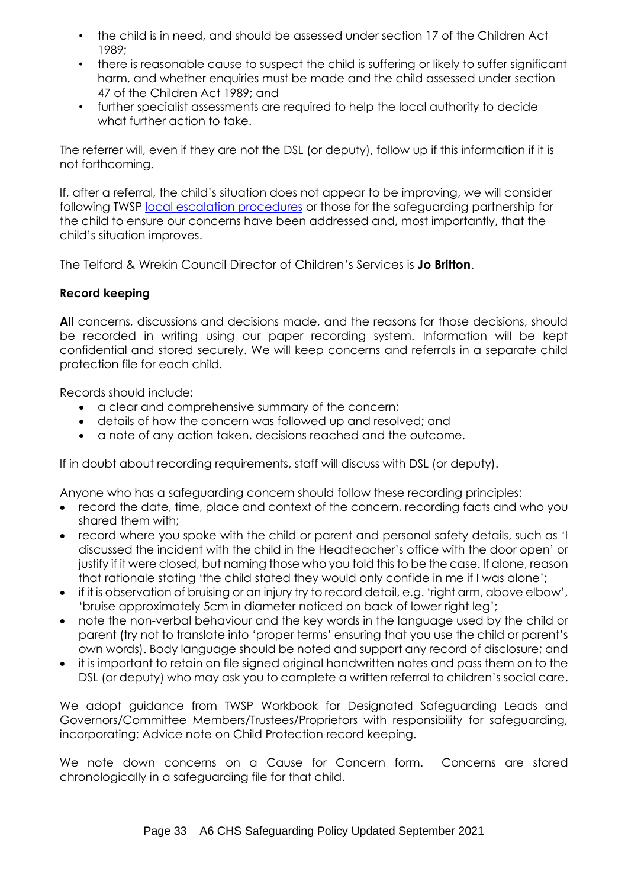- the child is in need, and should be assessed under section 17 of the Children Act 1989;
- there is reasonable cause to suspect the child is suffering or likely to suffer significant harm, and whether enquiries must be made and the child assessed under section 47 of the Children Act 1989; and
- further specialist assessments are required to help the local authority to decide what further action to take.

The referrer will, even if they are not the DSL (or deputy), follow up if this information if it is not forthcoming.

If, after a referral, the child's situation does not appear to be improving, we will consider following TWSP local escalation procedures or those for the safeguarding partnership for the child to ensure our concerns have been addressed and, most importantly, that the child's situation improves.

The Telford & Wrekin Council Director of Children's Services is **Jo Britton**.

**Record keeping**

**All** concerns, discussions and decisions made, and the reasons for those decisions, should be recorded in writing using our paper recording system. Information will be kept confidential and stored securely. We will keep concerns and referrals in a separate child protection file for each child.

Records should include:

- a clear and comprehensive summary of the concern;
- details of how the concern was followed up and resolved; and
- a note of any action taken, decisions reached and the outcome.

If in doubt about recording requirements, staff will discuss with DSL (or deputy).

Anyone who has a safeguarding concern should follow these recording principles:

- record the date, time, place and context of the concern, recording facts and who you shared them with;
- record where you spoke with the child or parent and personal safety details, such as 'I discussed the incident with the child in the Headteacher's office with the door open' or justify if it were closed, but naming those who you told this to be the case. If alone, reason that rationale stating 'the child stated they would only confide in me if I was alone';
- if it is observation of bruising or an injury try to record detail, e.g. 'right arm, above elbow', 'bruise approximately 5cm in diameter noticed on back of lower right leg';
- note the non-verbal behaviour and the key words in the language used by the child or parent (try not to translate into 'proper terms' ensuring that you use the child or parent's own words). Body language should be noted and support any record of disclosure; and
- it is important to retain on file signed original handwritten notes and pass them on to the DSL (or deputy) who may ask you to complete a written referral to children's social care.

We adopt guidance from TWSP Workbook for Designated Safeguarding Leads and Governors/Committee Members/Trustees/Proprietors with responsibility for safeguarding, incorporating: Advice note on Child Protection record keeping.

We note down concerns on a Cause for Concern form. Concerns are stored chronologically in a safeguarding file for that child.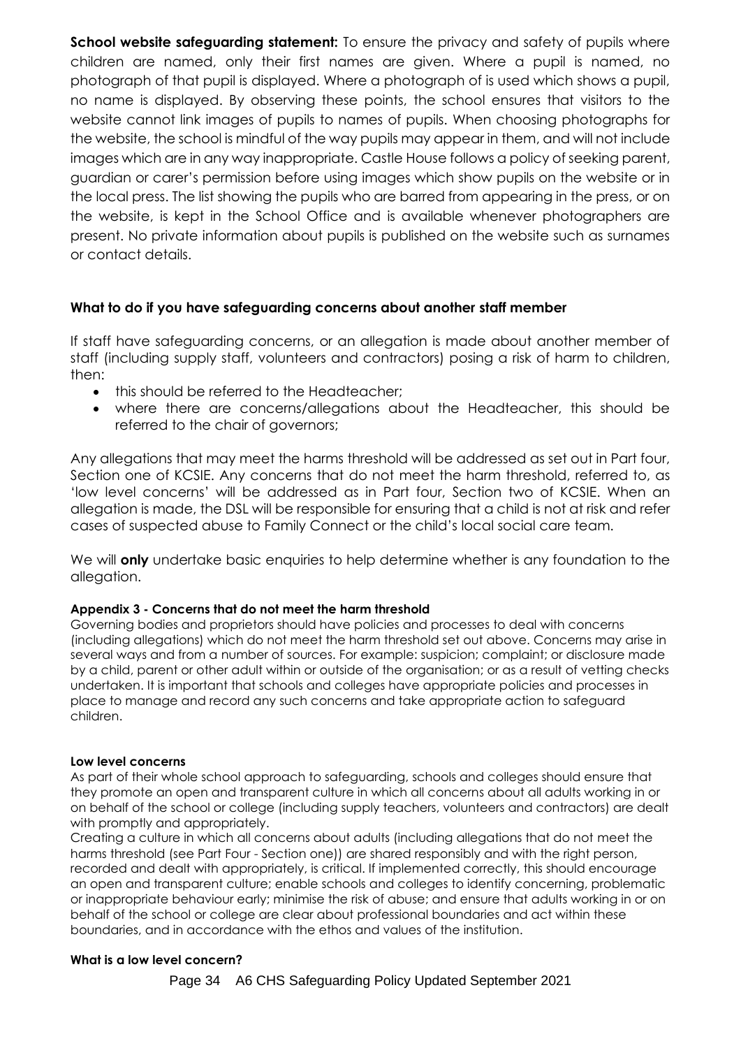**School website safeguarding statement:** To ensure the privacy and safety of pupils where children are named, only their first names are given. Where a pupil is named, no photograph of that pupil is displayed. Where a photograph of is used which shows a pupil, no name is displayed. By observing these points, the school ensures that visitors to the website cannot link images of pupils to names of pupils. When choosing photographs for the website, the school is mindful of the way pupils may appear in them, and will not include images which are in any way inappropriate. Castle House follows a policy of seeking parent, guardian or carer's permission before using images which show pupils on the website or in the local press. The list showing the pupils who are barred from appearing in the press, or on the website, is kept in the School Office and is available whenever photographers are present. No private information about pupils is published on the website such as surnames or contact details.

### What to do if you have safeguarding concerns about another staff member

If staff have safeguarding concerns, or an allegation is made about another member of staff (including supply staff, volunteers and contractors) posing a risk of harm to children, then:

- this should be referred to the Headteacher;
- where there are concerns/allegations about the Headteacher, this should be referred to the chair of governors;

Any allegations that may meet the harms threshold will be addressed as set out in Part four, Section one of KCSIE. Any concerns that do not meet the harm threshold, referred to, as 'low level concerns' will be addressed as in Part four, Section two of KCSIE. When an allegation is made, the DSL will be responsible for ensuring that a child is not at risk and refer cases of suspected abuse to Family Connect or the child's local social care team.

We will **only** undertake basic enquiries to help determine whether is any foundation to the allegation.

#### Appendix 3 - Concerns that do not meet the harm threshold

Governing bodies and proprietors should have policies and processes to deal with concerns (including allegations) which do not meet the harm threshold set out above. Concerns may arise in several ways and from a number of sources. For example: suspicion; complaint; or disclosure made by a child, parent or other adult within or outside of the organisation; or as a result of vetting checks undertaken. It is important that schools and colleges have appropriate policies and processes in place to manage and record any such concerns and take appropriate action to safeguard children.

#### Low level concerns

As part of their whole school approach to safeguarding, schools and colleges should ensure that they promote an open and transparent culture in which all concerns about all adults working in or on behalf of the school or college (including supply teachers, volunteers and contractors) are dealt with promptly and appropriately.

Creating a culture in which all concerns about adults (including allegations that do not meet the harms threshold (see Part Four - Section one)) are shared responsibly and with the right person, recorded and dealt with appropriately, is critical. If implemented correctly, this should encourage an open and transparent culture; enable schools and colleges to identify concerning, problematic or inappropriate behaviour early; minimise the risk of abuse; and ensure that adults working in or on behalf of the school or college are clear about professional boundaries and act within these boundaries, and in accordance with the ethos and values of the institution.

#### What is a low level concern?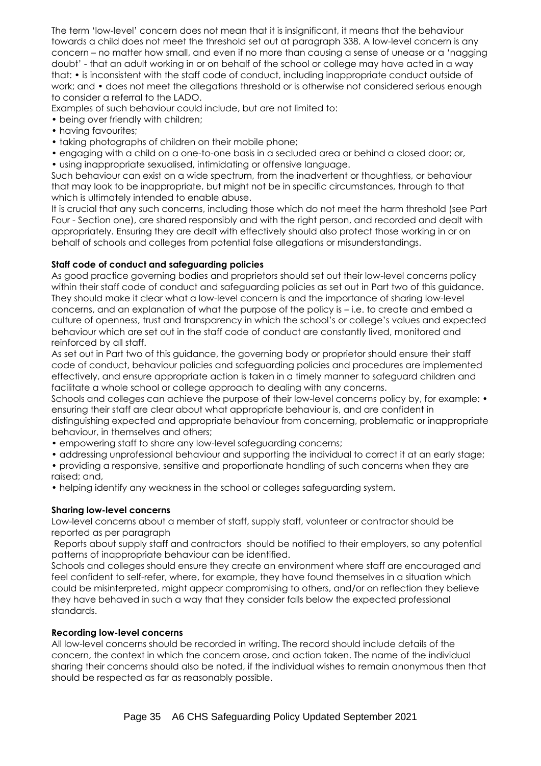The term 'low-level' concern does not mean that it is insignificant, it means that the behaviour towards a child does not meet the threshold set out at paragraph 338. A low-level concern is any concern – no matter how small, and even if no more than causing a sense of unease or a 'nagging doubt' - that an adult working in or on behalf of the school or college may have acted in a way that: • is inconsistent with the staff code of conduct, including inappropriate conduct outside of work; and • does not meet the allegations threshold or is otherwise not considered serious enough to consider a referral to the LADO.

Examples of such behaviour could include, but are not limited to:

- being over friendly with children;
- having favourites;
- taking photographs of children on their mobile phone;
- engaging with a child on a one-to-one basis in a secluded area or behind a closed door; or,
- using inappropriate sexualised, intimidating or offensive language.

Such behaviour can exist on a wide spectrum, from the inadvertent or thoughtless, or behaviour that may look to be inappropriate, but might not be in specific circumstances, through to that which is ultimately intended to enable abuse.

It is crucial that any such concerns, including those which do not meet the harm threshold (see Part Four - Section one), are shared responsibly and with the right person, and recorded and dealt with appropriately. Ensuring they are dealt with effectively should also protect those working in or on behalf of schools and colleges from potential false allegations or misunderstandings.

**Staff code of conduct and safeguarding policies**

As good practice governing bodies and proprietors should set out their low-level concerns policy within their staff code of conduct and safeguarding policies as set out in Part two of this guidance. They should make it clear what a low-level concern is and the importance of sharing low-level concerns, and an explanation of what the purpose of the policy is – i.e. to create and embed a culture of openness, trust and transparency in which the school's or college's values and expected behaviour which are set out in the staff code of conduct are constantly lived, monitored and reinforced by all staff.

As set out in Part two of this guidance, the governing body or proprietor should ensure their staff code of conduct, behaviour policies and safeguarding policies and procedures are implemented effectively, and ensure appropriate action is taken in a timely manner to safeguard children and facilitate a whole school or college approach to dealing with any concerns.

Schools and colleges can achieve the purpose of their low-level concerns policy by, for example:

- ensuring their staff are clear about what appropriate behaviour is, and are confident in distinguishing expected and appropriate behaviour from concerning, problematic or inappropriate behaviour, in themselves and others;
- empowering staff to share any low-level safeguarding concerns;
- addressing unprofessional behaviour and supporting the individual to correct it at an early stage;
- providing a responsive, sensitive and proportionate handling of such concerns when they are raised; and,
- helping identify any weakness in the school or colleges safeguarding system.

**Sharing low-level concerns**

Low-level concerns about a member of staff, supply staff, volunteer or contractor should be reported as per paragraph

Reports about supply staff and contractors should be notified to their employers, so any potential patterns of inappropriate behaviour can be identified.

Schools and colleges should ensure they create an environment where staff are encouraged and feel confident to self-refer, where, for example, they have found themselves in a situation which could be misinterpreted, might appear compromising to others, and/or on reflection they believe they have behaved in such a way that they consider falls below the expected professional standards.

**Recording low-level concerns**

All low-level concerns should be recorded in writing. The record should include details of the concern, the context in which the concern arose, and action taken. The name of the individual sharing their concerns should also be noted, if the individual wishes to remain anonymous then that should be respected as far as reasonably possible.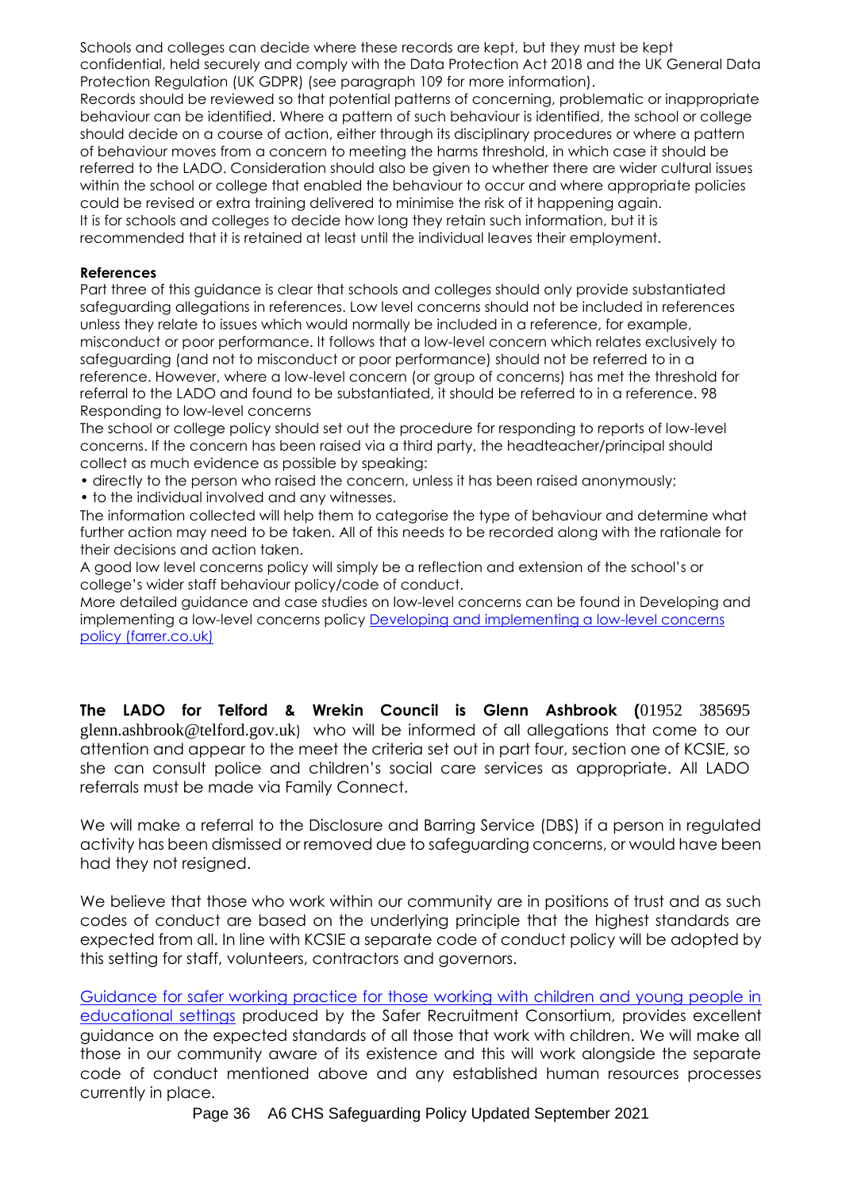Schools and colleges can decide where these records are kept, but they must be kept confidential, held securely and comply with the Data Protection Act 2018 and the UK General Data Protection Regulation (UK GDPR) (see paragraph 109 for more information).

Records should be reviewed so that potential patterns of concerning, problematic or inappropriate behaviour can be identified. Where a pattern of such behaviour is identified, the school or college should decide on a course of action, either through its disciplinary procedures or where a pattern of behaviour moves from a concern to meeting the harms threshold, in which case it should be referred to the LADO. Consideration should also be given to whether there are wider cultural issues within the school or college that enabled the behaviour to occur and where appropriate policies could be revised or extra training delivered to minimise the risk of it happening again.

It is for schools and colleges to decide how long they retain such information, but it is recommended that it is retained at least until the individual leaves their employment.

**References**

Part three of this guidance is clear that schools and colleges should only provide substantiated safeguarding allegations in references. Low level concerns should not be included in references unless they relate to issues which would normally be included in a reference, for example, misconduct or poor performance. It follows that a low-level concern which relates exclusively to safeguarding (and not to misconduct or poor performance) should not be referred to in a reference. However, where a low-level concern (or group of concerns) has met the threshold for referral to the LADO and found to be substantiated, it should be referred to in a reference. 98

Responding to low-level concerns

The school or college policy should set out the procedure for responding to reports of low-level concerns. If the concern has been raised via a third party, the headteacher/principal should collect as much evidence as possible by speaking:

- directly to the person who raised the concern, unless it has been raised anonymously;
- to the individual involved and any witnesses.

The information collected will help them to categorise the type of behaviour and determine what further action may need to be taken. All of this needs to be recorded along with the rationale for their decisions and action taken.

A good low level concerns policy will simply be a reflection and extension of the school's or college's wider staff behaviour policy/code of conduct.

More detailed guidance and case studies on low-level concerns can be found in Developing and implementing a low-level concerns policy [Developing and implementing a low-level concerns policy (farrer.co.uk)](farrer.co.uk)

**The LADO for Telford & Wrekin Council is Glenn Ashbrook (**01952 385695 glenn.ashbrook@telford.gov.uk) who will be informed of all allegations that come to our attention and appear to the meet the criteria set out in part four, section one of KCSIE, so she can consult police and children's social care services as appropriate. All LADO referrals must be made via Family Connect.

We will make a referral to the Disclosure and Barring Service (DBS) if a person in regulated activity has been dismissed or removed due to safeguarding concerns, or would have been had they not resigned.

We believe that those who work within our community are in positions of trust and as such codes of conduct are based on the underlying principle that the highest standards are expected from all. In line with KCSIE a separate code of conduct policy will be adopted by this setting for staff, volunteers, contractors and governors.

Guidance for safer working practice for those working with children and young people in educational settings produced by the Safer Recruitment Consortium, provides excellent guidance on the expected standards of all those that work with children. We will make all those in our community aware of its existence and this will work alongside the separate code of conduct mentioned above and any established human resources processes currently in place.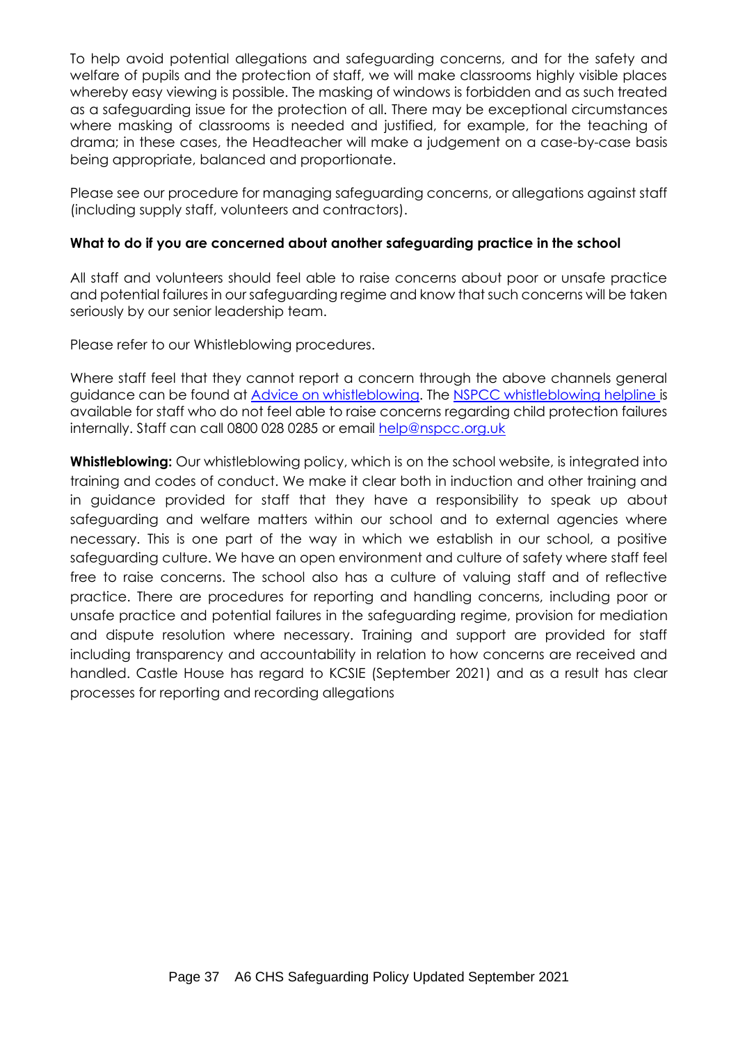To help avoid potential allegations and safeguarding concerns, and for the safety and welfare of pupils and the protection of staff, we will make classrooms highly visible places whereby easy viewing is possible. The masking of windows is forbidden and as such treated as a safeguarding issue for the protection of all. There may be exceptional circumstances where masking of classrooms is needed and justified, for example, for the teaching of drama; in these cases, the Headteacher will make a judgement on a case-by-case basis being appropriate, balanced and proportionate.

Please see our procedure for managing safeguarding concerns, or allegations against staff (including supply staff, volunteers and contractors).

**What to do if you are concerned about another safeguarding practice in the school**

All staff and volunteers should feel able to raise concerns about poor or unsafe practice and potential failures in our safeguarding regime and know that such concerns will be taken seriously by our senior leadership team.

Please refer to our Whistleblowing procedures.

Where staff feel that they cannot report a concern through the above channels general guidance can be found at Advice on whistleblowing. The NSPCC whistleblowing helpline is available for staff who do not feel able to raise concerns regarding child protection failures internally. Staff can call 0800 028 0285 or email help@nspcc.org.uk

**Whistleblowing:** Our whistleblowing policy, which is on the school website, is integrated into training and codes of conduct. We make it clear both in induction and other training and in guidance provided for staff that they have a responsibility to speak up about safeguarding and welfare matters within our school and to external agencies where necessary. This is one part of the way in which we establish in our school, a positive safeguarding culture. We have an open environment and culture of safety where staff feel free to raise concerns. The school also has a culture of valuing staff and of reflective practice. There are procedures for reporting and handling concerns, including poor or unsafe practice and potential failures in the safeguarding regime, provision for mediation and dispute resolution where necessary. Training and support are provided for staff including transparency and accountability in relation to how concerns are received and handled. Castle House has regard to KCSIE (September 2021) and as a result has clear processes for reporting and recording allegations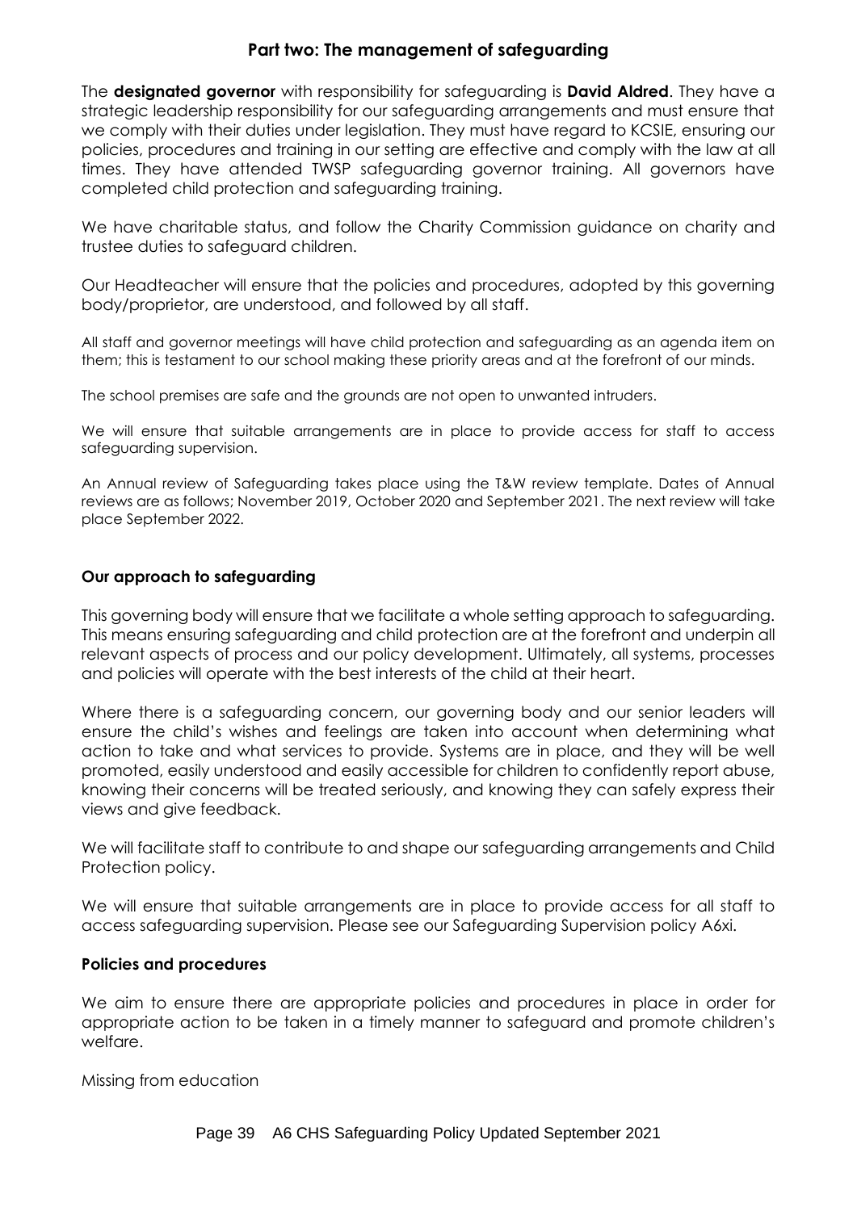## Part two: The management of safeguarding

The **designated governor** with responsibility for safeguarding is **David Aldred**. They have a strategic leadership responsibility for our safeguarding arrangements and must ensure that we comply with their duties under legislation. They must have regard to KCSIE, ensuring our policies, procedures and training in our setting are effective and comply with the law at all times. They have attended TWSP safeguarding governor training. All governors have completed child protection and safeguarding training.

We have charitable status, and follow the Charity Commission guidance on charity and trustee duties to safeguard children.

Our Headteacher will ensure that the policies and procedures, adopted by this governing body/proprietor, are understood, and followed by all staff.

All staff and governor meetings will have child protection and safeguarding as an agenda item on them; this is testament to our school making these priority areas and at the forefront of our minds.

The school premises are safe and the grounds are not open to unwanted intruders.

We will ensure that suitable arrangements are in place to provide access for staff to access safeguarding supervision.

An Annual review of Safeguarding takes place using the T&W review template. Dates of Annual reviews are as follows; November 2019, October 2020 and September 2021. The next review will take place September 2022.

### Our approach to safeguarding

This governing body will ensure that we facilitate a whole setting approach to safeguarding. This means ensuring safeguarding and child protection are at the forefront and underpin all relevant aspects of process and our policy development. Ultimately, all systems, processes and policies will operate with the best interests of the child at their heart.

Where there is a safeguarding concern, our governing body and our senior leaders will ensure the child's wishes and feelings are taken into account when determining what action to take and what services to provide. Systems are in place, and they will be well promoted, easily understood and easily accessible for children to confidently report abuse, knowing their concerns will be treated seriously, and knowing they can safely express their views and give feedback.

We will facilitate staff to contribute to and shape our safeguarding arrangements and Child Protection policy.

We will ensure that suitable arrangements are in place to provide access for all staff to access safeguarding supervision. Please see our Safeguarding Supervision policy A6xi.

### Policies and procedures

We aim to ensure there are appropriate policies and procedures in place in order for appropriate action to be taken in a timely manner to safeguard and promote children's welfare.

Missing from education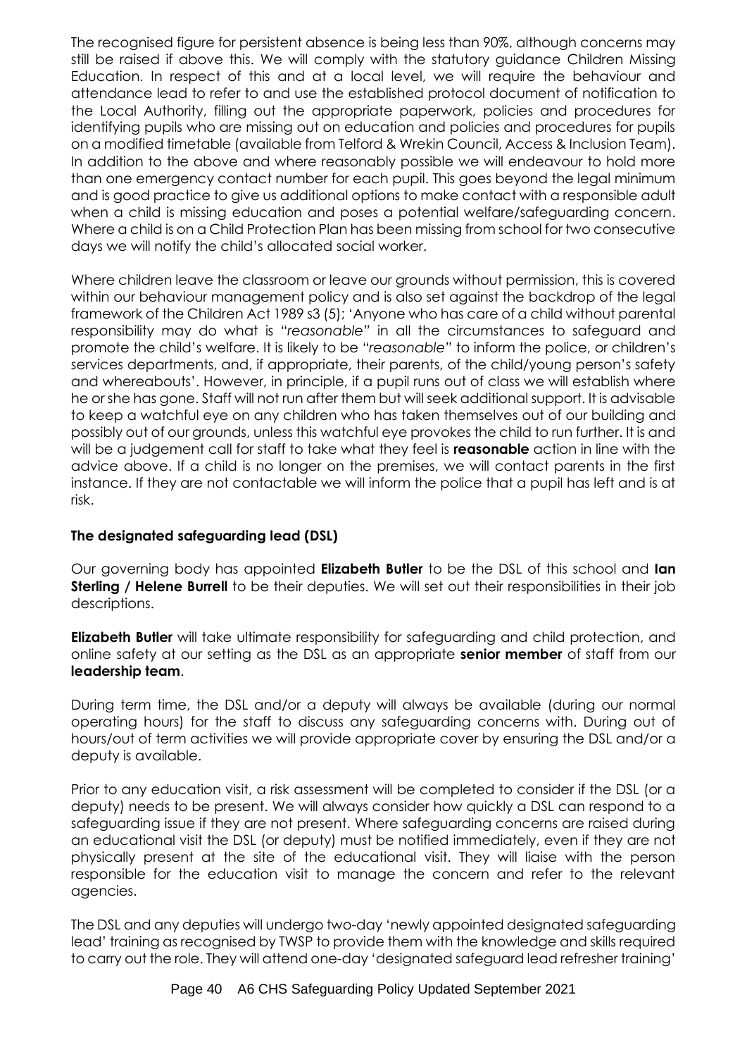The recognised figure for persistent absence is being less than 90%, although concerns may still be raised if above this. We will comply with the statutory guidance Children Missing Education. In respect of this and at a local level, we will require the behaviour and attendance lead to refer to and use the established protocol document of notification to the Local Authority, filling out the appropriate paperwork, policies and procedures for identifying pupils who are missing out on education and policies and procedures for pupils on a modified timetable (available from Telford & Wrekin Council, Access & Inclusion Team). In addition to the above and where reasonably possible we will endeavour to hold more than one emergency contact number for each pupil. This goes beyond the legal minimum and is good practice to give us additional options to make contact with a responsible adult when a child is missing education and poses a potential welfare/safeguarding concern. Where a child is on a Child Protection Plan has been missing from school for two consecutive days we will notify the child's allocated social worker.

Where children leave the classroom or leave our grounds without permission, this is covered within our behaviour management policy and is also set against the backdrop of the legal framework of the Children Act 1989 s3 (5); 'Anyone who has care of a child without parental responsibility may do what is "*reasonable*" in all the circumstances to safeguard and promote the child's welfare. It is likely to be "*reasonable*" to inform the police, or children's services departments, and, if appropriate, their parents, of the child/young person's safety and whereabouts'. However, in principle, if a pupil runs out of class we will establish where he or she has gone. Staff will not run after them but will seek additional support. It is advisable to keep a watchful eye on any children who has taken themselves out of our building and possibly out of our grounds, unless this watchful eye provokes the child to run further. It is and will be a judgement call for staff to take what they feel is **reasonable** action in line with the advice above. If a child is no longer on the premises, we will contact parents in the first instance. If they are not contactable we will inform the police that a pupil has left and is at risk.

### The designated safeguarding lead (DSL)

Our governing body has appointed **Elizabeth Butler** to be the DSL of this school and **Ian Sterling / Helene Burrell** to be their deputies. We will set out their responsibilities in their job descriptions.

**Elizabeth Butler** will take ultimate responsibility for safeguarding and child protection, and online safety at our setting as the DSL as an appropriate **senior member** of staff from our **leadership team**.

During term time, the DSL and/or a deputy will always be available (during our normal operating hours) for the staff to discuss any safeguarding concerns with. During out of hours/out of term activities we will provide appropriate cover by ensuring the DSL and/or a deputy is available.

Prior to any education visit, a risk assessment will be completed to consider if the DSL (or a deputy) needs to be present. We will always consider how quickly a DSL can respond to a safeguarding issue if they are not present. Where safeguarding concerns are raised during an educational visit the DSL (or deputy) must be notified immediately, even if they are not physically present at the site of the educational visit. They will liaise with the person responsible for the education visit to manage the concern and refer to the relevant agencies.

The DSL and any deputies will undergo two-day 'newly appointed designated safeguarding lead' training as recognised by TWSP to provide them with the knowledge and skills required to carry out the role. They will attend one-day 'designated safeguard lead refresher training'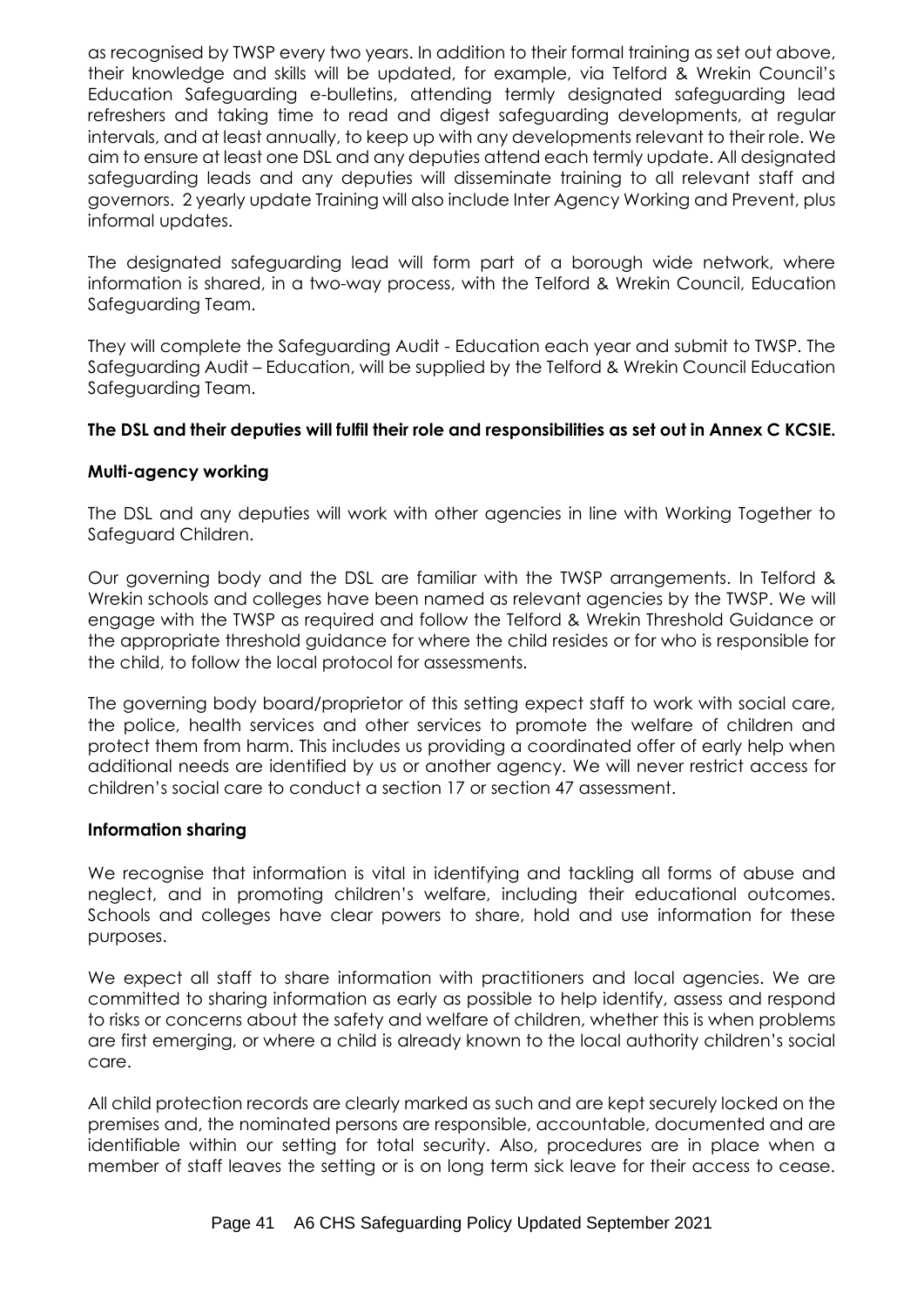as recognised by TWSP every two years. In addition to their formal training as set out above, their knowledge and skills will be updated, for example, via Telford & Wrekin Council's Education Safeguarding e-bulletins, attending termly designated safeguarding lead refreshers and taking time to read and digest safeguarding developments, at regular intervals, and at least annually, to keep up with any developments relevant to their role. We aim to ensure at least one DSL and any deputies attend each termly update. All designated safeguarding leads and any deputies will disseminate training to all relevant staff and governors. 2 yearly update Training will also include Inter Agency Working and Prevent, plus informal updates.

The designated safeguarding lead will form part of a borough wide network, where information is shared, in a two-way process, with the Telford & Wrekin Council, Education Safeguarding Team.

They will complete the Safeguarding Audit - Education each year and submit to TWSP. The Safeguarding Audit – Education, will be supplied by the Telford & Wrekin Council Education Safeguarding Team.

**The DSL and their deputies will fulfil their role and responsibilities as set out in Annex C KCSIE.**

**Multi-agency working**

The DSL and any deputies will work with other agencies in line with Working Together to Safeguard Children.

Our governing body and the DSL are familiar with the TWSP arrangements. In Telford & Wrekin schools and colleges have been named as relevant agencies by the TWSP. We will engage with the TWSP as required and follow the Telford & Wrekin Threshold Guidance or the appropriate threshold guidance for where the child resides or for who is responsible for the child, to follow the local protocol for assessments.

The governing body board/proprietor of this setting expect staff to work with social care, the police, health services and other services to promote the welfare of children and protect them from harm. This includes us providing a coordinated offer of early help when additional needs are identified by us or another agency. We will never restrict access for children's social care to conduct a section 17 or section 47 assessment.

**Information sharing**

We recognise that information is vital in identifying and tackling all forms of abuse and neglect, and in promoting children's welfare, including their educational outcomes. Schools and colleges have clear powers to share, hold and use information for these purposes.

We expect all staff to share information with practitioners and local agencies. We are committed to sharing information as early as possible to help identify, assess and respond to risks or concerns about the safety and welfare of children, whether this is when problems are first emerging, or where a child is already known to the local authority children's social care.

All child protection records are clearly marked as such and are kept securely locked on the premises and, the nominated persons are responsible, accountable, documented and are identifiable within our setting for total security. Also, procedures are in place when a member of staff leaves the setting or is on long term sick leave for their access to cease.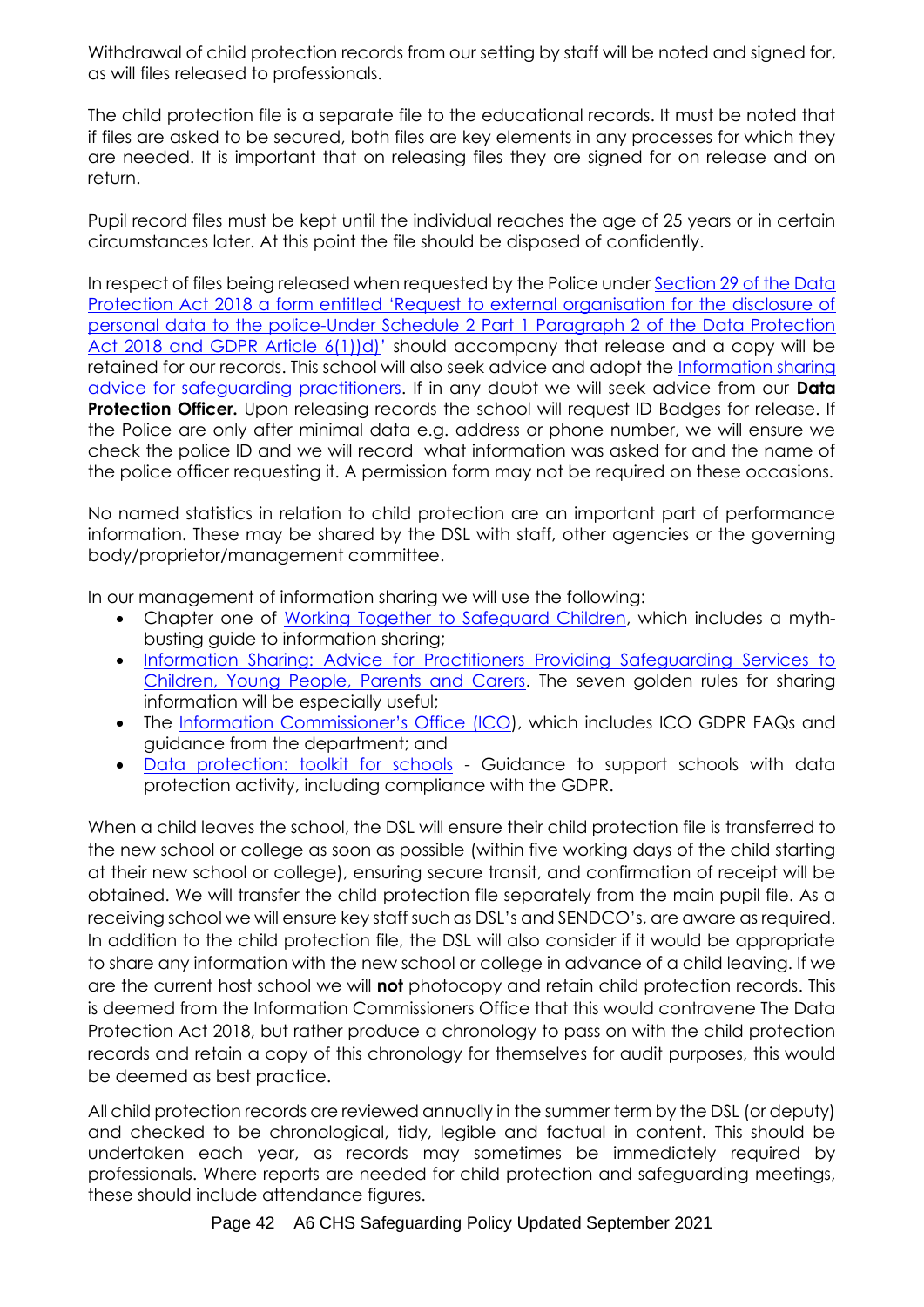Withdrawal of child protection records from our setting by staff will be noted and signed for, as will files released to professionals.

The child protection file is a separate file to the educational records. It must be noted that if files are asked to be secured, both files are key elements in any processes for which they are needed. It is important that on releasing files they are signed for on release and on return.

Pupil record files must be kept until the individual reaches the age of 25 years or in certain circumstances later. At this point the file should be disposed of confidently.

In respect of files being released when requested by the Police under Section 29 of the Data Protection Act 2018 a form entitled 'Request to external organisation for the disclosure of personal data to the police-Under Schedule 2 Part 1 Paragraph 2 of the Data Protection Act 2018 and GDPR Article 6(1))d)' should accompany that release and a copy will be retained for our records. This school will also seek advice and adopt the Information sharing advice for safeguarding practitioners. If in any doubt we will seek advice from our **Data Protection Officer.** Upon releasing records the school will request ID Badges for release. If the Police are only after minimal data e.g. address or phone number, we will ensure we check the police ID and we will record what information was asked for and the name of the police officer requesting it. A permission form may not be required on these occasions.

No named statistics in relation to child protection are an important part of performance information. These may be shared by the DSL with staff, other agencies or the governing body/proprietor/management committee.

In our management of information sharing we will use the following:

- Chapter one of Working Together to Safeguard Children, which includes a myth-busting guide to information sharing;
- Information Sharing: Advice for Practitioners Providing Safeguarding Services to Children, Young People, Parents and Carers. The seven golden rules for sharing information will be especially useful;
- The Information Commissioner's Office (ICO), which includes ICO GDPR FAQs and guidance from the department; and
- Data protection: toolkit for schools - Guidance to support schools with data protection activity, including compliance with the GDPR.

When a child leaves the school, the DSL will ensure their child protection file is transferred to the new school or college as soon as possible (within five working days of the child starting at their new school or college), ensuring secure transit, and confirmation of receipt will be obtained. We will transfer the child protection file separately from the main pupil file. As a receiving school we will ensure key staff such as DSL's and SENDCO's, are aware as required. In addition to the child protection file, the DSL will also consider if it would be appropriate to share any information with the new school or college in advance of a child leaving. If we are the current host school we will **not** photocopy and retain child protection records. This is deemed from the Information Commissioners Office that this would contravene The Data Protection Act 2018, but rather produce a chronology to pass on with the child protection records and retain a copy of this chronology for themselves for audit purposes, this would be deemed as best practice.

All child protection records are reviewed annually in the summer term by the DSL (or deputy) and checked to be chronological, tidy, legible and factual in content. This should be undertaken each year, as records may sometimes be immediately required by professionals. Where reports are needed for child protection and safeguarding meetings, these should include attendance figures.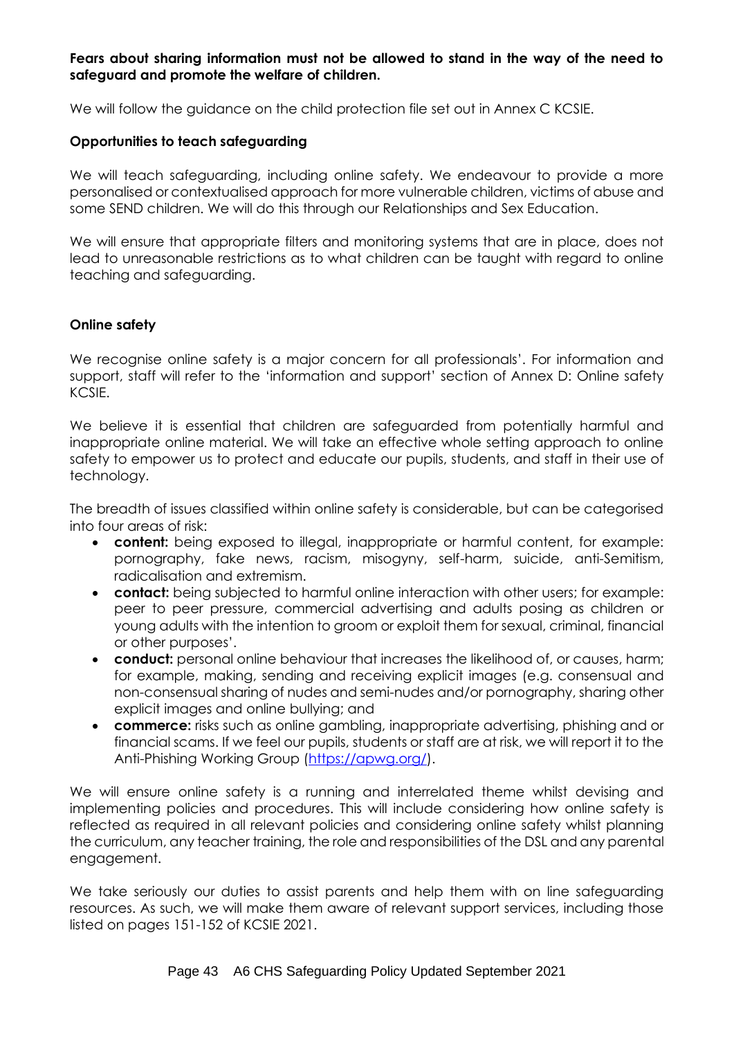**Fears about sharing information must not be allowed to stand in the way of the need to safeguard and promote the welfare of children.**

We will follow the guidance on the child protection file set out in Annex C KCSIE.

**Opportunities to teach safeguarding**

We will teach safeguarding, including online safety. We endeavour to provide a more personalised or contextualised approach for more vulnerable children, victims of abuse and some SEND children. We will do this through our Relationships and Sex Education.

We will ensure that appropriate filters and monitoring systems that are in place, does not lead to unreasonable restrictions as to what children can be taught with regard to online teaching and safeguarding.

**Online safety**

We recognise online safety is a major concern for all professionals'. For information and support, staff will refer to the 'information and support' section of Annex D: Online safety KCSIE.

We believe it is essential that children are safeguarded from potentially harmful and inappropriate online material. We will take an effective whole setting approach to online safety to empower us to protect and educate our pupils, students, and staff in their use of technology.

The breadth of issues classified within online safety is considerable, but can be categorised into four areas of risk:

- **content:** being exposed to illegal, inappropriate or harmful content, for example: pornography, fake news, racism, misogyny, self-harm, suicide, anti-Semitism, radicalisation and extremism.
- **contact:** being subjected to harmful online interaction with other users; for example: peer to peer pressure, commercial advertising and adults posing as children or young adults with the intention to groom or exploit them for sexual, criminal, financial or other purposes'.
- **conduct:** personal online behaviour that increases the likelihood of, or causes, harm; for example, making, sending and receiving explicit images (e.g. consensual and non-consensual sharing of nudes and semi-nudes and/or pornography, sharing other explicit images and online bullying; and
- **commerce:** risks such as online gambling, inappropriate advertising, phishing and or financial scams. If we feel our pupils, students or staff are at risk, we will report it to the Anti-Phishing Working Group (https://apwg.org/).

We will ensure online safety is a running and interrelated theme whilst devising and implementing policies and procedures. This will include considering how online safety is reflected as required in all relevant policies and considering online safety whilst planning the curriculum, any teacher training, the role and responsibilities of the DSL and any parental engagement.

We take seriously our duties to assist parents and help them with on line safeguarding resources. As such, we will make them aware of relevant support services, including those listed on pages 151-152 of KCSIE 2021.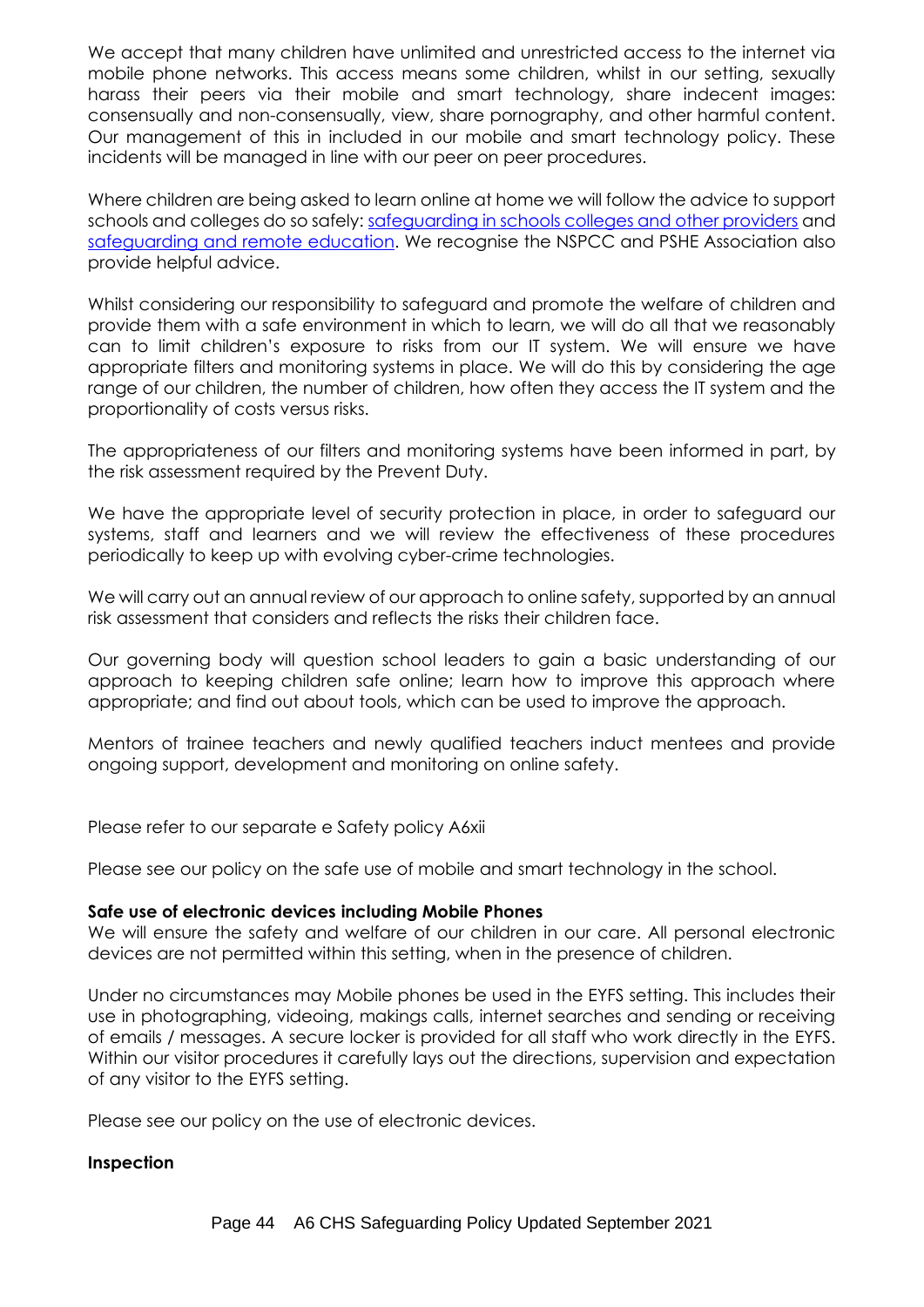We accept that many children have unlimited and unrestricted access to the internet via mobile phone networks. This access means some children, whilst in our setting, sexually harass their peers via their mobile and smart technology, share indecent images: consensually and non-consensually, view, share pornography, and other harmful content. Our management of this in included in our mobile and smart technology policy. These incidents will be managed in line with our peer on peer procedures.

Where children are being asked to learn online at home we will follow the advice to support schools and colleges do so safely: [safeguarding in schools colleges and other providers]() and [safeguarding and remote education](). We recognise the NSPCC and PSHE Association also provide helpful advice.

Whilst considering our responsibility to safeguard and promote the welfare of children and provide them with a safe environment in which to learn, we will do all that we reasonably can to limit children's exposure to risks from our IT system. We will ensure we have appropriate filters and monitoring systems in place. We will do this by considering the age range of our children, the number of children, how often they access the IT system and the proportionality of costs versus risks.

The appropriateness of our filters and monitoring systems have been informed in part, by the risk assessment required by the Prevent Duty.

We have the appropriate level of security protection in place, in order to safeguard our systems, staff and learners and we will review the effectiveness of these procedures periodically to keep up with evolving cyber-crime technologies.

We will carry out an annual review of our approach to online safety, supported by an annual risk assessment that considers and reflects the risks their children face.

Our governing body will question school leaders to gain a basic understanding of our approach to keeping children safe online; learn how to improve this approach where appropriate; and find out about tools, which can be used to improve the approach.

Mentors of trainee teachers and newly qualified teachers induct mentees and provide ongoing support, development and monitoring on online safety.

Please refer to our separate e Safety policy A6xii

Please see our policy on the safe use of mobile and smart technology in the school.

**Safe use of electronic devices including Mobile Phones**
We will ensure the safety and welfare of our children in our care. All personal electronic devices are not permitted within this setting, when in the presence of children.

Under no circumstances may Mobile phones be used in the EYFS setting. This includes their use in photographing, videoing, makings calls, internet searches and sending or receiving of emails / messages. A secure locker is provided for all staff who work directly in the EYFS. Within our visitor procedures it carefully lays out the directions, supervision and expectation of any visitor to the EYFS setting.

Please see our policy on the use of electronic devices.

**Inspection**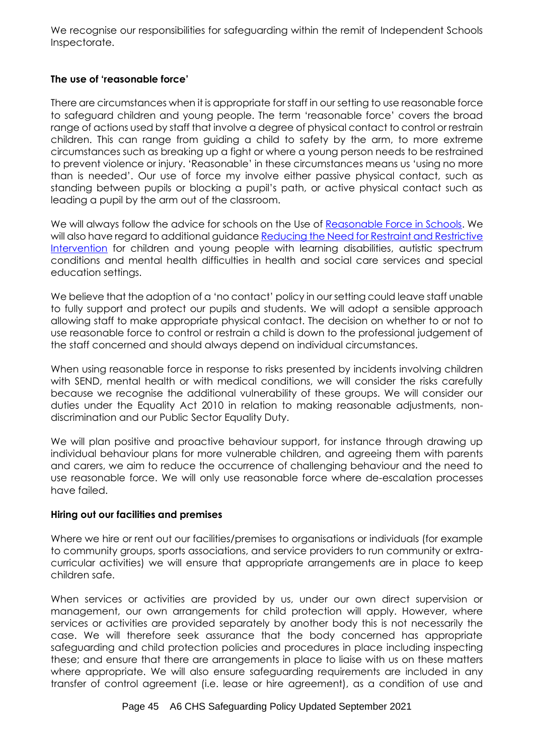We recognise our responsibilities for safeguarding within the remit of Independent Schools Inspectorate.

**The use of 'reasonable force'**

There are circumstances when it is appropriate for staff in our setting to use reasonable force to safeguard children and young people. The term 'reasonable force' covers the broad range of actions used by staff that involve a degree of physical contact to control or restrain children. This can range from guiding a child to safety by the arm, to more extreme circumstances such as breaking up a fight or where a young person needs to be restrained to prevent violence or injury. 'Reasonable' in these circumstances means us 'using no more than is needed'. Our use of force my involve either passive physical contact, such as standing between pupils or blocking a pupil's path, or active physical contact such as leading a pupil by the arm out of the classroom.

We will always follow the advice for schools on the Use of Reasonable Force in Schools. We will also have regard to additional guidance Reducing the Need for Restraint and Restrictive Intervention for children and young people with learning disabilities, autistic spectrum conditions and mental health difficulties in health and social care services and special education settings.

We believe that the adoption of a 'no contact' policy in our setting could leave staff unable to fully support and protect our pupils and students. We will adopt a sensible approach allowing staff to make appropriate physical contact. The decision on whether to or not to use reasonable force to control or restrain a child is down to the professional judgement of the staff concerned and should always depend on individual circumstances.

When using reasonable force in response to risks presented by incidents involving children with SEND, mental health or with medical conditions, we will consider the risks carefully because we recognise the additional vulnerability of these groups. We will consider our duties under the Equality Act 2010 in relation to making reasonable adjustments, non-discrimination and our Public Sector Equality Duty.

We will plan positive and proactive behaviour support, for instance through drawing up individual behaviour plans for more vulnerable children, and agreeing them with parents and carers, we aim to reduce the occurrence of challenging behaviour and the need to use reasonable force. We will only use reasonable force where de-escalation processes have failed.

**Hiring out our facilities and premises**

Where we hire or rent out our facilities/premises to organisations or individuals (for example to community groups, sports associations, and service providers to run community or extra-curricular activities) we will ensure that appropriate arrangements are in place to keep children safe.

When services or activities are provided by us, under our own direct supervision or management, our own arrangements for child protection will apply. However, where services or activities are provided separately by another body this is not necessarily the case. We will therefore seek assurance that the body concerned has appropriate safeguarding and child protection policies and procedures in place including inspecting these; and ensure that there are arrangements in place to liaise with us on these matters where appropriate. We will also ensure safeguarding requirements are included in any transfer of control agreement (i.e. lease or hire agreement), as a condition of use and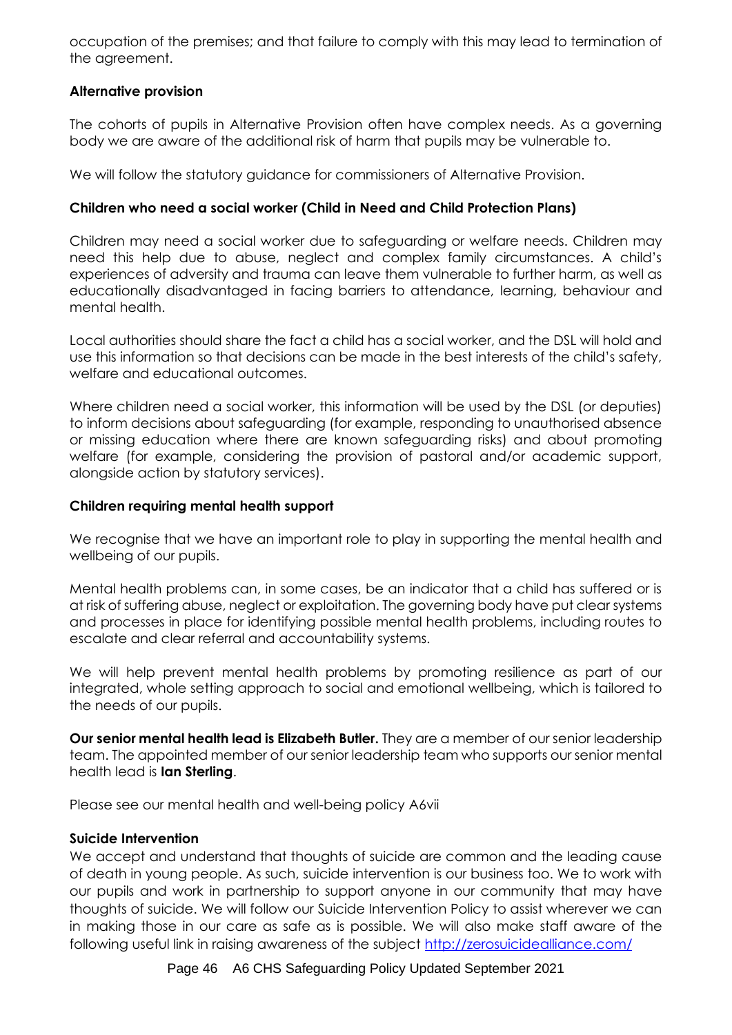occupation of the premises; and that failure to comply with this may lead to termination of the agreement.

**Alternative provision**

The cohorts of pupils in Alternative Provision often have complex needs. As a governing body we are aware of the additional risk of harm that pupils may be vulnerable to.

We will follow the statutory guidance for commissioners of Alternative Provision.

**Children who need a social worker (Child in Need and Child Protection Plans)**

Children may need a social worker due to safeguarding or welfare needs. Children may need this help due to abuse, neglect and complex family circumstances. A child's experiences of adversity and trauma can leave them vulnerable to further harm, as well as educationally disadvantaged in facing barriers to attendance, learning, behaviour and mental health.

Local authorities should share the fact a child has a social worker, and the DSL will hold and use this information so that decisions can be made in the best interests of the child's safety, welfare and educational outcomes.

Where children need a social worker, this information will be used by the DSL (or deputies) to inform decisions about safeguarding (for example, responding to unauthorised absence or missing education where there are known safeguarding risks) and about promoting welfare (for example, considering the provision of pastoral and/or academic support, alongside action by statutory services).

**Children requiring mental health support**

We recognise that we have an important role to play in supporting the mental health and wellbeing of our pupils.

Mental health problems can, in some cases, be an indicator that a child has suffered or is at risk of suffering abuse, neglect or exploitation. The governing body have put clear systems and processes in place for identifying possible mental health problems, including routes to escalate and clear referral and accountability systems.

We will help prevent mental health problems by promoting resilience as part of our integrated, whole setting approach to social and emotional wellbeing, which is tailored to the needs of our pupils.

**Our senior mental health lead is Elizabeth Butler.** They are a member of our senior leadership team. The appointed member of our senior leadership team who supports our senior mental health lead is **Ian Sterling**.

Please see our mental health and well-being policy A6vii

**Suicide Intervention**

We accept and understand that thoughts of suicide are common and the leading cause of death in young people. As such, suicide intervention is our business too. We to work with our pupils and work in partnership to support anyone in our community that may have thoughts of suicide. We will follow our Suicide Intervention Policy to assist wherever we can in making those in our care as safe as is possible. We will also make staff aware of the following useful link in raising awareness of the subject http://zerosuicidealliance.com/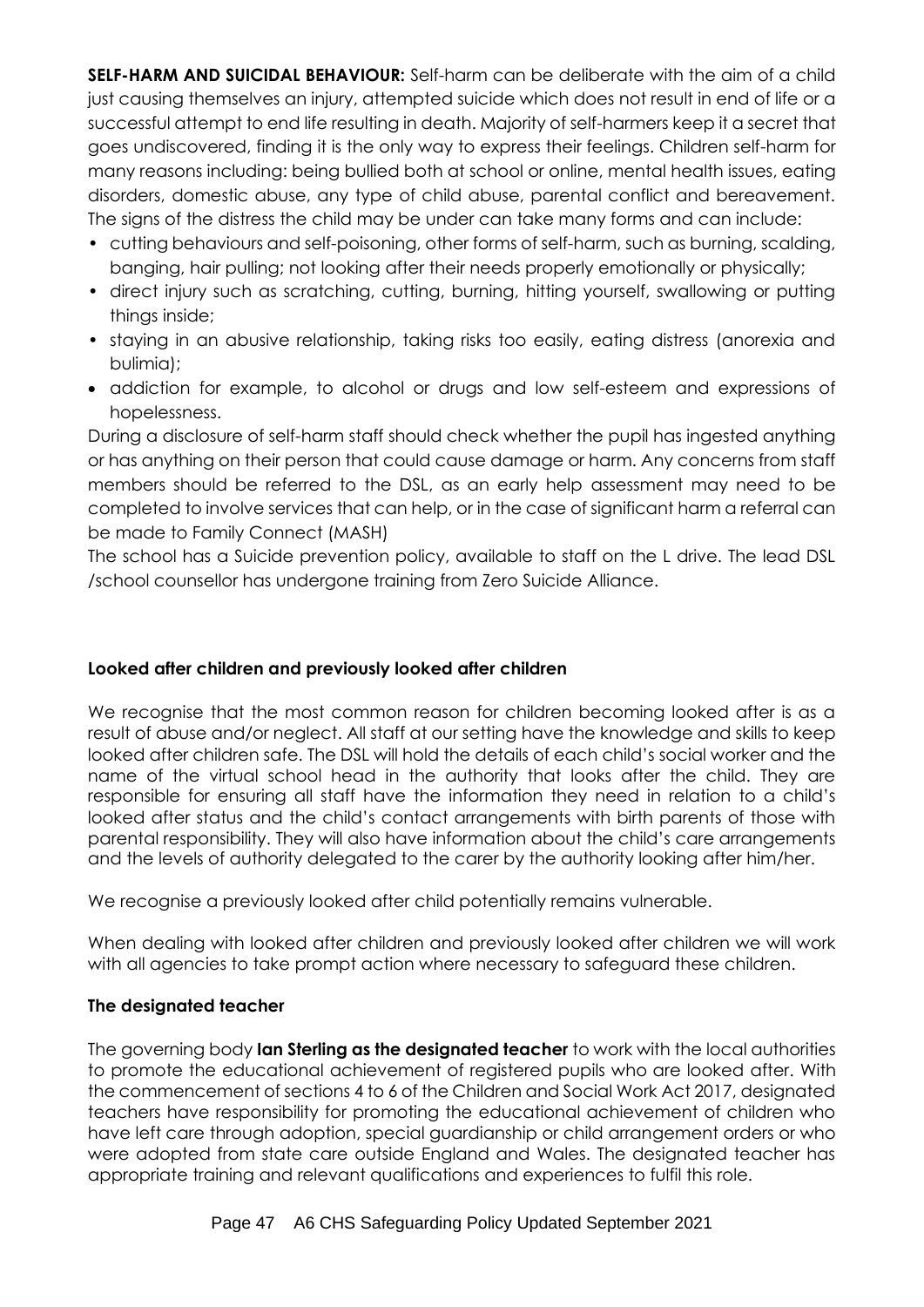**SELF-HARM AND SUICIDAL BEHAVIOUR:** Self-harm can be deliberate with the aim of a child just causing themselves an injury, attempted suicide which does not result in end of life or a successful attempt to end life resulting in death. Majority of self-harmers keep it a secret that goes undiscovered, finding it is the only way to express their feelings. Children self-harm for many reasons including: being bullied both at school or online, mental health issues, eating disorders, domestic abuse, any type of child abuse, parental conflict and bereavement. The signs of the distress the child may be under can take many forms and can include:

- cutting behaviours and self-poisoning, other forms of self-harm, such as burning, scalding, banging, hair pulling; not looking after their needs properly emotionally or physically;
- direct injury such as scratching, cutting, burning, hitting yourself, swallowing or putting things inside;
- staying in an abusive relationship, taking risks too easily, eating distress (anorexia and bulimia);
- addiction for example, to alcohol or drugs and low self-esteem and expressions of hopelessness.

During a disclosure of self-harm staff should check whether the pupil has ingested anything or has anything on their person that could cause damage or harm. Any concerns from staff members should be referred to the DSL, as an early help assessment may need to be completed to involve services that can help, or in the case of significant harm a referral can be made to Family Connect (MASH)

The school has a Suicide prevention policy, available to staff on the L drive. The lead DSL /school counsellor has undergone training from Zero Suicide Alliance.

**Looked after children and previously looked after children**

We recognise that the most common reason for children becoming looked after is as a result of abuse and/or neglect. All staff at our setting have the knowledge and skills to keep looked after children safe. The DSL will hold the details of each child's social worker and the name of the virtual school head in the authority that looks after the child. They are responsible for ensuring all staff have the information they need in relation to a child's looked after status and the child's contact arrangements with birth parents of those with parental responsibility. They will also have information about the child's care arrangements and the levels of authority delegated to the carer by the authority looking after him/her.

We recognise a previously looked after child potentially remains vulnerable.

When dealing with looked after children and previously looked after children we will work with all agencies to take prompt action where necessary to safeguard these children.

**The designated teacher**

The governing body **Ian Sterling as the designated teacher** to work with the local authorities to promote the educational achievement of registered pupils who are looked after. With the commencement of sections 4 to 6 of the Children and Social Work Act 2017, designated teachers have responsibility for promoting the educational achievement of children who have left care through adoption, special guardianship or child arrangement orders or who were adopted from state care outside England and Wales. The designated teacher has appropriate training and relevant qualifications and experiences to fulfil this role.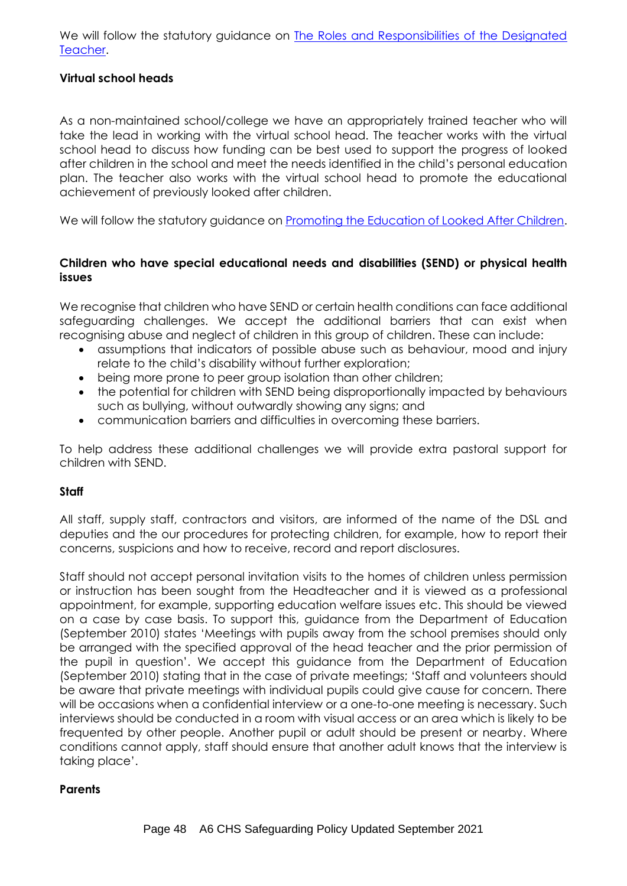We will follow the statutory guidance on [The Roles and Responsibilities of the Designated Teacher](#).

**Virtual school heads**

As a non-maintained school/college we have an appropriately trained teacher who will take the lead in working with the virtual school head. The teacher works with the virtual school head to discuss how funding can be best used to support the progress of looked after children in the school and meet the needs identified in the child's personal education plan. The teacher also works with the virtual school head to promote the educational achievement of previously looked after children.

We will follow the statutory guidance on [Promoting the Education of Looked After Children](#).

**Children who have special educational needs and disabilities (SEND) or physical health issues**

We recognise that children who have SEND or certain health conditions can face additional safeguarding challenges. We accept the additional barriers that can exist when recognising abuse and neglect of children in this group of children. These can include:

- assumptions that indicators of possible abuse such as behaviour, mood and injury relate to the child's disability without further exploration;
- being more prone to peer group isolation than other children;
- the potential for children with SEND being disproportionally impacted by behaviours such as bullying, without outwardly showing any signs; and
- communication barriers and difficulties in overcoming these barriers.

To help address these additional challenges we will provide extra pastoral support for children with SEND.

**Staff**

All staff, supply staff, contractors and visitors, are informed of the name of the DSL and deputies and the our procedures for protecting children, for example, how to report their concerns, suspicions and how to receive, record and report disclosures.

Staff should not accept personal invitation visits to the homes of children unless permission or instruction has been sought from the Headteacher and it is viewed as a professional appointment, for example, supporting education welfare issues etc. This should be viewed on a case by case basis. To support this, guidance from the Department of Education (September 2010) states 'Meetings with pupils away from the school premises should only be arranged with the specified approval of the head teacher and the prior permission of the pupil in question'. We accept this guidance from the Department of Education (September 2010) stating that in the case of private meetings; 'Staff and volunteers should be aware that private meetings with individual pupils could give cause for concern. There will be occasions when a confidential interview or a one-to-one meeting is necessary. Such interviews should be conducted in a room with visual access or an area which is likely to be frequented by other people. Another pupil or adult should be present or nearby. Where conditions cannot apply, staff should ensure that another adult knows that the interview is taking place'.

**Parents**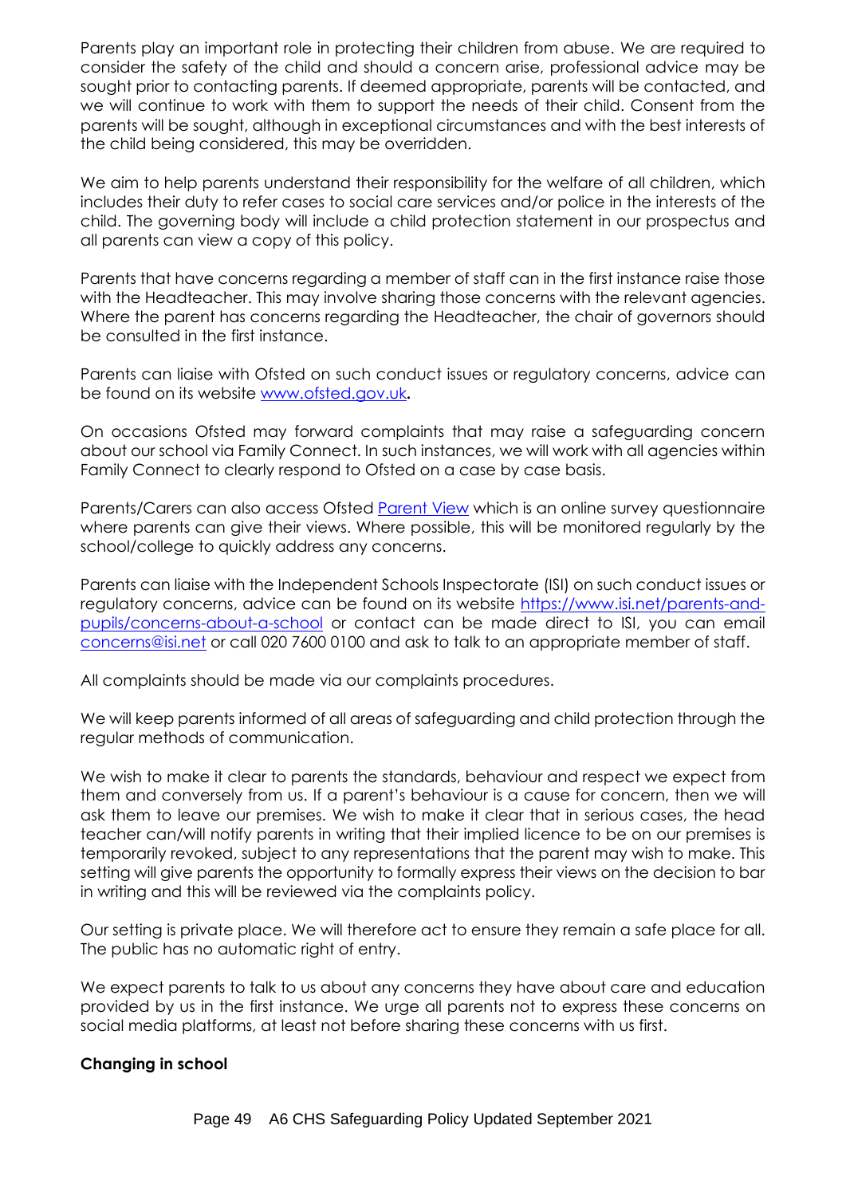Parents play an important role in protecting their children from abuse. We are required to consider the safety of the child and should a concern arise, professional advice may be sought prior to contacting parents. If deemed appropriate, parents will be contacted, and we will continue to work with them to support the needs of their child. Consent from the parents will be sought, although in exceptional circumstances and with the best interests of the child being considered, this may be overridden.

We aim to help parents understand their responsibility for the welfare of all children, which includes their duty to refer cases to social care services and/or police in the interests of the child. The governing body will include a child protection statement in our prospectus and all parents can view a copy of this policy.

Parents that have concerns regarding a member of staff can in the first instance raise those with the Headteacher. This may involve sharing those concerns with the relevant agencies. Where the parent has concerns regarding the Headteacher, the chair of governors should be consulted in the first instance.

Parents can liaise with Ofsted on such conduct issues or regulatory concerns, advice can be found on its website [www.ofsted.gov.uk](www.ofsted.gov.uk).

On occasions Ofsted may forward complaints that may raise a safeguarding concern about our school via Family Connect. In such instances, we will work with all agencies within Family Connect to clearly respond to Ofsted on a case by case basis.

Parents/Carers can also access Ofsted Parent View which is an online survey questionnaire where parents can give their views. Where possible, this will be monitored regularly by the school/college to quickly address any concerns.

Parents can liaise with the Independent Schools Inspectorate (ISI) on such conduct issues or regulatory concerns, advice can be found on its website [https://www.isi.net/parents-and-pupils/concerns-about-a-school](https://www.isi.net/parents-and-pupils/concerns-about-a-school) or contact can be made direct to ISI, you can email [concerns@isi.net](mailto:concerns@isi.net) or call 020 7600 0100 and ask to talk to an appropriate member of staff.

All complaints should be made via our complaints procedures.

We will keep parents informed of all areas of safeguarding and child protection through the regular methods of communication.

We wish to make it clear to parents the standards, behaviour and respect we expect from them and conversely from us. If a parent's behaviour is a cause for concern, then we will ask them to leave our premises. We wish to make it clear that in serious cases, the head teacher can/will notify parents in writing that their implied licence to be on our premises is temporarily revoked, subject to any representations that the parent may wish to make. This setting will give parents the opportunity to formally express their views on the decision to bar in writing and this will be reviewed via the complaints policy.

Our setting is private place. We will therefore act to ensure they remain a safe place for all. The public has no automatic right of entry.

We expect parents to talk to us about any concerns they have about care and education provided by us in the first instance. We urge all parents not to express these concerns on social media platforms, at least not before sharing these concerns with us first.

**Changing in school**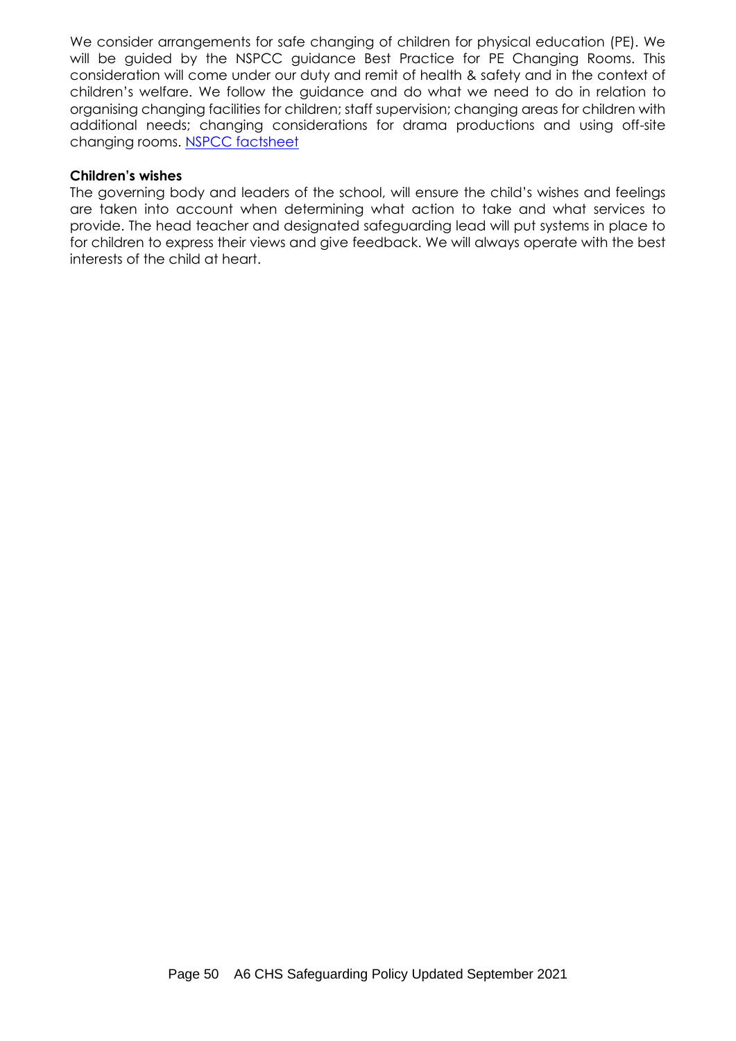We consider arrangements for safe changing of children for physical education (PE). We will be guided by the NSPCC guidance Best Practice for PE Changing Rooms. This consideration will come under our duty and remit of health & safety and in the context of children's welfare. We follow the guidance and do what we need to do in relation to organising changing facilities for children; staff supervision; changing areas for children with additional needs; changing considerations for drama productions and using off-site changing rooms. NSPCC factsheet

**Children's wishes**

The governing body and leaders of the school, will ensure the child's wishes and feelings are taken into account when determining what action to take and what services to provide. The head teacher and designated safeguarding lead will put systems in place to for children to express their views and give feedback. We will always operate with the best interests of the child at heart.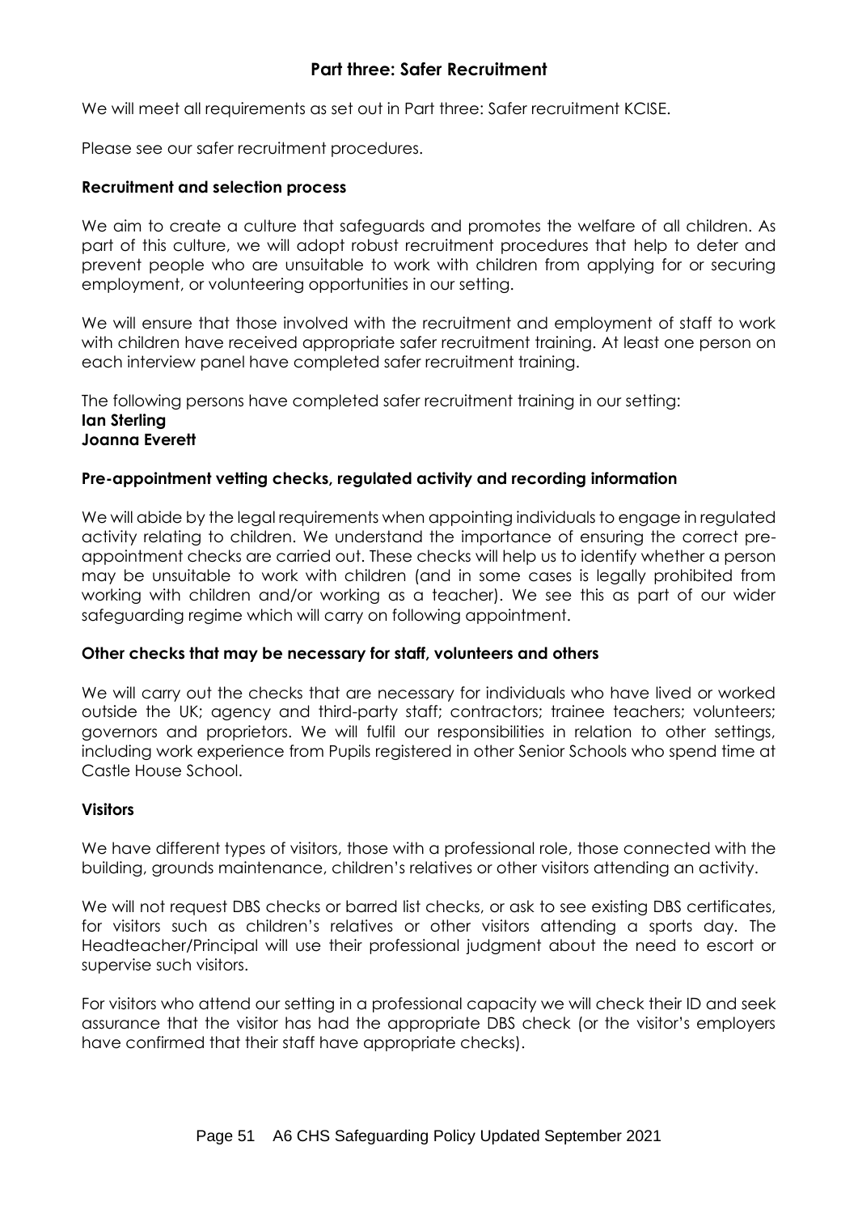## Part three: Safer Recruitment

We will meet all requirements as set out in Part three: Safer recruitment KCISE.

Please see our safer recruitment procedures.

### Recruitment and selection process

We aim to create a culture that safeguards and promotes the welfare of all children. As part of this culture, we will adopt robust recruitment procedures that help to deter and prevent people who are unsuitable to work with children from applying for or securing employment, or volunteering opportunities in our setting.

We will ensure that those involved with the recruitment and employment of staff to work with children have received appropriate safer recruitment training. At least one person on each interview panel have completed safer recruitment training.

The following persons have completed safer recruitment training in our setting:
**Ian Sterling**
**Joanna Everett**

### Pre-appointment vetting checks, regulated activity and recording information

We will abide by the legal requirements when appointing individuals to engage in regulated activity relating to children. We understand the importance of ensuring the correct pre-appointment checks are carried out. These checks will help us to identify whether a person may be unsuitable to work with children (and in some cases is legally prohibited from working with children and/or working as a teacher). We see this as part of our wider safeguarding regime which will carry on following appointment.

### Other checks that may be necessary for staff, volunteers and others

We will carry out the checks that are necessary for individuals who have lived or worked outside the UK; agency and third-party staff; contractors; trainee teachers; volunteers; governors and proprietors. We will fulfil our responsibilities in relation to other settings, including work experience from Pupils registered in other Senior Schools who spend time at Castle House School.

### Visitors

We have different types of visitors, those with a professional role, those connected with the building, grounds maintenance, children's relatives or other visitors attending an activity.

We will not request DBS checks or barred list checks, or ask to see existing DBS certificates, for visitors such as children's relatives or other visitors attending a sports day. The Headteacher/Principal will use their professional judgment about the need to escort or supervise such visitors.

For visitors who attend our setting in a professional capacity we will check their ID and seek assurance that the visitor has had the appropriate DBS check (or the visitor's employers have confirmed that their staff have appropriate checks).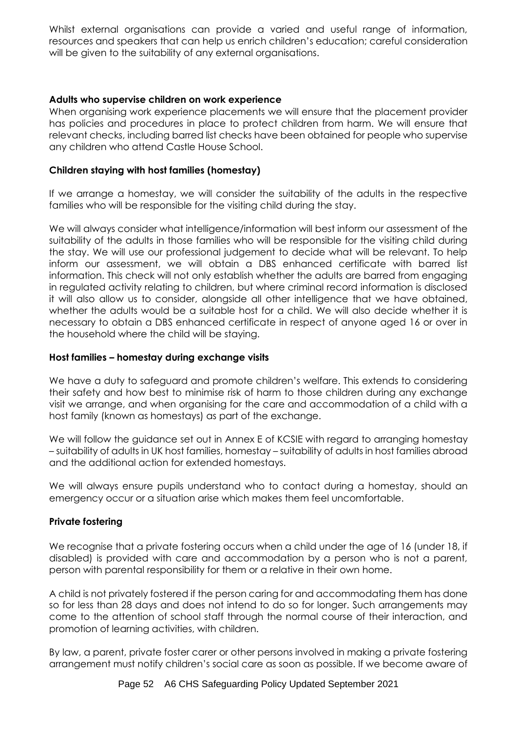Whilst external organisations can provide a varied and useful range of information, resources and speakers that can help us enrich children's education; careful consideration will be given to the suitability of any external organisations.

**Adults who supervise children on work experience**

When organising work experience placements we will ensure that the placement provider has policies and procedures in place to protect children from harm. We will ensure that relevant checks, including barred list checks have been obtained for people who supervise any children who attend Castle House School.

**Children staying with host families (homestay)**

If we arrange a homestay, we will consider the suitability of the adults in the respective families who will be responsible for the visiting child during the stay.

We will always consider what intelligence/information will best inform our assessment of the suitability of the adults in those families who will be responsible for the visiting child during the stay. We will use our professional judgement to decide what will be relevant. To help inform our assessment, we will obtain a DBS enhanced certificate with barred list information. This check will not only establish whether the adults are barred from engaging in regulated activity relating to children, but where criminal record information is disclosed it will also allow us to consider, alongside all other intelligence that we have obtained, whether the adults would be a suitable host for a child. We will also decide whether it is necessary to obtain a DBS enhanced certificate in respect of anyone aged 16 or over in the household where the child will be staying.

**Host families – homestay during exchange visits**

We have a duty to safeguard and promote children's welfare. This extends to considering their safety and how best to minimise risk of harm to those children during any exchange visit we arrange, and when organising for the care and accommodation of a child with a host family (known as homestays) as part of the exchange.

We will follow the guidance set out in Annex E of KCSIE with regard to arranging homestay – suitability of adults in UK host families, homestay – suitability of adults in host families abroad and the additional action for extended homestays.

We will always ensure pupils understand who to contact during a homestay, should an emergency occur or a situation arise which makes them feel uncomfortable.

**Private fostering**

We recognise that a private fostering occurs when a child under the age of 16 (under 18, if disabled) is provided with care and accommodation by a person who is not a parent, person with parental responsibility for them or a relative in their own home.

A child is not privately fostered if the person caring for and accommodating them has done so for less than 28 days and does not intend to do so for longer. Such arrangements may come to the attention of school staff through the normal course of their interaction, and promotion of learning activities, with children.

By law, a parent, private foster carer or other persons involved in making a private fostering arrangement must notify children's social care as soon as possible. If we become aware of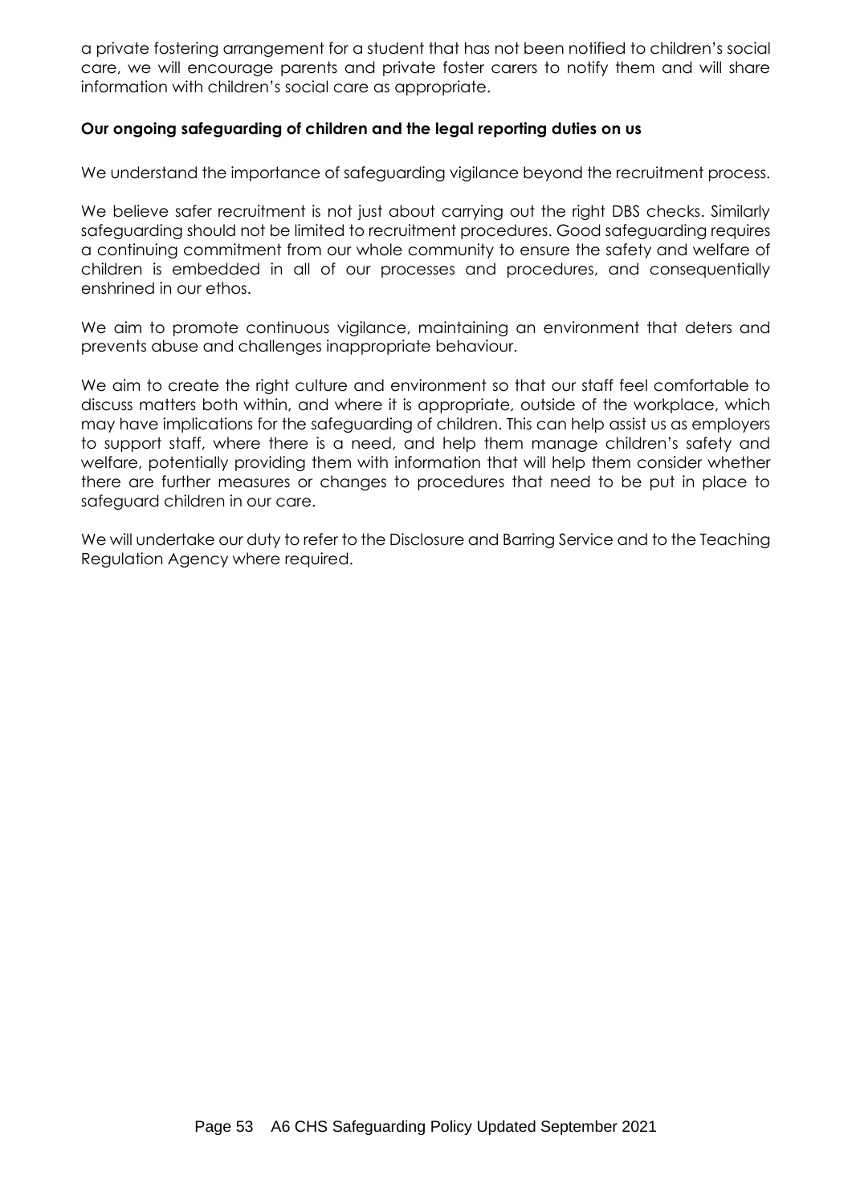a private fostering arrangement for a student that has not been notified to children's social care, we will encourage parents and private foster carers to notify them and will share information with children's social care as appropriate.

**Our ongoing safeguarding of children and the legal reporting duties on us**

We understand the importance of safeguarding vigilance beyond the recruitment process.

We believe safer recruitment is not just about carrying out the right DBS checks. Similarly safeguarding should not be limited to recruitment procedures. Good safeguarding requires a continuing commitment from our whole community to ensure the safety and welfare of children is embedded in all of our processes and procedures, and consequentially enshrined in our ethos.

We aim to promote continuous vigilance, maintaining an environment that deters and prevents abuse and challenges inappropriate behaviour.

We aim to create the right culture and environment so that our staff feel comfortable to discuss matters both within, and where it is appropriate, outside of the workplace, which may have implications for the safeguarding of children. This can help assist us as employers to support staff, where there is a need, and help them manage children's safety and welfare, potentially providing them with information that will help them consider whether there are further measures or changes to procedures that need to be put in place to safeguard children in our care.

We will undertake our duty to refer to the Disclosure and Barring Service and to the Teaching Regulation Agency where required.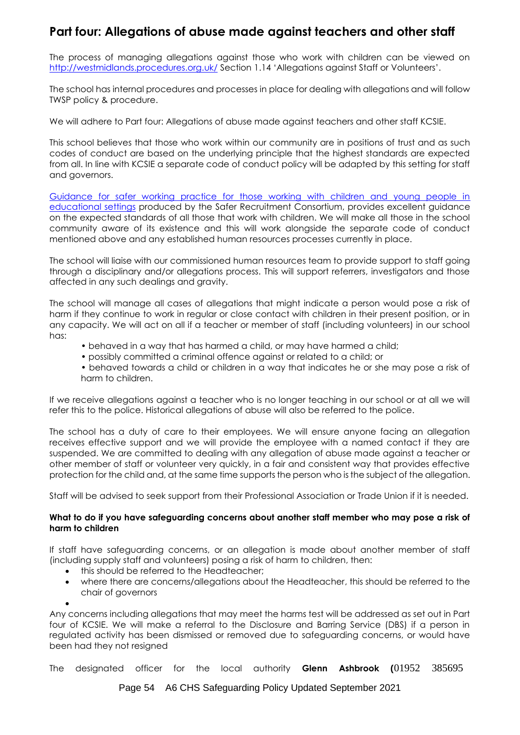# Part four: Allegations of abuse made against teachers and other staff

The process of managing allegations against those who work with children can be viewed on [http://westmidlands.procedures.org.uk/](http://westmidlands.procedures.org.uk/) Section 1.14 'Allegations against Staff or Volunteers'.

The school has internal procedures and processes in place for dealing with allegations and will follow TWSP policy & procedure.

We will adhere to Part four: Allegations of abuse made against teachers and other staff KCSIE.

This school believes that those who work within our community are in positions of trust and as such codes of conduct are based on the underlying principle that the highest standards are expected from all. In line with KCSIE a separate code of conduct policy will be adapted by this setting for staff and governors.

Guidance for safer working practice for those working with children and young people in educational settings produced by the Safer Recruitment Consortium, provides excellent guidance on the expected standards of all those that work with children. We will make all those in the school community aware of its existence and this will work alongside the separate code of conduct mentioned above and any established human resources processes currently in place.

The school will liaise with our commissioned human resources team to provide support to staff going through a disciplinary and/or allegations process. This will support referrers, investigators and those affected in any such dealings and gravity.

The school will manage all cases of allegations that might indicate a person would pose a risk of harm if they continue to work in regular or close contact with children in their present position, or in any capacity. We will act on all if a teacher or member of staff (including volunteers) in our school has:

- behaved in a way that has harmed a child, or may have harmed a child;
- possibly committed a criminal offence against or related to a child; or
- behaved towards a child or children in a way that indicates he or she may pose a risk of harm to children.

If we receive allegations against a teacher who is no longer teaching in our school or at all we will refer this to the police. Historical allegations of abuse will also be referred to the police.

The school has a duty of care to their employees. We will ensure anyone facing an allegation receives effective support and we will provide the employee with a named contact if they are suspended. We are committed to dealing with any allegation of abuse made against a teacher or other member of staff or volunteer very quickly, in a fair and consistent way that provides effective protection for the child and, at the same time supports the person who is the subject of the allegation.

Staff will be advised to seek support from their Professional Association or Trade Union if it is needed.

**What to do if you have safeguarding concerns about another staff member who may pose a risk of harm to children**

If staff have safeguarding concerns, or an allegation is made about another member of staff (including supply staff and volunteers) posing a risk of harm to children, then:

- this should be referred to the Headteacher;
- where there are concerns/allegations about the Headteacher, this should be referred to the chair of governors
- 

Any concerns including allegations that may meet the harms test will be addressed as set out in Part four of KCSIE. We will make a referral to the Disclosure and Barring Service (DBS) if a person in regulated activity has been dismissed or removed due to safeguarding concerns, or would have been had they not resigned

The designated officer for the local authority **Glenn Ashbrook (**01952 385695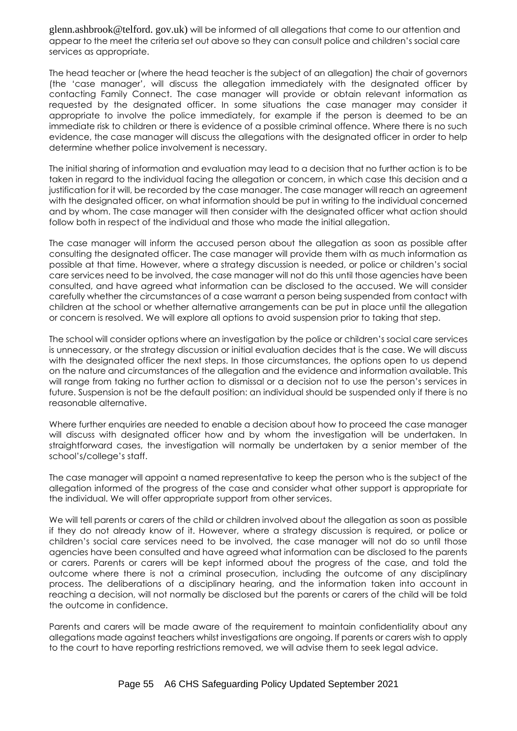glenn.ashbrook@telford. gov.uk) will be informed of all allegations that come to our attention and appear to the meet the criteria set out above so they can consult police and children's social care services as appropriate.

The head teacher or (where the head teacher is the subject of an allegation) the chair of governors (the 'case manager', will discuss the allegation immediately with the designated officer by contacting Family Connect. The case manager will provide or obtain relevant information as requested by the designated officer. In some situations the case manager may consider it appropriate to involve the police immediately, for example if the person is deemed to be an immediate risk to children or there is evidence of a possible criminal offence. Where there is no such evidence, the case manager will discuss the allegations with the designated officer in order to help determine whether police involvement is necessary.

The initial sharing of information and evaluation may lead to a decision that no further action is to be taken in regard to the individual facing the allegation or concern, in which case this decision and a justification for it will, be recorded by the case manager. The case manager will reach an agreement with the designated officer, on what information should be put in writing to the individual concerned and by whom. The case manager will then consider with the designated officer what action should follow both in respect of the individual and those who made the initial allegation.

The case manager will inform the accused person about the allegation as soon as possible after consulting the designated officer. The case manager will provide them with as much information as possible at that time. However, where a strategy discussion is needed, or police or children's social care services need to be involved, the case manager will not do this until those agencies have been consulted, and have agreed what information can be disclosed to the accused. We will consider carefully whether the circumstances of a case warrant a person being suspended from contact with children at the school or whether alternative arrangements can be put in place until the allegation or concern is resolved. We will explore all options to avoid suspension prior to taking that step.

The school will consider options where an investigation by the police or children's social care services is unnecessary, or the strategy discussion or initial evaluation decides that is the case. We will discuss with the designated officer the next steps. In those circumstances, the options open to us depend on the nature and circumstances of the allegation and the evidence and information available. This will range from taking no further action to dismissal or a decision not to use the person's services in future. Suspension is not be the default position: an individual should be suspended only if there is no reasonable alternative.

Where further enquiries are needed to enable a decision about how to proceed the case manager will discuss with designated officer how and by whom the investigation will be undertaken. In straightforward cases, the investigation will normally be undertaken by a senior member of the school's/college's staff.

The case manager will appoint a named representative to keep the person who is the subject of the allegation informed of the progress of the case and consider what other support is appropriate for the individual. We will offer appropriate support from other services.

We will tell parents or carers of the child or children involved about the allegation as soon as possible if they do not already know of it. However, where a strategy discussion is required, or police or children's social care services need to be involved, the case manager will not do so until those agencies have been consulted and have agreed what information can be disclosed to the parents or carers. Parents or carers will be kept informed about the progress of the case, and told the outcome where there is not a criminal prosecution, including the outcome of any disciplinary process. The deliberations of a disciplinary hearing, and the information taken into account in reaching a decision, will not normally be disclosed but the parents or carers of the child will be told the outcome in confidence.

Parents and carers will be made aware of the requirement to maintain confidentiality about any allegations made against teachers whilst investigations are ongoing. If parents or carers wish to apply to the court to have reporting restrictions removed, we will advise them to seek legal advice.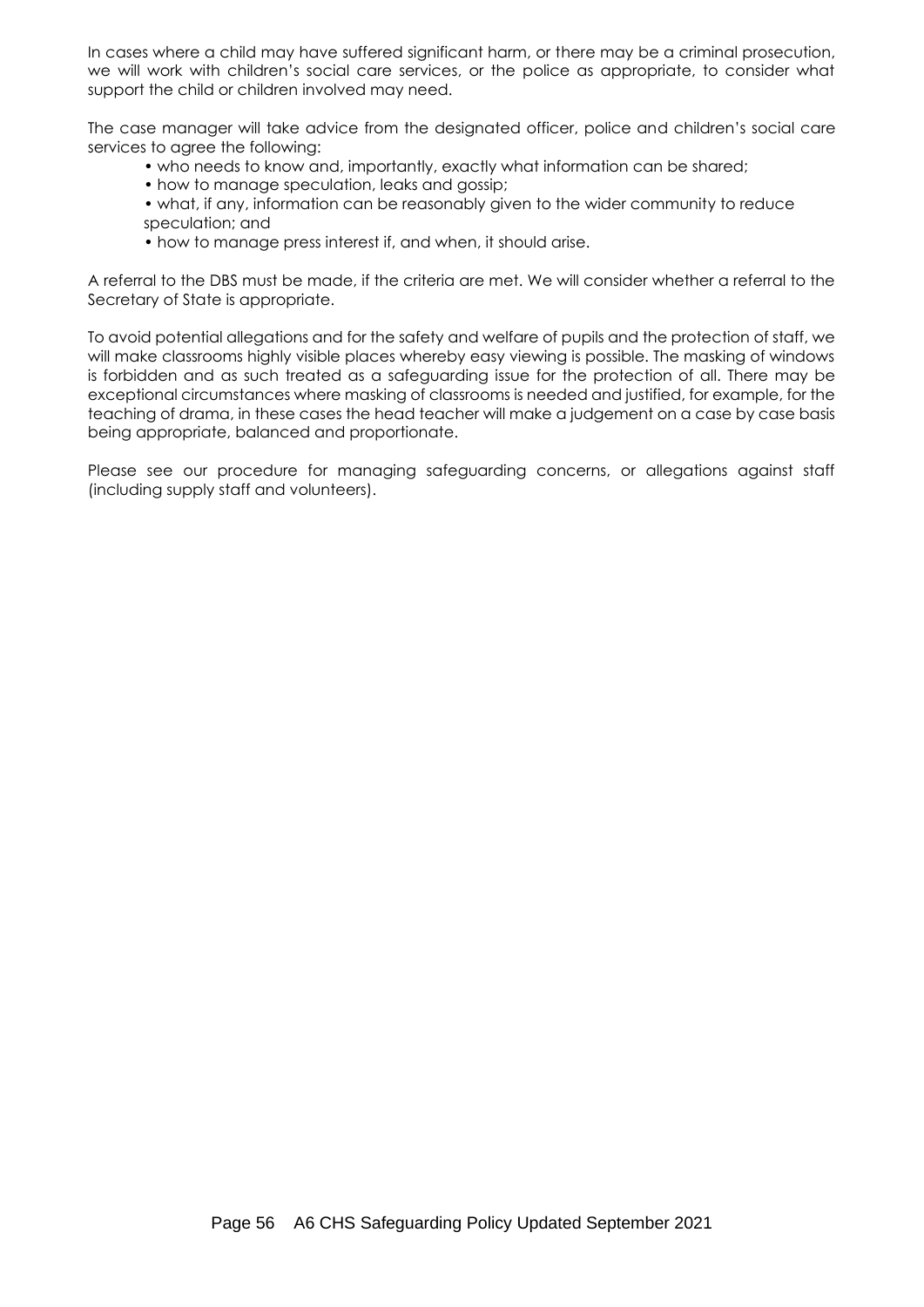In cases where a child may have suffered significant harm, or there may be a criminal prosecution, we will work with children's social care services, or the police as appropriate, to consider what support the child or children involved may need.

The case manager will take advice from the designated officer, police and children's social care services to agree the following:

- who needs to know and, importantly, exactly what information can be shared;
- how to manage speculation, leaks and gossip;
- what, if any, information can be reasonably given to the wider community to reduce speculation; and
- how to manage press interest if, and when, it should arise.

A referral to the DBS must be made, if the criteria are met. We will consider whether a referral to the Secretary of State is appropriate.

To avoid potential allegations and for the safety and welfare of pupils and the protection of staff, we will make classrooms highly visible places whereby easy viewing is possible. The masking of windows is forbidden and as such treated as a safeguarding issue for the protection of all. There may be exceptional circumstances where masking of classrooms is needed and justified, for example, for the teaching of drama, in these cases the head teacher will make a judgement on a case by case basis being appropriate, balanced and proportionate.

Please see our procedure for managing safeguarding concerns, or allegations against staff (including supply staff and volunteers).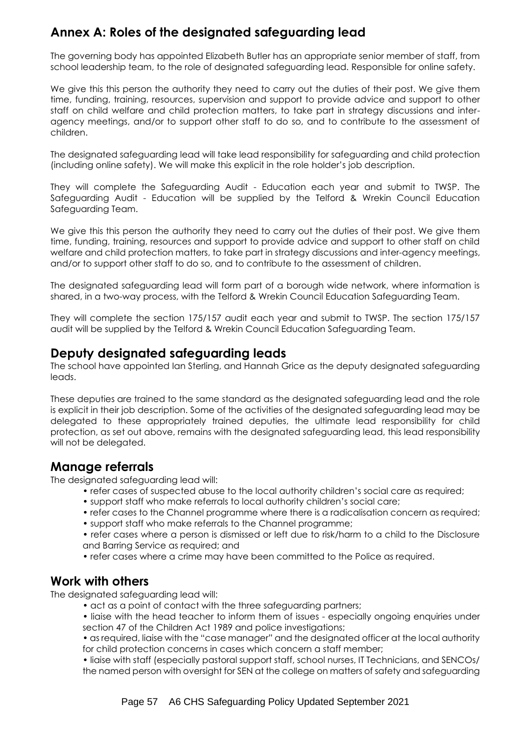## Annex A: Roles of the designated safeguarding lead

The governing body has appointed Elizabeth Butler has an appropriate senior member of staff, from school leadership team, to the role of designated safeguarding lead. Responsible for online safety.

We give this this person the authority they need to carry out the duties of their post. We give them time, funding, training, resources, supervision and support to provide advice and support to other staff on child welfare and child protection matters, to take part in strategy discussions and inter-agency meetings, and/or to support other staff to do so, and to contribute to the assessment of children.

The designated safeguarding lead will take lead responsibility for safeguarding and child protection (including online safety). We will make this explicit in the role holder's job description.

They will complete the Safeguarding Audit - Education each year and submit to TWSP. The Safeguarding Audit - Education will be supplied by the Telford & Wrekin Council Education Safeguarding Team.

We give this this person the authority they need to carry out the duties of their post. We give them time, funding, training, resources and support to provide advice and support to other staff on child welfare and child protection matters, to take part in strategy discussions and inter-agency meetings, and/or to support other staff to do so, and to contribute to the assessment of children.

The designated safeguarding lead will form part of a borough wide network, where information is shared, in a two-way process, with the Telford & Wrekin Council Education Safeguarding Team.

They will complete the section 175/157 audit each year and submit to TWSP. The section 175/157 audit will be supplied by the Telford & Wrekin Council Education Safeguarding Team.

## Deputy designated safeguarding leads

The school have appointed Ian Sterling, and Hannah Grice as the deputy designated safeguarding leads.

These deputies are trained to the same standard as the designated safeguarding lead and the role is explicit in their job description. Some of the activities of the designated safeguarding lead may be delegated to these appropriately trained deputies, the ultimate lead responsibility for child protection, as set out above, remains with the designated safeguarding lead, this lead responsibility will not be delegated.

## Manage referrals

The designated safeguarding lead will:

- refer cases of suspected abuse to the local authority children's social care as required;
- support staff who make referrals to local authority children's social care;
- refer cases to the Channel programme where there is a radicalisation concern as required;
- support staff who make referrals to the Channel programme;
- refer cases where a person is dismissed or left due to risk/harm to a child to the Disclosure and Barring Service as required; and
- refer cases where a crime may have been committed to the Police as required.

## Work with others

The designated safeguarding lead will:

- act as a point of contact with the three safeguarding partners;
- liaise with the head teacher to inform them of issues - especially ongoing enquiries under section 47 of the Children Act 1989 and police investigations;
- as required, liaise with the "case manager" and the designated officer at the local authority for child protection concerns in cases which concern a staff member;
- liaise with staff (especially pastoral support staff, school nurses, IT Technicians, and SENCOs/ the named person with oversight for SEN at the college on matters of safety and safeguarding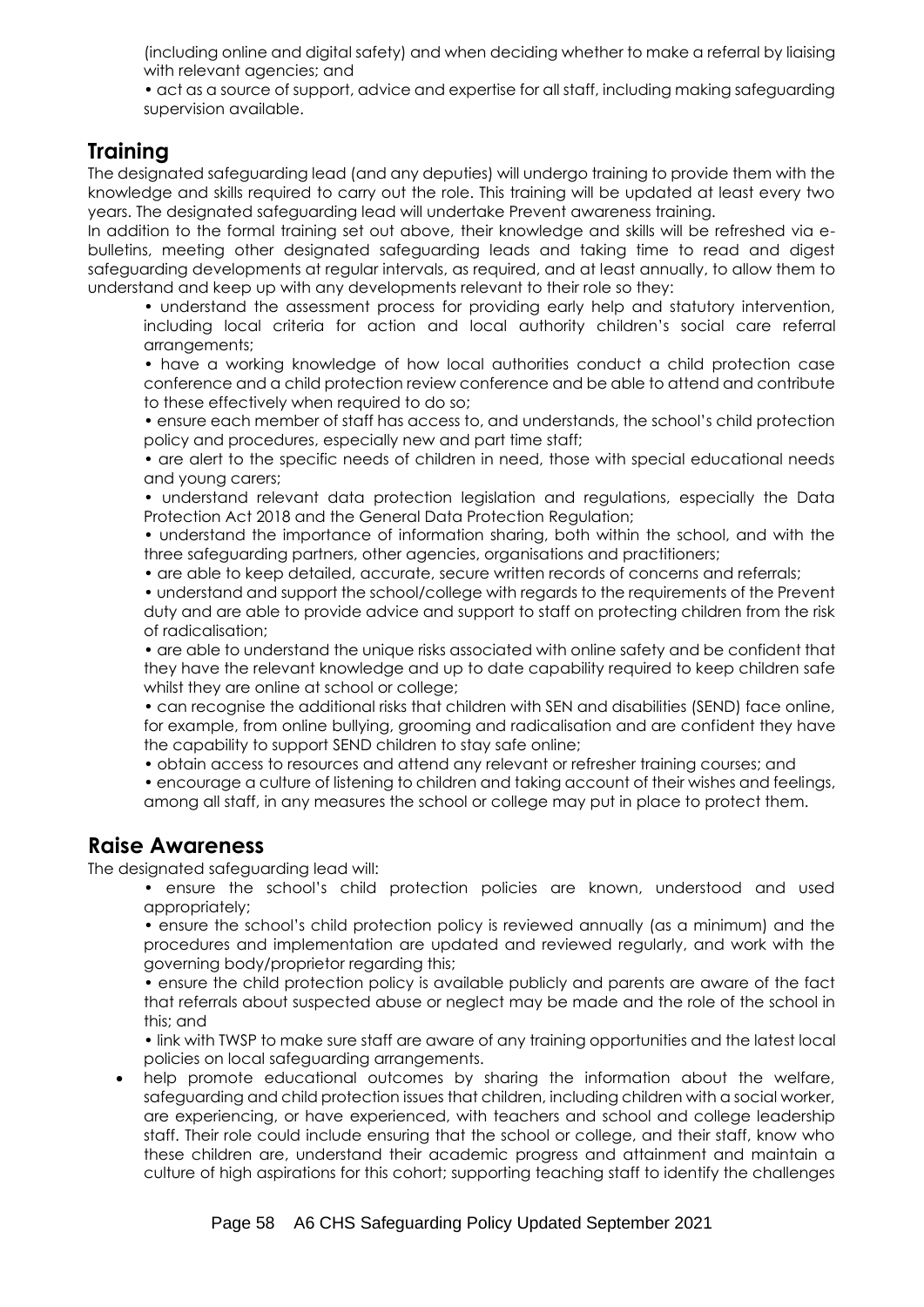(including online and digital safety) and when deciding whether to make a referral by liaising with relevant agencies; and

• act as a source of support, advice and expertise for all staff, including making safeguarding supervision available.

## Training

The designated safeguarding lead (and any deputies) will undergo training to provide them with the knowledge and skills required to carry out the role. This training will be updated at least every two years. The designated safeguarding lead will undertake Prevent awareness training.

In addition to the formal training set out above, their knowledge and skills will be refreshed via e-bulletins, meeting other designated safeguarding leads and taking time to read and digest safeguarding developments at regular intervals, as required, and at least annually, to allow them to understand and keep up with any developments relevant to their role so they:

• understand the assessment process for providing early help and statutory intervention, including local criteria for action and local authority children's social care referral arrangements;

• have a working knowledge of how local authorities conduct a child protection case conference and a child protection review conference and be able to attend and contribute to these effectively when required to do so;

• ensure each member of staff has access to, and understands, the school's child protection policy and procedures, especially new and part time staff;

• are alert to the specific needs of children in need, those with special educational needs and young carers;

• understand relevant data protection legislation and regulations, especially the Data Protection Act 2018 and the General Data Protection Regulation;

• understand the importance of information sharing, both within the school, and with the three safeguarding partners, other agencies, organisations and practitioners;

• are able to keep detailed, accurate, secure written records of concerns and referrals;

• understand and support the school/college with regards to the requirements of the Prevent duty and are able to provide advice and support to staff on protecting children from the risk of radicalisation;

• are able to understand the unique risks associated with online safety and be confident that they have the relevant knowledge and up to date capability required to keep children safe whilst they are online at school or college;

• can recognise the additional risks that children with SEN and disabilities (SEND) face online, for example, from online bullying, grooming and radicalisation and are confident they have the capability to support SEND children to stay safe online;

• obtain access to resources and attend any relevant or refresher training courses; and

• encourage a culture of listening to children and taking account of their wishes and feelings, among all staff, in any measures the school or college may put in place to protect them.

## Raise Awareness

The designated safeguarding lead will:

• ensure the school's child protection policies are known, understood and used appropriately;

• ensure the school's child protection policy is reviewed annually (as a minimum) and the procedures and implementation are updated and reviewed regularly, and work with the governing body/proprietor regarding this;

• ensure the child protection policy is available publicly and parents are aware of the fact that referrals about suspected abuse or neglect may be made and the role of the school in this; and

• link with TWSP to make sure staff are aware of any training opportunities and the latest local policies on local safeguarding arrangements.

- help promote educational outcomes by sharing the information about the welfare, safeguarding and child protection issues that children, including children with a social worker, are experiencing, or have experienced, with teachers and school and college leadership staff. Their role could include ensuring that the school or college, and their staff, know who these children are, understand their academic progress and attainment and maintain a culture of high aspirations for this cohort; supporting teaching staff to identify the challenges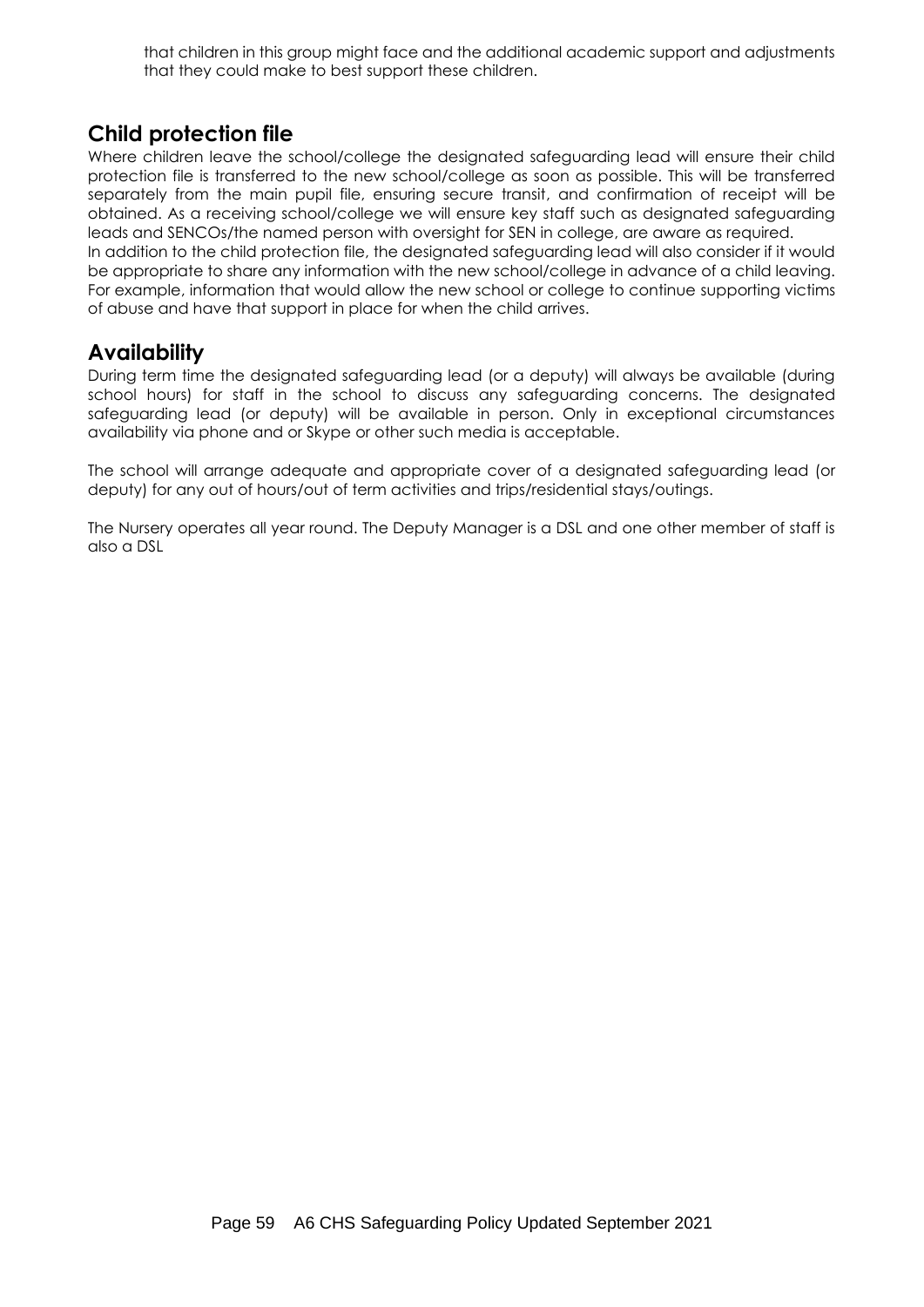that children in this group might face and the additional academic support and adjustments that they could make to best support these children.

## Child protection file

Where children leave the school/college the designated safeguarding lead will ensure their child protection file is transferred to the new school/college as soon as possible. This will be transferred separately from the main pupil file, ensuring secure transit, and confirmation of receipt will be obtained. As a receiving school/college we will ensure key staff such as designated safeguarding leads and SENCOs/the named person with oversight for SEN in college, are aware as required.
In addition to the child protection file, the designated safeguarding lead will also consider if it would be appropriate to share any information with the new school/college in advance of a child leaving. For example, information that would allow the new school or college to continue supporting victims of abuse and have that support in place for when the child arrives.

## Availability

During term time the designated safeguarding lead (or a deputy) will always be available (during school hours) for staff in the school to discuss any safeguarding concerns. The designated safeguarding lead (or deputy) will be available in person. Only in exceptional circumstances availability via phone and or Skype or other such media is acceptable.

The school will arrange adequate and appropriate cover of a designated safeguarding lead (or deputy) for any out of hours/out of term activities and trips/residential stays/outings.

The Nursery operates all year round. The Deputy Manager is a DSL and one other member of staff is also a DSL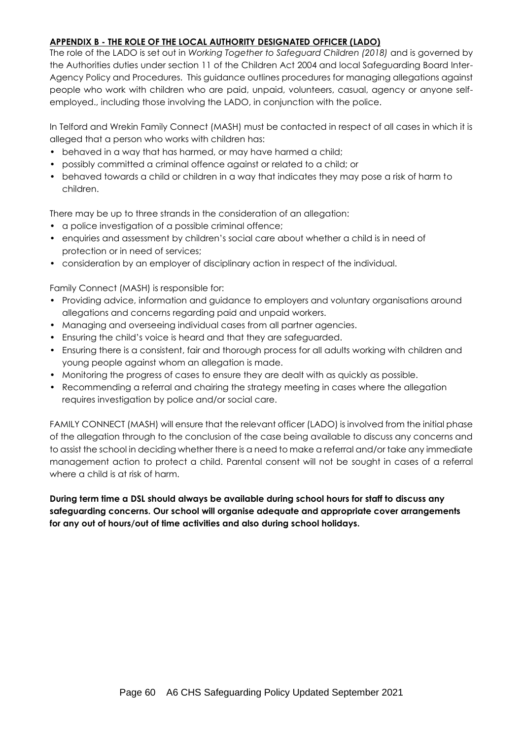## APPENDIX B - THE ROLE OF THE LOCAL AUTHORITY DESIGNATED OFFICER (LADO)

The role of the LADO is set out in *Working Together to Safeguard Children (2018)* and is governed by the Authorities duties under section 11 of the Children Act 2004 and local Safeguarding Board Inter-Agency Policy and Procedures. This guidance outlines procedures for managing allegations against people who work with children who are paid, unpaid, volunteers, casual, agency or anyone self-employed., including those involving the LADO, in conjunction with the police.

In Telford and Wrekin Family Connect (MASH) must be contacted in respect of all cases in which it is alleged that a person who works with children has:

- behaved in a way that has harmed, or may have harmed a child;
- possibly committed a criminal offence against or related to a child; or
- behaved towards a child or children in a way that indicates they may pose a risk of harm to children.

There may be up to three strands in the consideration of an allegation:

- a police investigation of a possible criminal offence;
- enquiries and assessment by children's social care about whether a child is in need of protection or in need of services;
- consideration by an employer of disciplinary action in respect of the individual.

Family Connect (MASH) is responsible for:

- Providing advice, information and guidance to employers and voluntary organisations around allegations and concerns regarding paid and unpaid workers.
- Managing and overseeing individual cases from all partner agencies.
- Ensuring the child's voice is heard and that they are safeguarded.
- Ensuring there is a consistent, fair and thorough process for all adults working with children and young people against whom an allegation is made.
- Monitoring the progress of cases to ensure they are dealt with as quickly as possible.
- Recommending a referral and chairing the strategy meeting in cases where the allegation requires investigation by police and/or social care.

FAMILY CONNECT (MASH) will ensure that the relevant officer (LADO) is involved from the initial phase of the allegation through to the conclusion of the case being available to discuss any concerns and to assist the school in deciding whether there is a need to make a referral and/or take any immediate management action to protect a child. Parental consent will not be sought in cases of a referral where a child is at risk of harm.

**During term time a DSL should always be available during school hours for staff to discuss any safeguarding concerns. Our school will organise adequate and appropriate cover arrangements for any out of hours/out of time activities and also during school holidays.**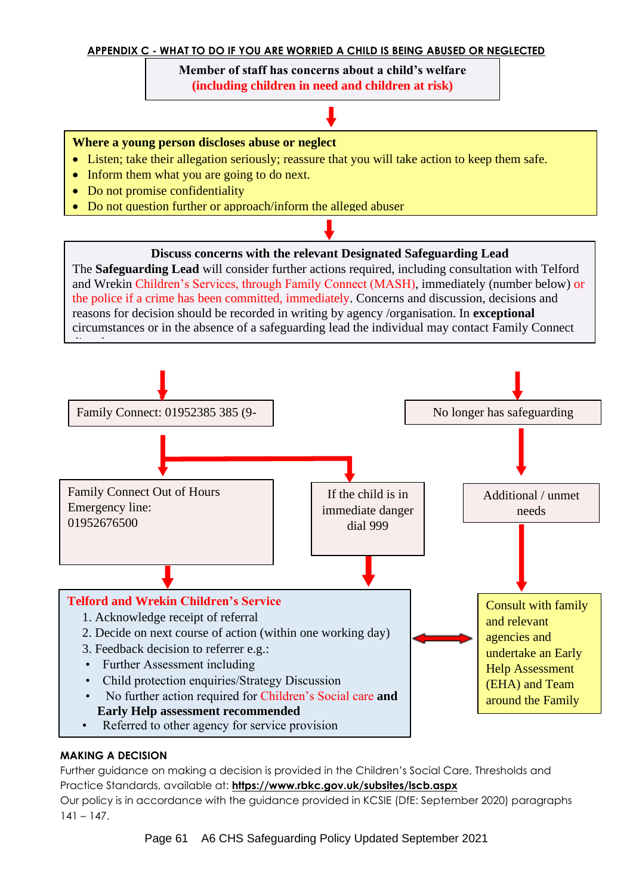**APPENDIX C - WHAT TO DO IF YOU ARE WORRIED A CHILD IS BEING ABUSED OR NEGLECTED**

**Member of staff has concerns about a child's welfare**
**(including children in need and children at risk)**

**Where a young person discloses abuse or neglect**

- Listen; take their allegation seriously; reassure that you will take action to keep them safe.
- Inform them what you are going to do next.
- Do not promise confidentiality
- Do not question further or approach/inform the alleged abuser

**Discuss concerns with the relevant Designated Safeguarding Lead**

The **Safeguarding Lead** will consider further actions required, including consultation with Telford and Wrekin Children's Services, through Family Connect (MASH), immediately (number below) or the police if a crime has been committed, immediately. Concerns and discussion, decisions and reasons for decision should be recorded in writing by agency /organisation. In **exceptional** circumstances or in the absence of a safeguarding lead the individual may contact Family Connect

Family Connect: 01952385 385 (9-

No longer has safeguarding

Family Connect Out of Hours Emergency line: 01952676500

If the child is in immediate danger dial 999

Additional / unmet needs

**Telford and Wrekin Children's Service**

1. Acknowledge receipt of referral
2. Decide on next course of action (within one working day)
3. Feedback decision to referrer e.g.:
   - Further Assessment including
   - Child protection enquiries/Strategy Discussion
   - No further action required for Children's Social care **and Early Help assessment recommended**
   - Referred to other agency for service provision

Consult with family and relevant agencies and undertake an Early Help Assessment (EHA) and Team around the Family

**MAKING A DECISION**

Further guidance on making a decision is provided in the Children's Social Care, Thresholds and Practice Standards, available at: **https://www.rbkc.gov.uk/subsites/lscb.aspx**

Our policy is in accordance with the guidance provided in KCSIE (DfE: September 2020) paragraphs 141 – 147.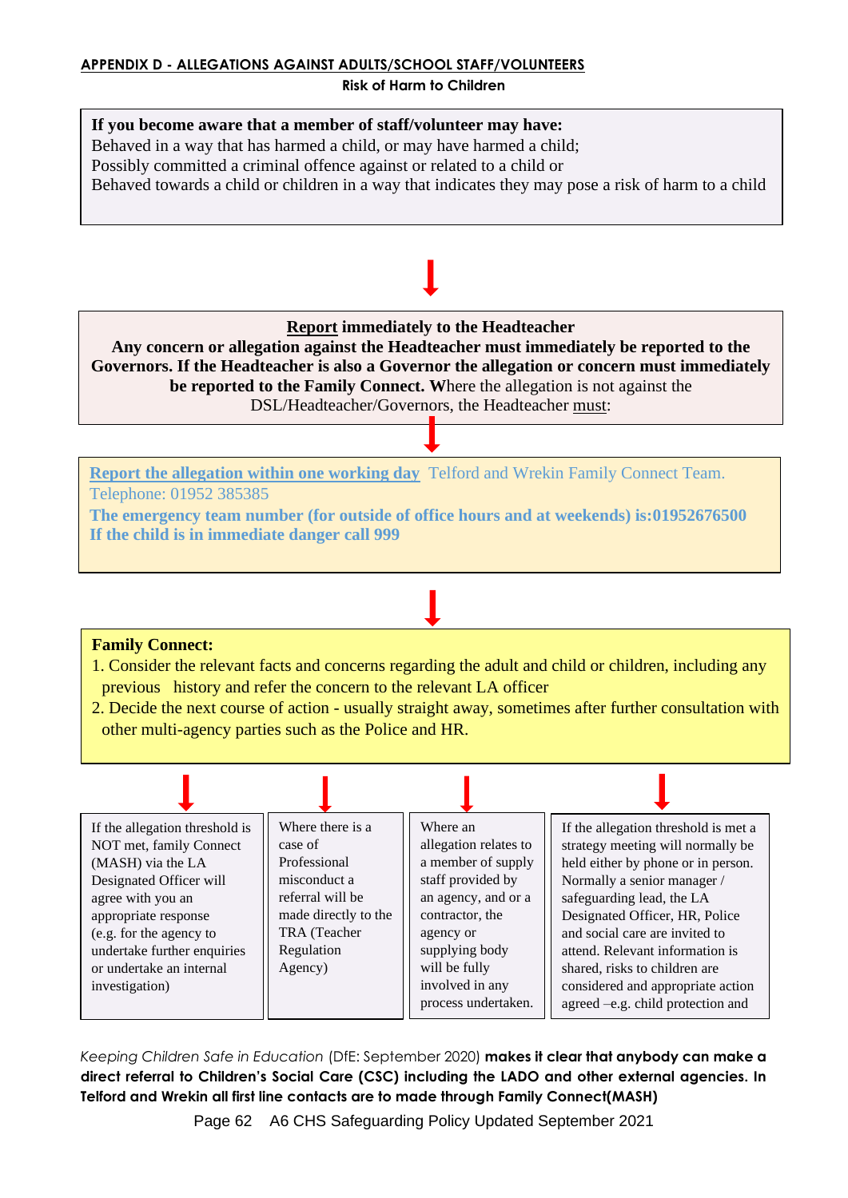**APPENDIX D - ALLEGATIONS AGAINST ADULTS/SCHOOL STAFF/VOLUNTEERS**

**Risk of Harm to Children**

**If you become aware that a member of staff/volunteer may have:**
Behaved in a way that has harmed a child, or may have harmed a child;
Possibly committed a criminal offence against or related to a child or
Behaved towards a child or children in a way that indicates they may pose a risk of harm to a child

↓

**Report immediately to the Headteacher**
**Any concern or allegation against the Headteacher must immediately be reported to the Governors. If the Headteacher is also a Governor the allegation or concern must immediately be reported to the Family Connect. W**here the allegation is not against the DSL/Headteacher/Governors, the Headteacher must:

↓

**Report the allegation within one working day** Telford and Wrekin Family Connect Team.
Telephone: 01952 385385
**The emergency team number (for outside of office hours and at weekends) is:01952676500**
**If the child is in immediate danger call 999**

↓

**Family Connect:**

1. Consider the relevant facts and concerns regarding the adult and child or children, including any previous history and refer the concern to the relevant LA officer
2. Decide the next course of action - usually straight away, sometimes after further consultation with other multi-agency parties such as the Police and HR.

↓

- If the allegation threshold is NOT met, family Connect (MASH) via the LA Designated Officer will agree with you an appropriate response (e.g. for the agency to undertake further enquiries or undertake an internal investigation)
- Where there is a case of Professional misconduct a referral will be made directly to the TRA (Teacher Regulation Agency)
- Where an allegation relates to a member of supply staff provided by an agency, and or a contractor, the agency or supplying body will be fully involved in any process undertaken.
- If the allegation threshold is met a strategy meeting will normally be held either by phone or in person. Normally a senior manager / safeguarding lead, the LA Designated Officer, HR, Police and social care are invited to attend. Relevant information is shared, risks to children are considered and appropriate action agreed –e.g. child protection and

*Keeping Children Safe in Education* (DfE: September 2020) **makes it clear that anybody can make a direct referral to Children's Social Care (CSC) including the LADO and other external agencies. In Telford and Wrekin all first line contacts are to made through Family Connect(MASH)**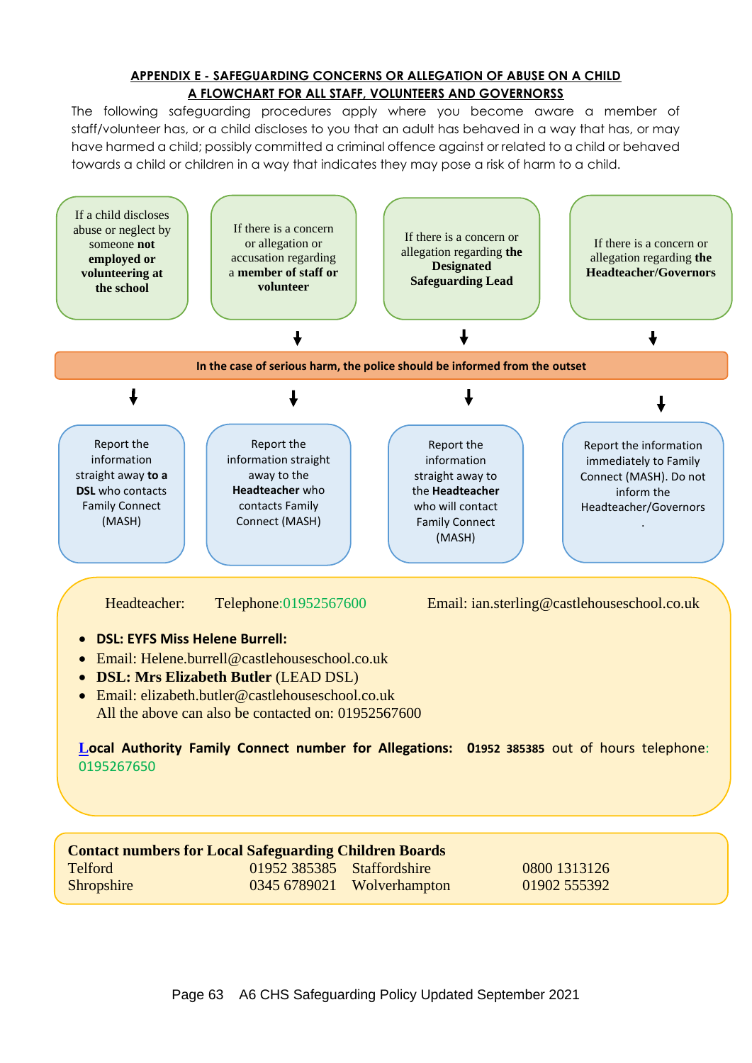**APPENDIX E - SAFEGUARDING CONCERNS OR ALLEGATION OF ABUSE ON A CHILD**
**A FLOWCHART FOR ALL STAFF, VOLUNTEERS AND GOVERNORSS**

The following safeguarding procedures apply where you become aware a member of staff/volunteer has, or a child discloses to you that an adult has behaved in a way that has, or may have harmed a child; possibly committed a criminal offence against or related to a child or behaved towards a child or children in a way that indicates they may pose a risk of harm to a child.

| If a child discloses abuse or neglect by someone **not employed or volunteering at the school** | If there is a concern or allegation or accusation regarding a **member of staff or volunteer** | If there is a concern or allegation regarding **the Designated Safeguarding Lead** | If there is a concern or allegation regarding **the Headteacher/Governors** |
|---|---|---|---|
| ↓ | ↓ | ↓ | ↓ |

**In the case of serious harm, the police should be informed from the outset**

| ↓ | ↓ | ↓ | ↓ |
|---|---|---|---|
| Report the information straight away **to a DSL** who contacts Family Connect (MASH) | Report the information straight away to the **Headteacher** who contacts Family Connect (MASH) | Report the information straight away to the **Headteacher** who will contact Family Connect (MASH) | Report the information immediately to Family Connect (MASH). Do not inform the Headteacher/Governors . |

Headteacher: Telephone:01952567600 Email: ian.sterling@castlehouseschool.co.uk

- **DSL: EYFS Miss Helene Burrell:**
- Email: Helene.burrell@castlehouseschool.co.uk
- **DSL: Mrs Elizabeth Butler** (LEAD DSL)
- Email: elizabeth.butler@castlehouseschool.co.uk
  All the above can also be contacted on: 01952567600

**Local Authority Family Connect number for Allegations: 01952 385385** out of hours telephone: 0195267650

**Contact numbers for Local Safeguarding Children Boards**

| | | | |
|---|---|---|---|
| Telford | 01952 385385 | Staffordshire | 0800 1313126 |
| Shropshire | 0345 6789021 | Wolverhampton | 01902 555392 |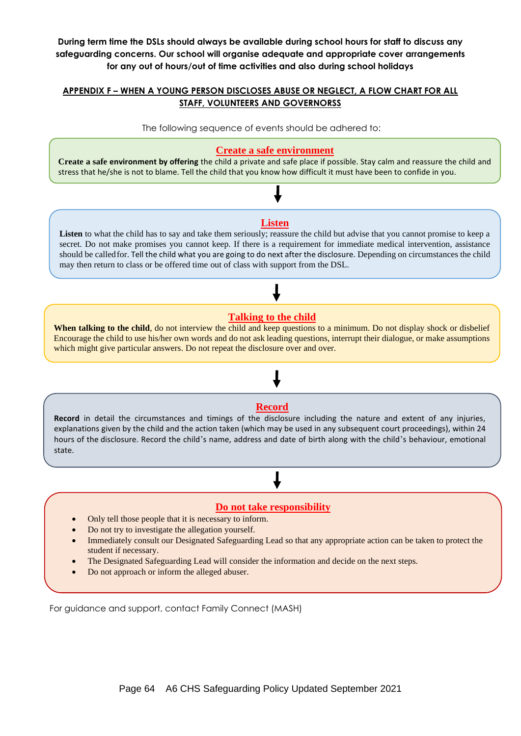**During term time the DSLs should always be available during school hours for staff to discuss any safeguarding concerns. Our school will organise adequate and appropriate cover arrangements for any out of hours/out of time activities and also during school holidays**

## APPENDIX F – WHEN A YOUNG PERSON DISCLOSES ABUSE OR NEGLECT, A FLOW CHART FOR ALL STAFF, VOLUNTEERS AND GOVERNORSS

The following sequence of events should be adhered to:

### Create a safe environment

**Create a safe environment by offering** the child a private and safe place if possible. Stay calm and reassure the child and stress that he/she is not to blame. Tell the child that you know how difficult it must have been to confide in you.

↓

### Listen

**Listen** to what the child has to say and take them seriously; reassure the child but advise that you cannot promise to keep a secret. Do not make promises you cannot keep. If there is a requirement for immediate medical intervention, assistance should be called for. Tell the child what you are going to do next after the disclosure. Depending on circumstances the child may then return to class or be offered time out of class with support from the DSL.

↓

### Talking to the child

**When talking to the child**, do not interview the child and keep questions to a minimum. Do not display shock or disbelief Encourage the child to use his/her own words and do not ask leading questions, interrupt their dialogue, or make assumptions which might give particular answers. Do not repeat the disclosure over and over.

↓

### Record

**Record** in detail the circumstances and timings of the disclosure including the nature and extent of any injuries, explanations given by the child and the action taken (which may be used in any subsequent court proceedings), within 24 hours of the disclosure. Record the child's name, address and date of birth along with the child's behaviour, emotional state.

↓

### Do not take responsibility

- Only tell those people that it is necessary to inform.
- Do not try to investigate the allegation yourself.
- Immediately consult our Designated Safeguarding Lead so that any appropriate action can be taken to protect the student if necessary.
- The Designated Safeguarding Lead will consider the information and decide on the next steps.
- Do not approach or inform the alleged abuser.

For guidance and support, contact Family Connect (MASH)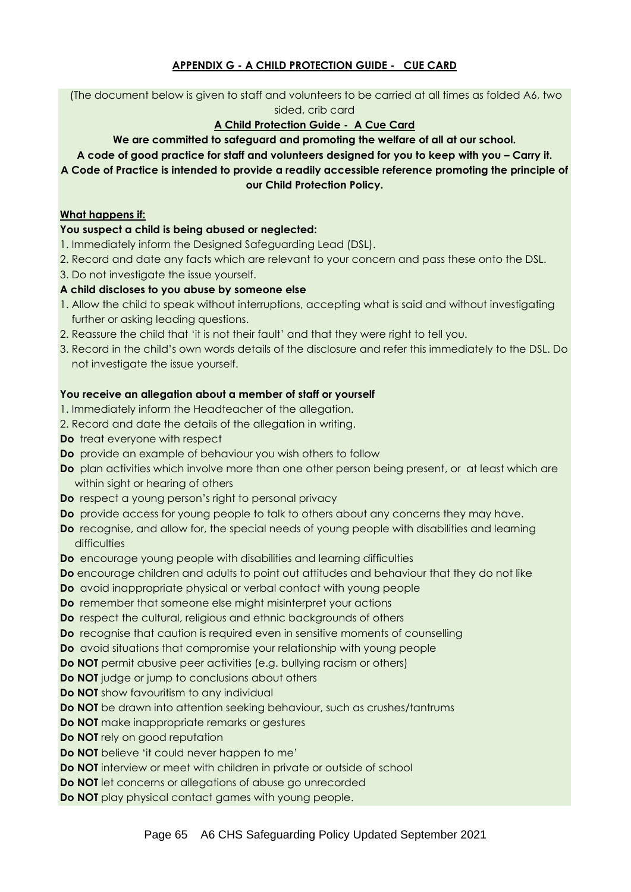## APPENDIX G - A CHILD PROTECTION GUIDE - CUE CARD

(The document below is given to staff and volunteers to be carried at all times as folded A6, two sided, crib card

**A Child Protection Guide - A Cue Card**

**We are committed to safeguard and promoting the welfare of all at our school.**

**A code of good practice for staff and volunteers designed for you to keep with you – Carry it.**

**A Code of Practice is intended to provide a readily accessible reference promoting the principle of our Child Protection Policy.**

**What happens if:**

**You suspect a child is being abused or neglected:**

1. Immediately inform the Designed Safeguarding Lead (DSL).
2. Record and date any facts which are relevant to your concern and pass these onto the DSL.
3. Do not investigate the issue yourself.

**A child discloses to you abuse by someone else**

1. Allow the child to speak without interruptions, accepting what is said and without investigating further or asking leading questions.
2. Reassure the child that 'it is not their fault' and that they were right to tell you.
3. Record in the child's own words details of the disclosure and refer this immediately to the DSL. Do not investigate the issue yourself.

**You receive an allegation about a member of staff or yourself**

1. Immediately inform the Headteacher of the allegation.
2. Record and date the details of the allegation in writing.

**Do** treat everyone with respect

**Do** provide an example of behaviour you wish others to follow

**Do** plan activities which involve more than one other person being present, or at least which are within sight or hearing of others

**Do** respect a young person's right to personal privacy

**Do** provide access for young people to talk to others about any concerns they may have.

**Do** recognise, and allow for, the special needs of young people with disabilities and learning difficulties

**Do** encourage young people with disabilities and learning difficulties

**Do** encourage children and adults to point out attitudes and behaviour that they do not like

**Do** avoid inappropriate physical or verbal contact with young people

**Do** remember that someone else might misinterpret your actions

**Do** respect the cultural, religious and ethnic backgrounds of others

**Do** recognise that caution is required even in sensitive moments of counselling

**Do** avoid situations that compromise your relationship with young people

**Do NOT** permit abusive peer activities (e.g. bullying racism or others)

**Do NOT** judge or jump to conclusions about others

**Do NOT** show favouritism to any individual

**Do NOT** be drawn into attention seeking behaviour, such as crushes/tantrums

**Do NOT** make inappropriate remarks or gestures

**Do NOT** rely on good reputation

**Do NOT** believe 'it could never happen to me'

**Do NOT** interview or meet with children in private or outside of school

**Do NOT** let concerns or allegations of abuse go unrecorded

**Do NOT** play physical contact games with young people.